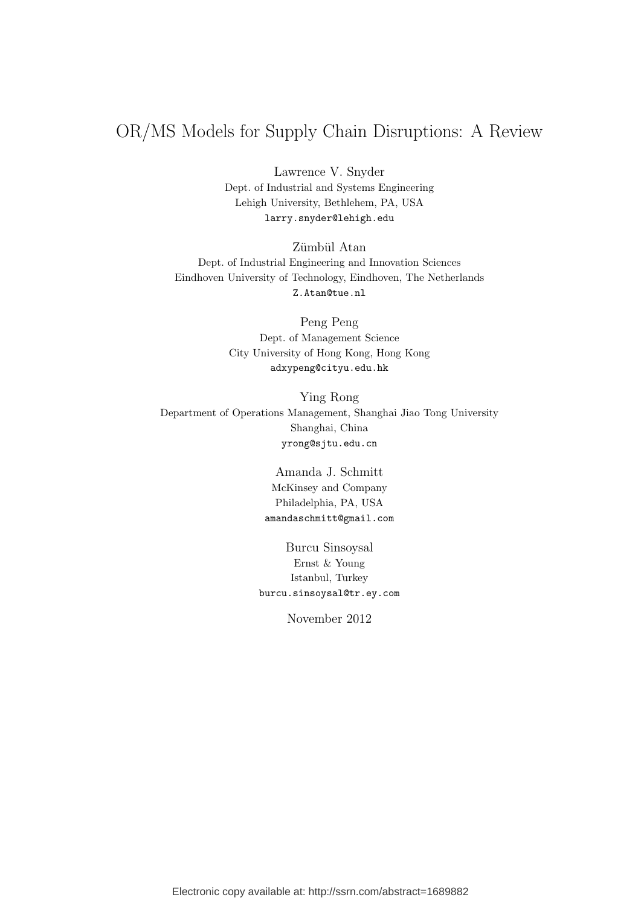# OR/MS Models for Supply Chain Disruptions: A Review

Lawrence V. Snyder
Dept. of Industrial and Systems Engineering
Lehigh University, Bethlehem, PA, USA
larry.snyder@lehigh.edu

Zümbül Atan
Dept. of Industrial Engineering and Innovation Sciences
Eindhoven University of Technology, Eindhoven, The Netherlands
Z.Atan@tue.nl

Peng Peng
Dept. of Management Science
City University of Hong Kong, Hong Kong
adxypeng@cityu.edu.hk

Ying Rong
Department of Operations Management, Shanghai Jiao Tong University
Shanghai, China
yrong@sjtu.edu.cn

Amanda J. Schmitt
McKinsey and Company
Philadelphia, PA, USA
amandaschmitt@gmail.com

Burcu Sinsoysal
Ernst & Young
Istanbul, Turkey
burcu.sinsoysal@tr.ey.com

November 2012

Electronic copy available at: http://ssrn.com/abstract=1689882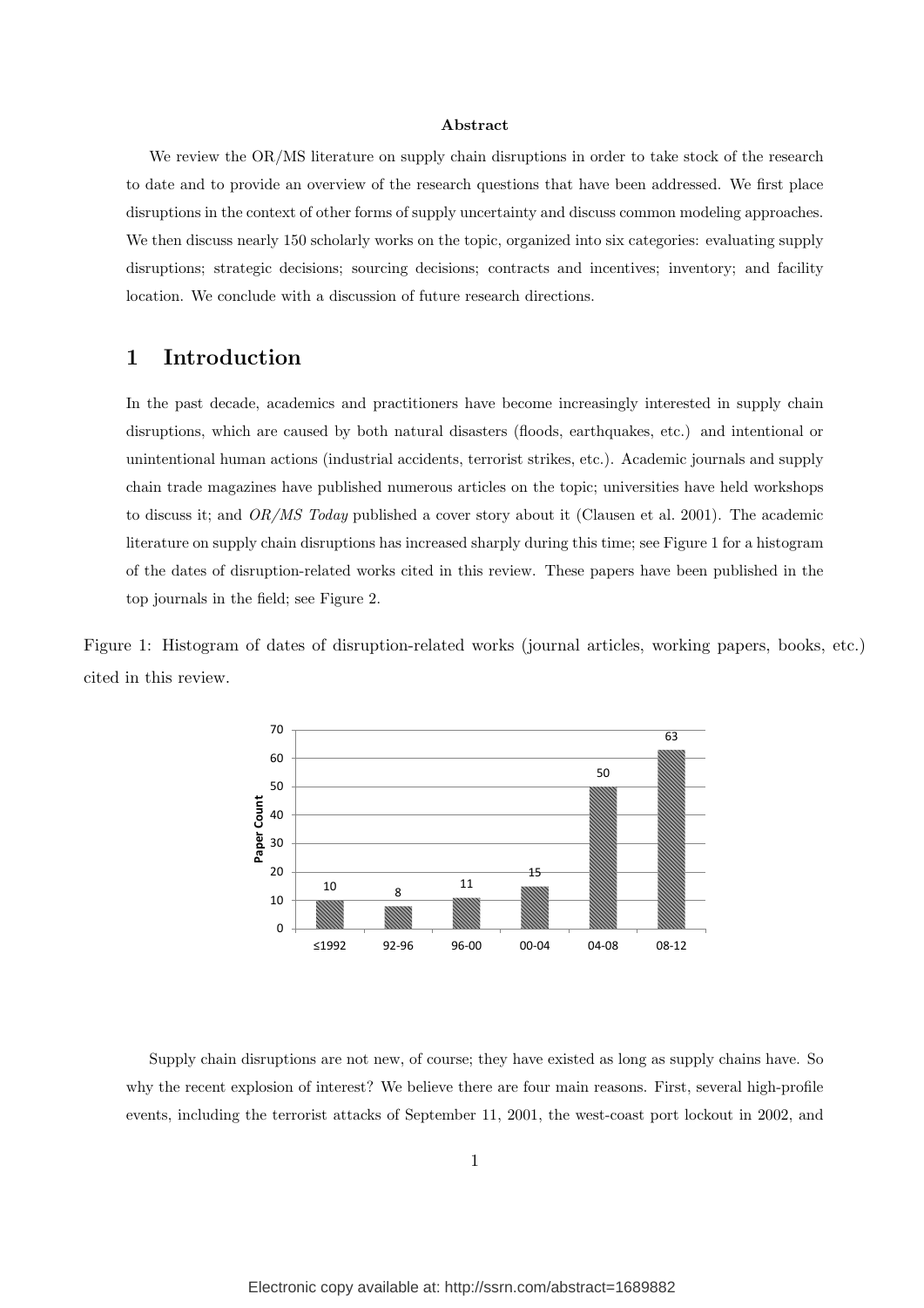**Abstract**

We review the OR/MS literature on supply chain disruptions in order to take stock of the research to date and to provide an overview of the research questions that have been addressed. We first place disruptions in the context of other forms of supply uncertainty and discuss common modeling approaches. We then discuss nearly 150 scholarly works on the topic, organized into six categories: evaluating supply disruptions; strategic decisions; sourcing decisions; contracts and incentives; inventory; and facility location. We conclude with a discussion of future research directions.

# 1 Introduction

In the past decade, academics and practitioners have become increasingly interested in supply chain disruptions, which are caused by both natural disasters (floods, earthquakes, etc.) and intentional or unintentional human actions (industrial accidents, terrorist strikes, etc.). Academic journals and supply chain trade magazines have published numerous articles on the topic; universities have held workshops to discuss it; and *OR/MS Today* published a cover story about it (Clausen et al. 2001). The academic literature on supply chain disruptions has increased sharply during this time; see Figure 1 for a histogram of the dates of disruption-related works cited in this review. These papers have been published in the top journals in the field; see Figure 2.

Figure 1: Histogram of dates of disruption-related works (journal articles, working papers, books, etc.) cited in this review.

Paper Count

0
10
20
30
40
50
60
70

≤1992
92-96
96-00
00-04
04-08
08-12

10
8
11
15
50
63

Supply chain disruptions are not new, of course; they have existed as long as supply chains have. So why the recent explosion of interest? We believe there are four main reasons. First, several high-profile events, including the terrorist attacks of September 11, 2001, the west-coast port lockout in 2002, and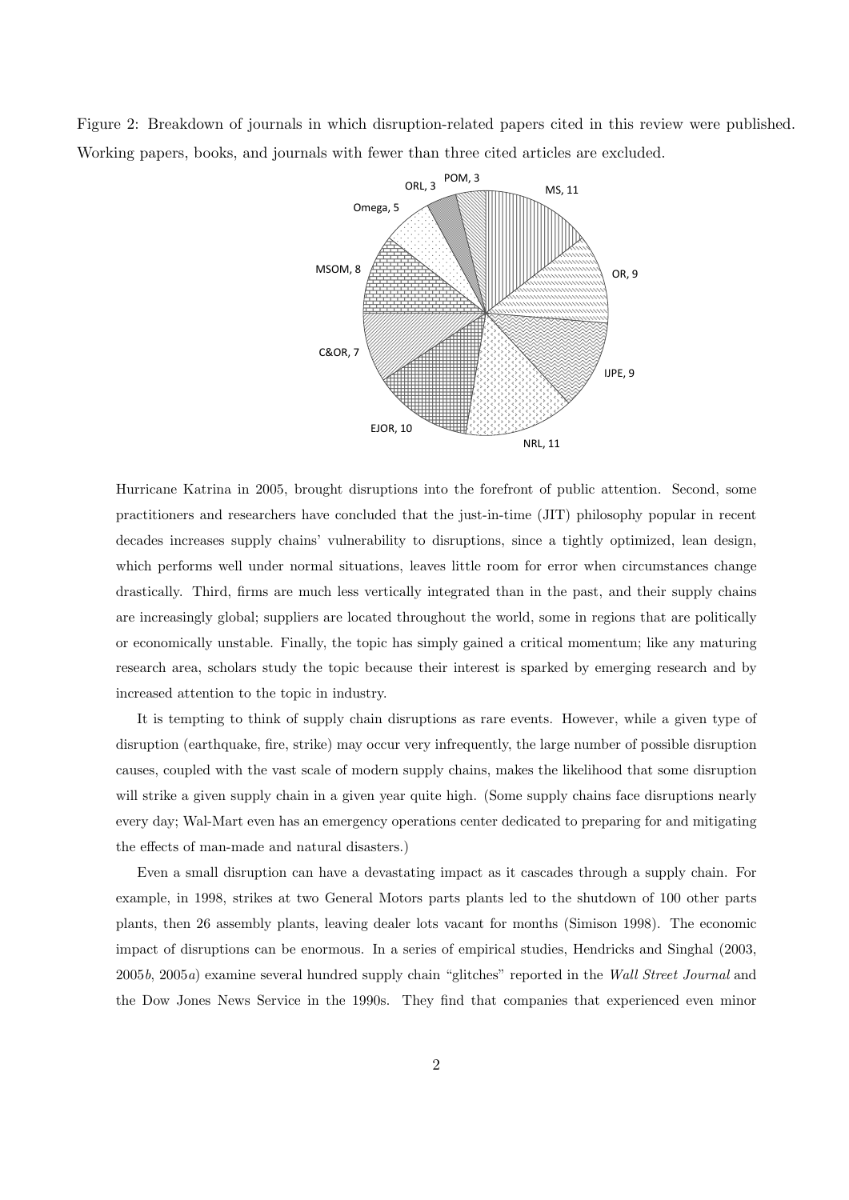Figure 2: Breakdown of journals in which disruption-related papers cited in this review were published. Working papers, books, and journals with fewer than three cited articles are excluded.

POM, 3

MS, 11

ORL, 3

Omega, 5

MSOM, 8

OR, 9

C&OR, 7

IJPE, 9

EJOR, 10

NRL, 11

Hurricane Katrina in 2005, brought disruptions into the forefront of public attention. Second, some practitioners and researchers have concluded that the just-in-time (JIT) philosophy popular in recent decades increases supply chains' vulnerability to disruptions, since a tightly optimized, lean design, which performs well under normal situations, leaves little room for error when circumstances change drastically. Third, firms are much less vertically integrated than in the past, and their supply chains are increasingly global; suppliers are located throughout the world, some in regions that are politically or economically unstable. Finally, the topic has simply gained a critical momentum; like any maturing research area, scholars study the topic because their interest is sparked by emerging research and by increased attention to the topic in industry.

It is tempting to think of supply chain disruptions as rare events. However, while a given type of disruption (earthquake, fire, strike) may occur very infrequently, the large number of possible disruption causes, coupled with the vast scale of modern supply chains, makes the likelihood that some disruption will strike a given supply chain in a given year quite high. (Some supply chains face disruptions nearly every day; Wal-Mart even has an emergency operations center dedicated to preparing for and mitigating the effects of man-made and natural disasters.)

Even a small disruption can have a devastating impact as it cascades through a supply chain. For example, in 1998, strikes at two General Motors parts plants led to the shutdown of 100 other parts plants, then 26 assembly plants, leaving dealer lots vacant for months (Simison 1998). The economic impact of disruptions can be enormous. In a series of empirical studies, Hendricks and Singhal (2003, 2005*b*, 2005*a*) examine several hundred supply chain "glitches" reported in the *Wall Street Journal* and the Dow Jones News Service in the 1990s. They find that companies that experienced even minor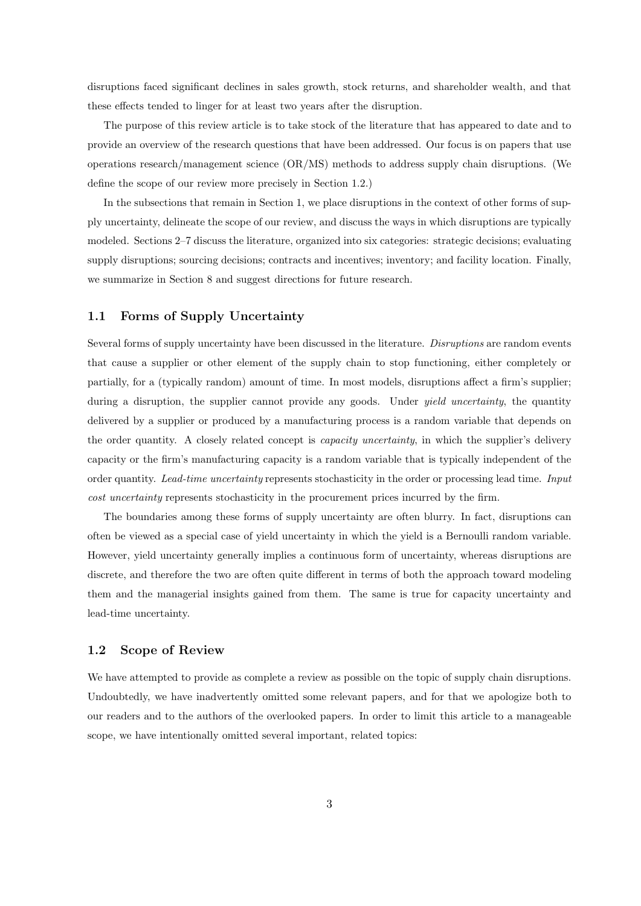disruptions faced significant declines in sales growth, stock returns, and shareholder wealth, and that these effects tended to linger for at least two years after the disruption.

The purpose of this review article is to take stock of the literature that has appeared to date and to provide an overview of the research questions that have been addressed. Our focus is on papers that use operations research/management science (OR/MS) methods to address supply chain disruptions. (We define the scope of our review more precisely in Section 1.2.)

In the subsections that remain in Section 1, we place disruptions in the context of other forms of supply uncertainty, delineate the scope of our review, and discuss the ways in which disruptions are typically modeled. Sections 2–7 discuss the literature, organized into six categories: strategic decisions; evaluating supply disruptions; sourcing decisions; contracts and incentives; inventory; and facility location. Finally, we summarize in Section 8 and suggest directions for future research.

## 1.1 Forms of Supply Uncertainty

Several forms of supply uncertainty have been discussed in the literature. *Disruptions* are random events that cause a supplier or other element of the supply chain to stop functioning, either completely or partially, for a (typically random) amount of time. In most models, disruptions affect a firm's supplier; during a disruption, the supplier cannot provide any goods. Under *yield uncertainty*, the quantity delivered by a supplier or produced by a manufacturing process is a random variable that depends on the order quantity. A closely related concept is *capacity uncertainty*, in which the supplier's delivery capacity or the firm's manufacturing capacity is a random variable that is typically independent of the order quantity. *Lead-time uncertainty* represents stochasticity in the order or processing lead time. *Input cost uncertainty* represents stochasticity in the procurement prices incurred by the firm.

The boundaries among these forms of supply uncertainty are often blurry. In fact, disruptions can often be viewed as a special case of yield uncertainty in which the yield is a Bernoulli random variable. However, yield uncertainty generally implies a continuous form of uncertainty, whereas disruptions are discrete, and therefore the two are often quite different in terms of both the approach toward modeling them and the managerial insights gained from them. The same is true for capacity uncertainty and lead-time uncertainty.

## 1.2 Scope of Review

We have attempted to provide as complete a review as possible on the topic of supply chain disruptions. Undoubtedly, we have inadvertently omitted some relevant papers, and for that we apologize both to our readers and to the authors of the overlooked papers. In order to limit this article to a manageable scope, we have intentionally omitted several important, related topics: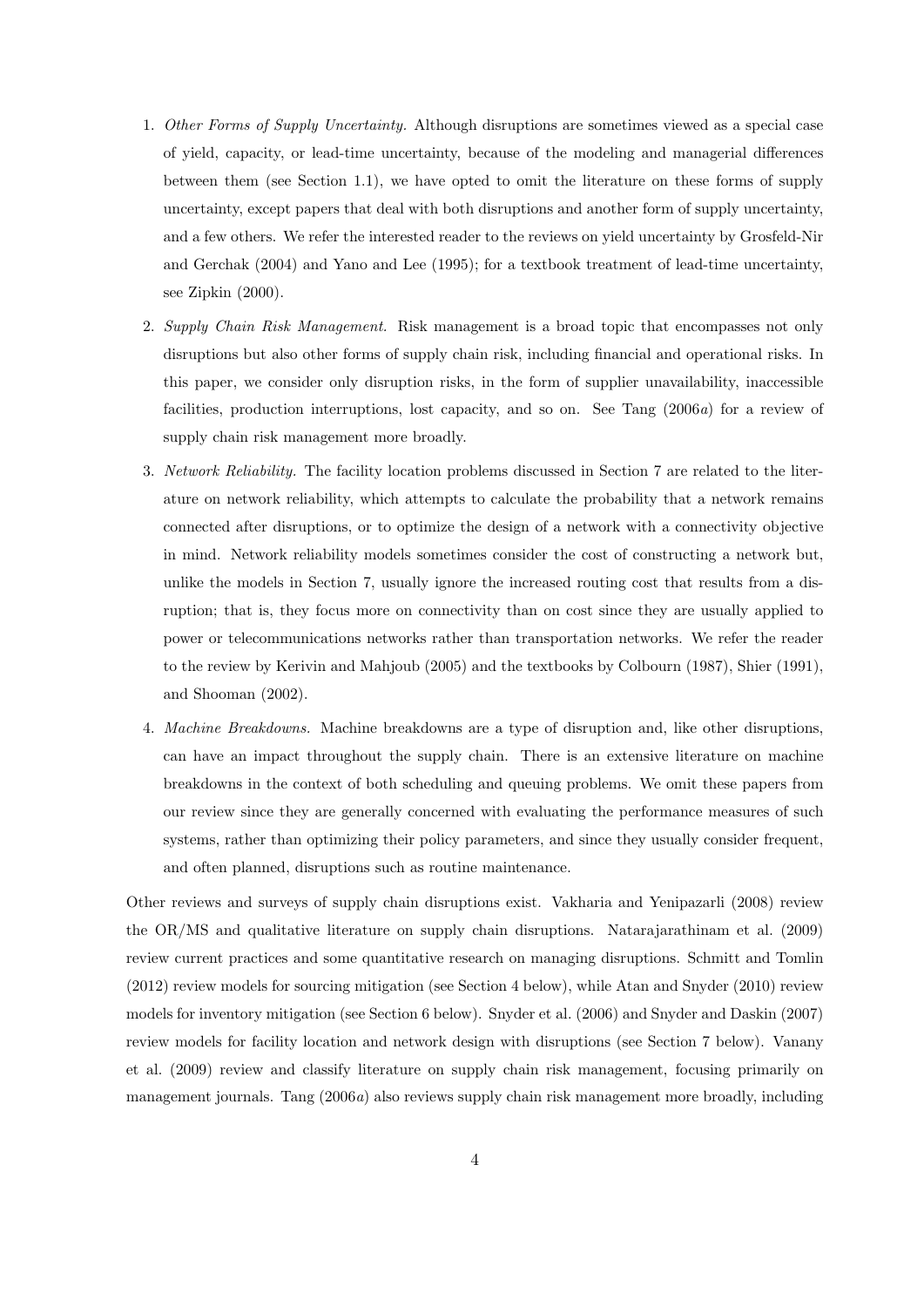1. *Other Forms of Supply Uncertainty.* Although disruptions are sometimes viewed as a special case of yield, capacity, or lead-time uncertainty, because of the modeling and managerial differences between them (see Section 1.1), we have opted to omit the literature on these forms of supply uncertainty, except papers that deal with both disruptions and another form of supply uncertainty, and a few others. We refer the interested reader to the reviews on yield uncertainty by Grosfeld-Nir and Gerchak (2004) and Yano and Lee (1995); for a textbook treatment of lead-time uncertainty, see Zipkin (2000).

2. *Supply Chain Risk Management.* Risk management is a broad topic that encompasses not only disruptions but also other forms of supply chain risk, including financial and operational risks. In this paper, we consider only disruption risks, in the form of supplier unavailability, inaccessible facilities, production interruptions, lost capacity, and so on. See Tang (2006*a*) for a review of supply chain risk management more broadly.

3. *Network Reliability.* The facility location problems discussed in Section 7 are related to the literature on network reliability, which attempts to calculate the probability that a network remains connected after disruptions, or to optimize the design of a network with a connectivity objective in mind. Network reliability models sometimes consider the cost of constructing a network but, unlike the models in Section 7, usually ignore the increased routing cost that results from a disruption; that is, they focus more on connectivity than on cost since they are usually applied to power or telecommunications networks rather than transportation networks. We refer the reader to the review by Kerivin and Mahjoub (2005) and the textbooks by Colbourn (1987), Shier (1991), and Shooman (2002).

4. *Machine Breakdowns.* Machine breakdowns are a type of disruption and, like other disruptions, can have an impact throughout the supply chain. There is an extensive literature on machine breakdowns in the context of both scheduling and queuing problems. We omit these papers from our review since they are generally concerned with evaluating the performance measures of such systems, rather than optimizing their policy parameters, and since they usually consider frequent, and often planned, disruptions such as routine maintenance.

Other reviews and surveys of supply chain disruptions exist. Vakharia and Yenipazarli (2008) review the OR/MS and qualitative literature on supply chain disruptions. Natarajarathinam et al. (2009) review current practices and some quantitative research on managing disruptions. Schmitt and Tomlin (2012) review models for sourcing mitigation (see Section 4 below), while Atan and Snyder (2010) review models for inventory mitigation (see Section 6 below). Snyder et al. (2006) and Snyder and Daskin (2007) review models for facility location and network design with disruptions (see Section 7 below). Vanany et al. (2009) review and classify literature on supply chain risk management, focusing primarily on management journals. Tang (2006*a*) also reviews supply chain risk management more broadly, including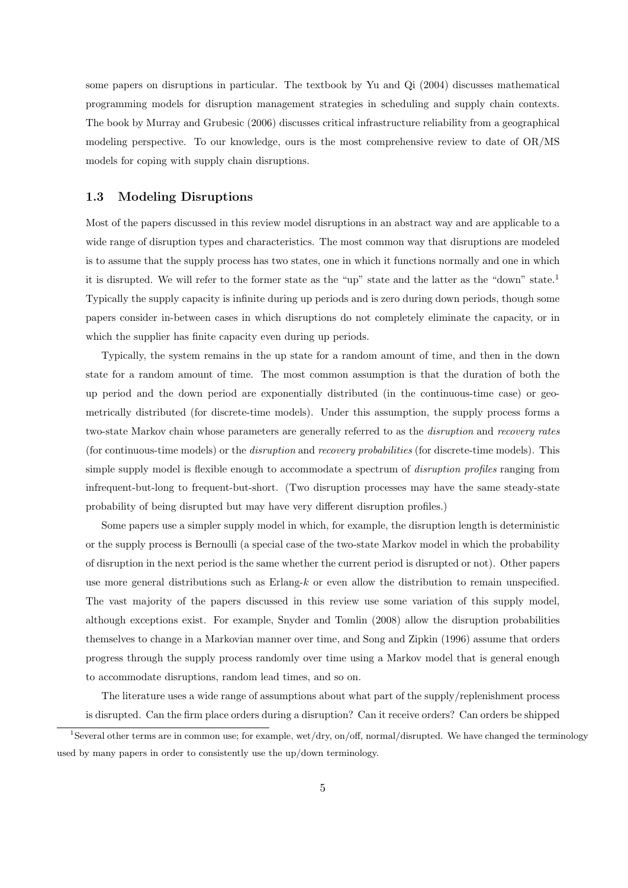some papers on disruptions in particular. The textbook by Yu and Qi (2004) discusses mathematical programming models for disruption management strategies in scheduling and supply chain contexts. The book by Murray and Grubesic (2006) discusses critical infrastructure reliability from a geographical modeling perspective. To our knowledge, ours is the most comprehensive review to date of OR/MS models for coping with supply chain disruptions.

### 1.3 Modeling Disruptions

Most of the papers discussed in this review model disruptions in an abstract way and are applicable to a wide range of disruption types and characteristics. The most common way that disruptions are modeled is to assume that the supply process has two states, one in which it functions normally and one in which it is disrupted. We will refer to the former state as the "up" state and the latter as the "down" state.[1] Typically the supply capacity is infinite during up periods and is zero during down periods, though some papers consider in-between cases in which disruptions do not completely eliminate the capacity, or in which the supplier has finite capacity even during up periods.

Typically, the system remains in the up state for a random amount of time, and then in the down state for a random amount of time. The most common assumption is that the duration of both the up period and the down period are exponentially distributed (in the continuous-time case) or geometrically distributed (for discrete-time models). Under this assumption, the supply process forms a two-state Markov chain whose parameters are generally referred to as the *disruption* and *recovery rates* (for continuous-time models) or the *disruption* and *recovery probabilities* (for discrete-time models). This simple supply model is flexible enough to accommodate a spectrum of *disruption profiles* ranging from infrequent-but-long to frequent-but-short. (Two disruption processes may have the same steady-state probability of being disrupted but may have very different disruption profiles.)

Some papers use a simpler supply model in which, for example, the disruption length is deterministic or the supply process is Bernoulli (a special case of the two-state Markov model in which the probability of disruption in the next period is the same whether the current period is disrupted or not). Other papers use more general distributions such as Erlang-$k$ or even allow the distribution to remain unspecified. The vast majority of the papers discussed in this review use some variation of this supply model, although exceptions exist. For example, Snyder and Tomlin (2008) allow the disruption probabilities themselves to change in a Markovian manner over time, and Song and Zipkin (1996) assume that orders progress through the supply process randomly over time using a Markov model that is general enough to accommodate disruptions, random lead times, and so on.

The literature uses a wide range of assumptions about what part of the supply/replenishment process is disrupted. Can the firm place orders during a disruption? Can it receive orders? Can orders be shipped

[1] Several other terms are in common use; for example, wet/dry, on/off, normal/disrupted. We have changed the terminology used by many papers in order to consistently use the up/down terminology.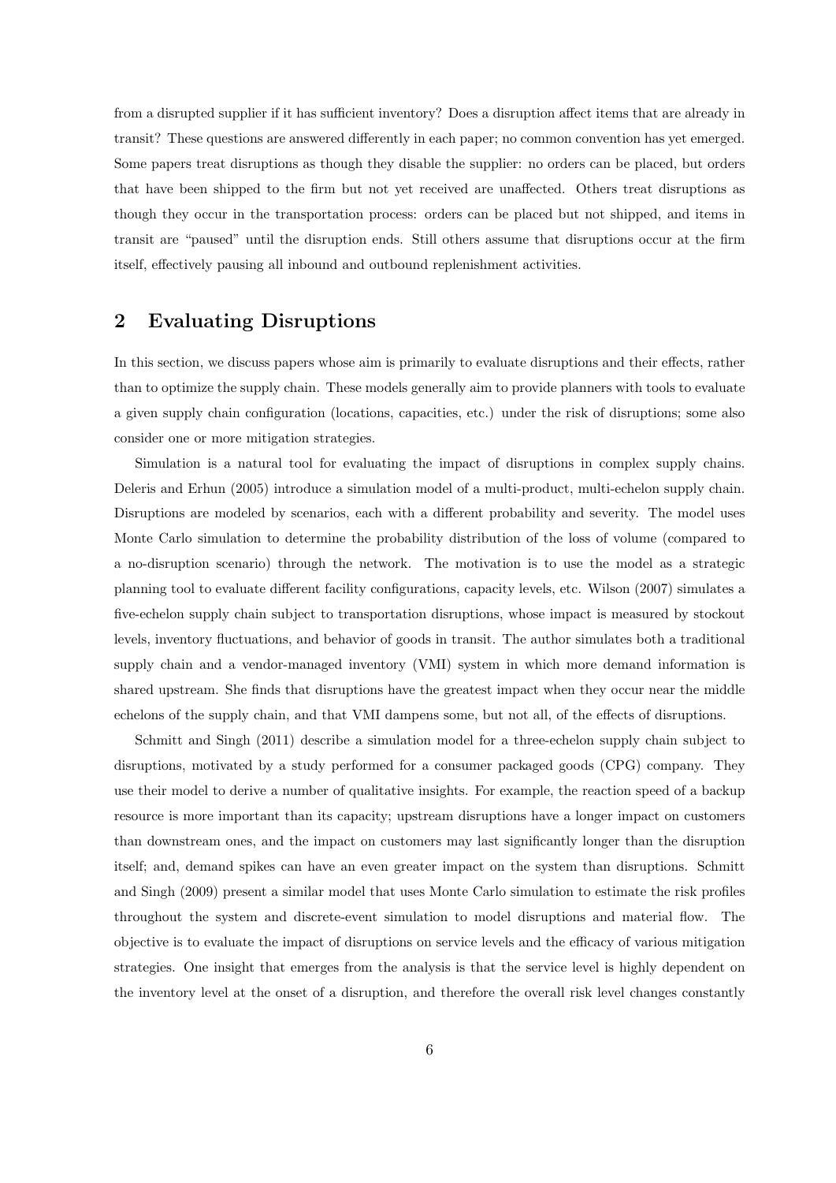from a disrupted supplier if it has sufficient inventory? Does a disruption affect items that are already in transit? These questions are answered differently in each paper; no common convention has yet emerged. Some papers treat disruptions as though they disable the supplier: no orders can be placed, but orders that have been shipped to the firm but not yet received are unaffected. Others treat disruptions as though they occur in the transportation process: orders can be placed but not shipped, and items in transit are "paused" until the disruption ends. Still others assume that disruptions occur at the firm itself, effectively pausing all inbound and outbound replenishment activities.

## 2 Evaluating Disruptions

In this section, we discuss papers whose aim is primarily to evaluate disruptions and their effects, rather than to optimize the supply chain. These models generally aim to provide planners with tools to evaluate a given supply chain configuration (locations, capacities, etc.) under the risk of disruptions; some also consider one or more mitigation strategies.

Simulation is a natural tool for evaluating the impact of disruptions in complex supply chains. Deleris and Erhun (2005) introduce a simulation model of a multi-product, multi-echelon supply chain. Disruptions are modeled by scenarios, each with a different probability and severity. The model uses Monte Carlo simulation to determine the probability distribution of the loss of volume (compared to a no-disruption scenario) through the network. The motivation is to use the model as a strategic planning tool to evaluate different facility configurations, capacity levels, etc. Wilson (2007) simulates a five-echelon supply chain subject to transportation disruptions, whose impact is measured by stockout levels, inventory fluctuations, and behavior of goods in transit. The author simulates both a traditional supply chain and a vendor-managed inventory (VMI) system in which more demand information is shared upstream. She finds that disruptions have the greatest impact when they occur near the middle echelons of the supply chain, and that VMI dampens some, but not all, of the effects of disruptions.

Schmitt and Singh (2011) describe a simulation model for a three-echelon supply chain subject to disruptions, motivated by a study performed for a consumer packaged goods (CPG) company. They use their model to derive a number of qualitative insights. For example, the reaction speed of a backup resource is more important than its capacity; upstream disruptions have a longer impact on customers than downstream ones, and the impact on customers may last significantly longer than the disruption itself; and, demand spikes can have an even greater impact on the system than disruptions. Schmitt and Singh (2009) present a similar model that uses Monte Carlo simulation to estimate the risk profiles throughout the system and discrete-event simulation to model disruptions and material flow. The objective is to evaluate the impact of disruptions on service levels and the efficacy of various mitigation strategies. One insight that emerges from the analysis is that the service level is highly dependent on the inventory level at the onset of a disruption, and therefore the overall risk level changes constantly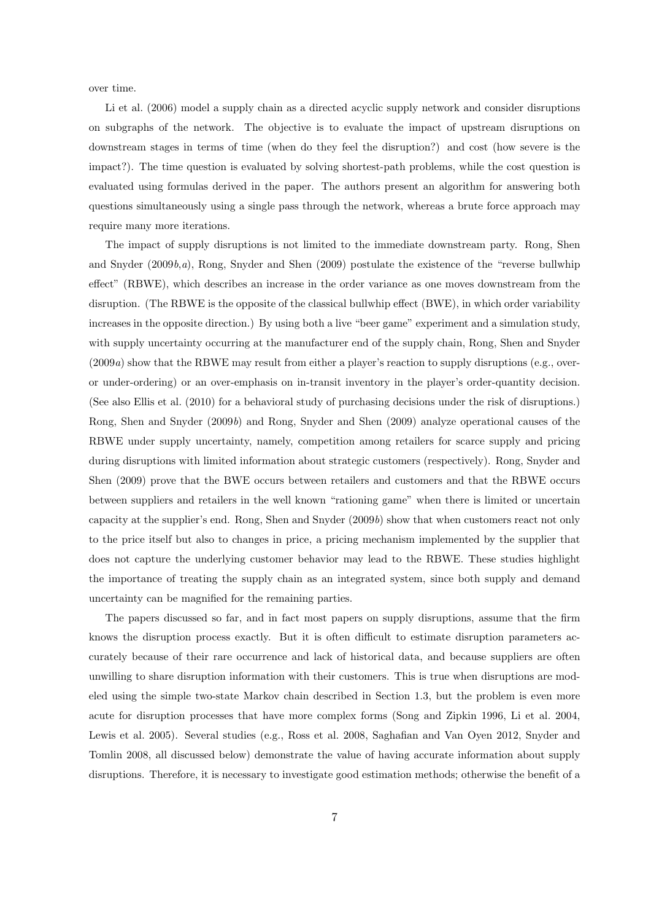over time.

Li et al. (2006) model a supply chain as a directed acyclic supply network and consider disruptions on subgraphs of the network. The objective is to evaluate the impact of upstream disruptions on downstream stages in terms of time (when do they feel the disruption?) and cost (how severe is the impact?). The time question is evaluated by solving shortest-path problems, while the cost question is evaluated using formulas derived in the paper. The authors present an algorithm for answering both questions simultaneously using a single pass through the network, whereas a brute force approach may require many more iterations.

The impact of supply disruptions is not limited to the immediate downstream party. Rong, Shen and Snyder (2009*b*,*a*), Rong, Snyder and Shen (2009) postulate the existence of the "reverse bullwhip effect" (RBWE), which describes an increase in the order variance as one moves downstream from the disruption. (The RBWE is the opposite of the classical bullwhip effect (BWE), in which order variability increases in the opposite direction.) By using both a live "beer game" experiment and a simulation study, with supply uncertainty occurring at the manufacturer end of the supply chain, Rong, Shen and Snyder (2009*a*) show that the RBWE may result from either a player's reaction to supply disruptions (e.g., over- or under-ordering) or an over-emphasis on in-transit inventory in the player's order-quantity decision. (See also Ellis et al. (2010) for a behavioral study of purchasing decisions under the risk of disruptions.) Rong, Shen and Snyder (2009*b*) and Rong, Snyder and Shen (2009) analyze operational causes of the RBWE under supply uncertainty, namely, competition among retailers for scarce supply and pricing during disruptions with limited information about strategic customers (respectively). Rong, Snyder and Shen (2009) prove that the BWE occurs between retailers and customers and that the RBWE occurs between suppliers and retailers in the well known "rationing game" when there is limited or uncertain capacity at the supplier's end. Rong, Shen and Snyder (2009*b*) show that when customers react not only to the price itself but also to changes in price, a pricing mechanism implemented by the supplier that does not capture the underlying customer behavior may lead to the RBWE. These studies highlight the importance of treating the supply chain as an integrated system, since both supply and demand uncertainty can be magnified for the remaining parties.

The papers discussed so far, and in fact most papers on supply disruptions, assume that the firm knows the disruption process exactly. But it is often difficult to estimate disruption parameters accurately because of their rare occurrence and lack of historical data, and because suppliers are often unwilling to share disruption information with their customers. This is true when disruptions are modeled using the simple two-state Markov chain described in Section 1.3, but the problem is even more acute for disruption processes that have more complex forms (Song and Zipkin 1996, Li et al. 2004, Lewis et al. 2005). Several studies (e.g., Ross et al. 2008, Saghafian and Van Oyen 2012, Snyder and Tomlin 2008, all discussed below) demonstrate the value of having accurate information about supply disruptions. Therefore, it is necessary to investigate good estimation methods; otherwise the benefit of a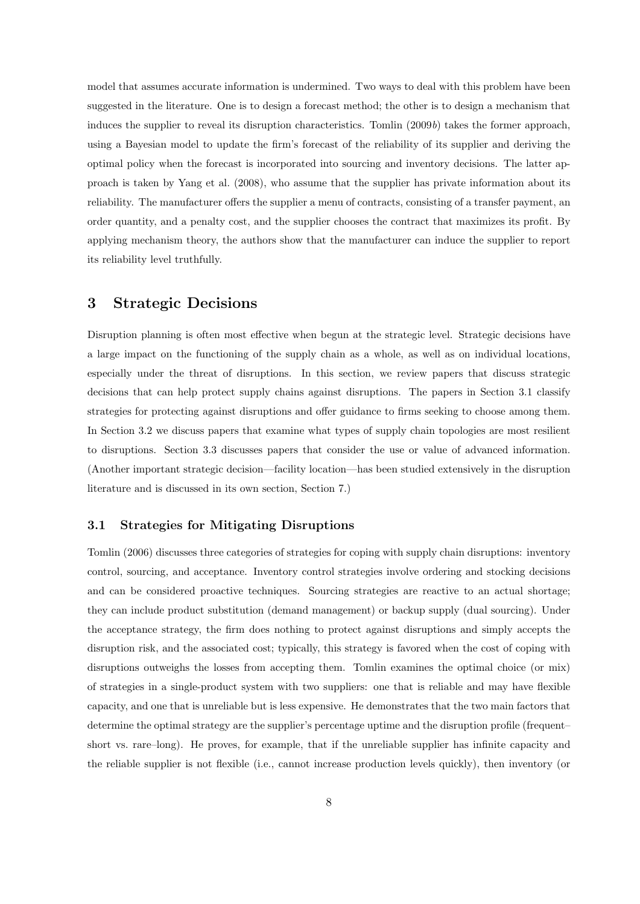model that assumes accurate information is undermined. Two ways to deal with this problem have been suggested in the literature. One is to design a forecast method; the other is to design a mechanism that induces the supplier to reveal its disruption characteristics. Tomlin (2009*b*) takes the former approach, using a Bayesian model to update the firm's forecast of the reliability of its supplier and deriving the optimal policy when the forecast is incorporated into sourcing and inventory decisions. The latter approach is taken by Yang et al. (2008), who assume that the supplier has private information about its reliability. The manufacturer offers the supplier a menu of contracts, consisting of a transfer payment, an order quantity, and a penalty cost, and the supplier chooses the contract that maximizes its profit. By applying mechanism theory, the authors show that the manufacturer can induce the supplier to report its reliability level truthfully.

# 3 Strategic Decisions

Disruption planning is often most effective when begun at the strategic level. Strategic decisions have a large impact on the functioning of the supply chain as a whole, as well as on individual locations, especially under the threat of disruptions. In this section, we review papers that discuss strategic decisions that can help protect supply chains against disruptions. The papers in Section 3.1 classify strategies for protecting against disruptions and offer guidance to firms seeking to choose among them. In Section 3.2 we discuss papers that examine what types of supply chain topologies are most resilient to disruptions. Section 3.3 discusses papers that consider the use or value of advanced information. (Another important strategic decision—facility location—has been studied extensively in the disruption literature and is discussed in its own section, Section 7.)

## 3.1 Strategies for Mitigating Disruptions

Tomlin (2006) discusses three categories of strategies for coping with supply chain disruptions: inventory control, sourcing, and acceptance. Inventory control strategies involve ordering and stocking decisions and can be considered proactive techniques. Sourcing strategies are reactive to an actual shortage; they can include product substitution (demand management) or backup supply (dual sourcing). Under the acceptance strategy, the firm does nothing to protect against disruptions and simply accepts the disruption risk, and the associated cost; typically, this strategy is favored when the cost of coping with disruptions outweighs the losses from accepting them. Tomlin examines the optimal choice (or mix) of strategies in a single-product system with two suppliers: one that is reliable and may have flexible capacity, and one that is unreliable but is less expensive. He demonstrates that the two main factors that determine the optimal strategy are the supplier's percentage uptime and the disruption profile (frequent–short vs. rare–long). He proves, for example, that if the unreliable supplier has infinite capacity and the reliable supplier is not flexible (i.e., cannot increase production levels quickly), then inventory (or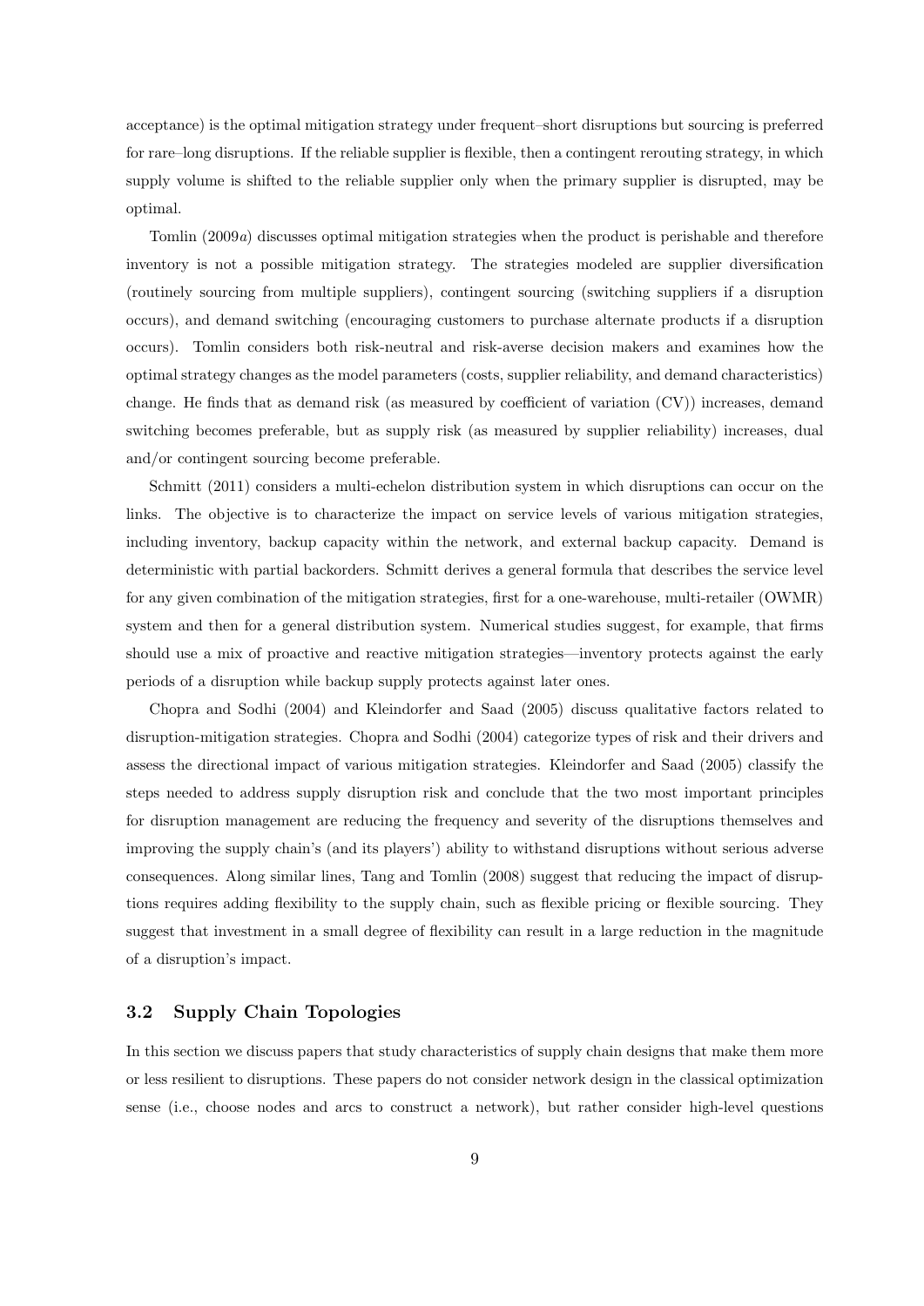acceptance) is the optimal mitigation strategy under frequent–short disruptions but sourcing is preferred for rare–long disruptions. If the reliable supplier is flexible, then a contingent rerouting strategy, in which supply volume is shifted to the reliable supplier only when the primary supplier is disrupted, may be optimal.

Tomlin (2009*a*) discusses optimal mitigation strategies when the product is perishable and therefore inventory is not a possible mitigation strategy. The strategies modeled are supplier diversification (routinely sourcing from multiple suppliers), contingent sourcing (switching suppliers if a disruption occurs), and demand switching (encouraging customers to purchase alternate products if a disruption occurs). Tomlin considers both risk-neutral and risk-averse decision makers and examines how the optimal strategy changes as the model parameters (costs, supplier reliability, and demand characteristics) change. He finds that as demand risk (as measured by coefficient of variation (CV)) increases, demand switching becomes preferable, but as supply risk (as measured by supplier reliability) increases, dual and/or contingent sourcing become preferable.

Schmitt (2011) considers a multi-echelon distribution system in which disruptions can occur on the links. The objective is to characterize the impact on service levels of various mitigation strategies, including inventory, backup capacity within the network, and external backup capacity. Demand is deterministic with partial backorders. Schmitt derives a general formula that describes the service level for any given combination of the mitigation strategies, first for a one-warehouse, multi-retailer (OWMR) system and then for a general distribution system. Numerical studies suggest, for example, that firms should use a mix of proactive and reactive mitigation strategies—inventory protects against the early periods of a disruption while backup supply protects against later ones.

Chopra and Sodhi (2004) and Kleindorfer and Saad (2005) discuss qualitative factors related to disruption-mitigation strategies. Chopra and Sodhi (2004) categorize types of risk and their drivers and assess the directional impact of various mitigation strategies. Kleindorfer and Saad (2005) classify the steps needed to address supply disruption risk and conclude that the two most important principles for disruption management are reducing the frequency and severity of the disruptions themselves and improving the supply chain's (and its players') ability to withstand disruptions without serious adverse consequences. Along similar lines, Tang and Tomlin (2008) suggest that reducing the impact of disruptions requires adding flexibility to the supply chain, such as flexible pricing or flexible sourcing. They suggest that investment in a small degree of flexibility can result in a large reduction in the magnitude of a disruption's impact.

### 3.2 Supply Chain Topologies

In this section we discuss papers that study characteristics of supply chain designs that make them more or less resilient to disruptions. These papers do not consider network design in the classical optimization sense (i.e., choose nodes and arcs to construct a network), but rather consider high-level questions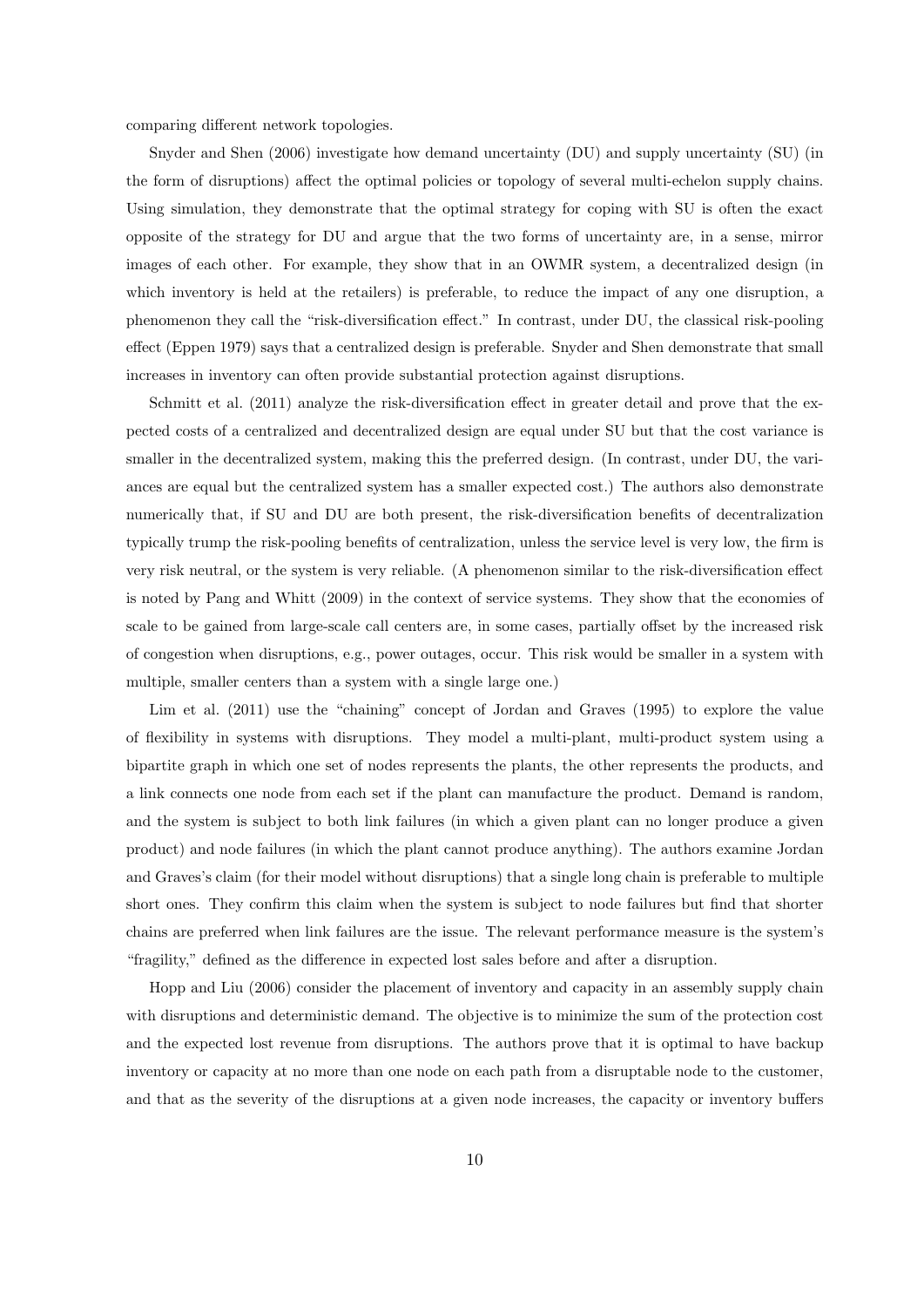comparing different network topologies.

Snyder and Shen (2006) investigate how demand uncertainty (DU) and supply uncertainty (SU) (in the form of disruptions) affect the optimal policies or topology of several multi-echelon supply chains. Using simulation, they demonstrate that the optimal strategy for coping with SU is often the exact opposite of the strategy for DU and argue that the two forms of uncertainty are, in a sense, mirror images of each other. For example, they show that in an OWMR system, a decentralized design (in which inventory is held at the retailers) is preferable, to reduce the impact of any one disruption, a phenomenon they call the "risk-diversification effect." In contrast, under DU, the classical risk-pooling effect (Eppen 1979) says that a centralized design is preferable. Snyder and Shen demonstrate that small increases in inventory can often provide substantial protection against disruptions.

Schmitt et al. (2011) analyze the risk-diversification effect in greater detail and prove that the expected costs of a centralized and decentralized design are equal under SU but that the cost variance is smaller in the decentralized system, making this the preferred design. (In contrast, under DU, the variances are equal but the centralized system has a smaller expected cost.) The authors also demonstrate numerically that, if SU and DU are both present, the risk-diversification benefits of decentralization typically trump the risk-pooling benefits of centralization, unless the service level is very low, the firm is very risk neutral, or the system is very reliable. (A phenomenon similar to the risk-diversification effect is noted by Pang and Whitt (2009) in the context of service systems. They show that the economies of scale to be gained from large-scale call centers are, in some cases, partially offset by the increased risk of congestion when disruptions, e.g., power outages, occur. This risk would be smaller in a system with multiple, smaller centers than a system with a single large one.)

Lim et al. (2011) use the "chaining" concept of Jordan and Graves (1995) to explore the value of flexibility in systems with disruptions. They model a multi-plant, multi-product system using a bipartite graph in which one set of nodes represents the plants, the other represents the products, and a link connects one node from each set if the plant can manufacture the product. Demand is random, and the system is subject to both link failures (in which a given plant can no longer produce a given product) and node failures (in which the plant cannot produce anything). The authors examine Jordan and Graves's claim (for their model without disruptions) that a single long chain is preferable to multiple short ones. They confirm this claim when the system is subject to node failures but find that shorter chains are preferred when link failures are the issue. The relevant performance measure is the system's "fragility," defined as the difference in expected lost sales before and after a disruption.

Hopp and Liu (2006) consider the placement of inventory and capacity in an assembly supply chain with disruptions and deterministic demand. The objective is to minimize the sum of the protection cost and the expected lost revenue from disruptions. The authors prove that it is optimal to have backup inventory or capacity at no more than one node on each path from a disruptable node to the customer, and that as the severity of the disruptions at a given node increases, the capacity or inventory buffers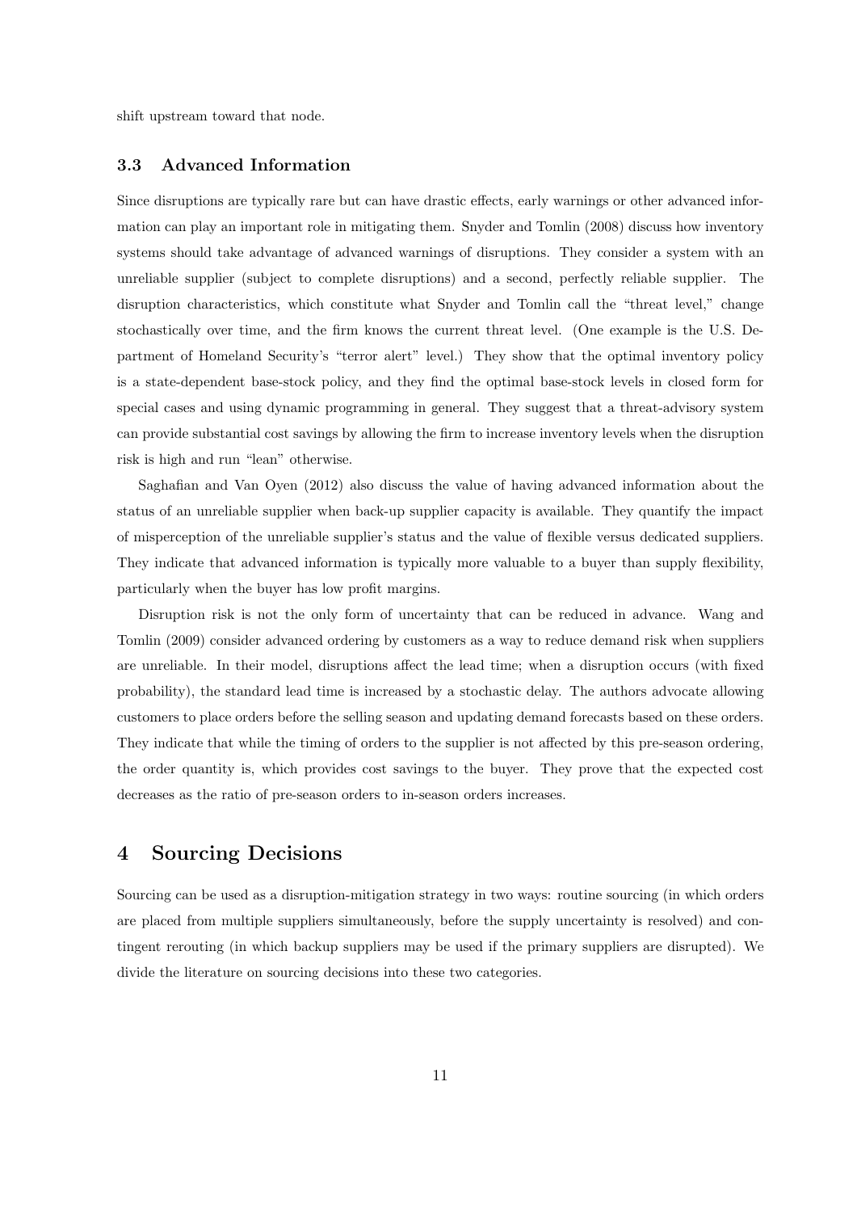shift upstream toward that node.

### 3.3 Advanced Information

Since disruptions are typically rare but can have drastic effects, early warnings or other advanced information can play an important role in mitigating them. Snyder and Tomlin (2008) discuss how inventory systems should take advantage of advanced warnings of disruptions. They consider a system with an unreliable supplier (subject to complete disruptions) and a second, perfectly reliable supplier. The disruption characteristics, which constitute what Snyder and Tomlin call the "threat level," change stochastically over time, and the firm knows the current threat level. (One example is the U.S. Department of Homeland Security's "terror alert" level.) They show that the optimal inventory policy is a state-dependent base-stock policy, and they find the optimal base-stock levels in closed form for special cases and using dynamic programming in general. They suggest that a threat-advisory system can provide substantial cost savings by allowing the firm to increase inventory levels when the disruption risk is high and run "lean" otherwise.

Saghafian and Van Oyen (2012) also discuss the value of having advanced information about the status of an unreliable supplier when back-up supplier capacity is available. They quantify the impact of misperception of the unreliable supplier's status and the value of flexible versus dedicated suppliers. They indicate that advanced information is typically more valuable to a buyer than supply flexibility, particularly when the buyer has low profit margins.

Disruption risk is not the only form of uncertainty that can be reduced in advance. Wang and Tomlin (2009) consider advanced ordering by customers as a way to reduce demand risk when suppliers are unreliable. In their model, disruptions affect the lead time; when a disruption occurs (with fixed probability), the standard lead time is increased by a stochastic delay. The authors advocate allowing customers to place orders before the selling season and updating demand forecasts based on these orders. They indicate that while the timing of orders to the supplier is not affected by this pre-season ordering, the order quantity is, which provides cost savings to the buyer. They prove that the expected cost decreases as the ratio of pre-season orders to in-season orders increases.

## 4 Sourcing Decisions

Sourcing can be used as a disruption-mitigation strategy in two ways: routine sourcing (in which orders are placed from multiple suppliers simultaneously, before the supply uncertainty is resolved) and contingent rerouting (in which backup suppliers may be used if the primary suppliers are disrupted). We divide the literature on sourcing decisions into these two categories.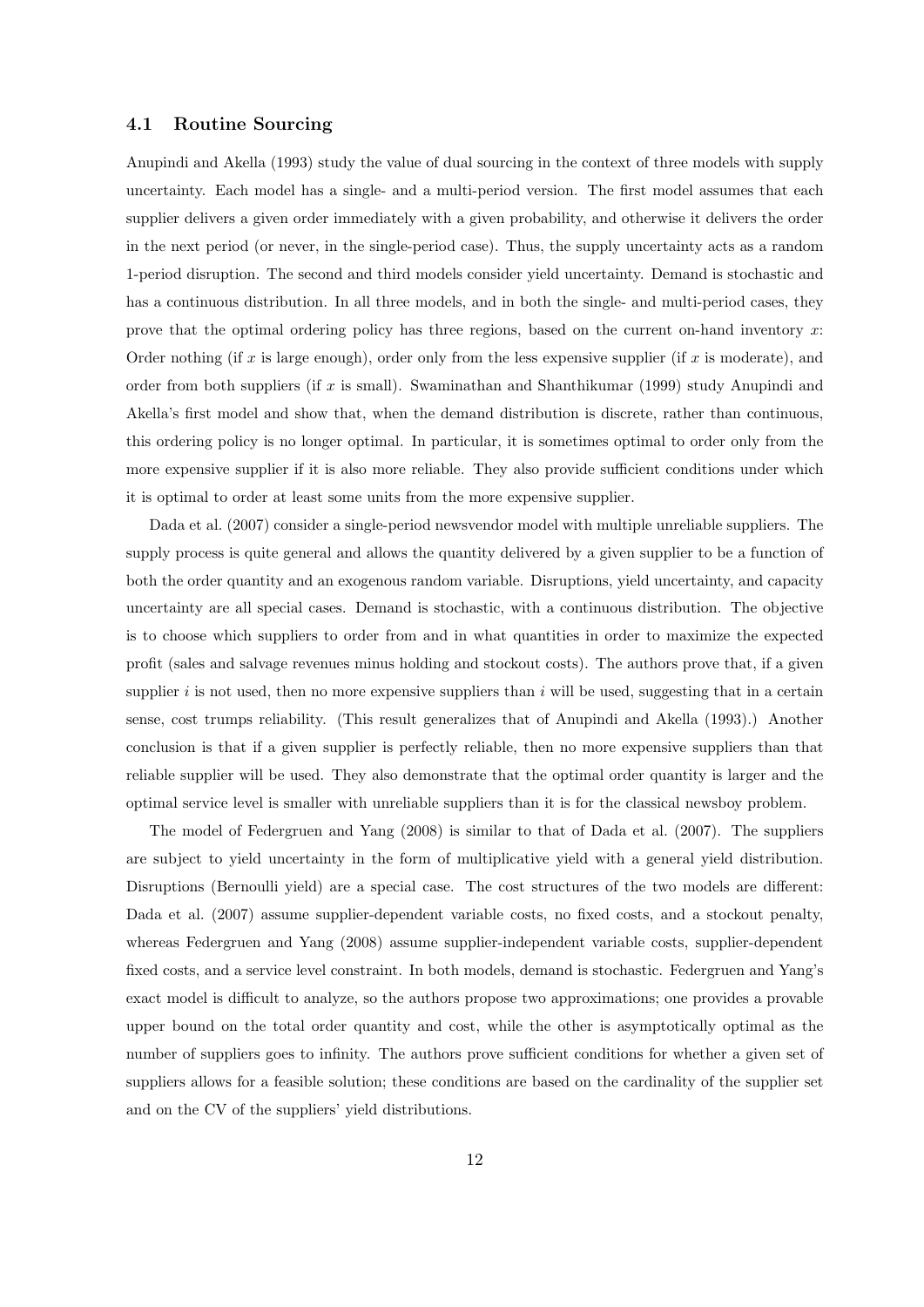### 4.1 Routine Sourcing

Anupindi and Akella (1993) study the value of dual sourcing in the context of three models with supply uncertainty. Each model has a single- and a multi-period version. The first model assumes that each supplier delivers a given order immediately with a given probability, and otherwise it delivers the order in the next period (or never, in the single-period case). Thus, the supply uncertainty acts as a random 1-period disruption. The second and third models consider yield uncertainty. Demand is stochastic and has a continuous distribution. In all three models, and in both the single- and multi-period cases, they prove that the optimal ordering policy has three regions, based on the current on-hand inventory $x$: Order nothing (if $x$ is large enough), order only from the less expensive supplier (if $x$ is moderate), and order from both suppliers (if $x$ is small). Swaminathan and Shanthikumar (1999) study Anupindi and Akella's first model and show that, when the demand distribution is discrete, rather than continuous, this ordering policy is no longer optimal. In particular, it is sometimes optimal to order only from the more expensive supplier if it is also more reliable. They also provide sufficient conditions under which it is optimal to order at least some units from the more expensive supplier.

Dada et al. (2007) consider a single-period newsvendor model with multiple unreliable suppliers. The supply process is quite general and allows the quantity delivered by a given supplier to be a function of both the order quantity and an exogenous random variable. Disruptions, yield uncertainty, and capacity uncertainty are all special cases. Demand is stochastic, with a continuous distribution. The objective is to choose which suppliers to order from and in what quantities in order to maximize the expected profit (sales and salvage revenues minus holding and stockout costs). The authors prove that, if a given supplier $i$ is not used, then no more expensive suppliers than $i$ will be used, suggesting that in a certain sense, cost trumps reliability. (This result generalizes that of Anupindi and Akella (1993).) Another conclusion is that if a given supplier is perfectly reliable, then no more expensive suppliers than that reliable supplier will be used. They also demonstrate that the optimal order quantity is larger and the optimal service level is smaller with unreliable suppliers than it is for the classical newsboy problem.

The model of Federgruen and Yang (2008) is similar to that of Dada et al. (2007). The suppliers are subject to yield uncertainty in the form of multiplicative yield with a general yield distribution. Disruptions (Bernoulli yield) are a special case. The cost structures of the two models are different: Dada et al. (2007) assume supplier-dependent variable costs, no fixed costs, and a stockout penalty, whereas Federgruen and Yang (2008) assume supplier-independent variable costs, supplier-dependent fixed costs, and a service level constraint. In both models, demand is stochastic. Federgruen and Yang's exact model is difficult to analyze, so the authors propose two approximations; one provides a provable upper bound on the total order quantity and cost, while the other is asymptotically optimal as the number of suppliers goes to infinity. The authors prove sufficient conditions for whether a given set of suppliers allows for a feasible solution; these conditions are based on the cardinality of the supplier set and on the CV of the suppliers' yield distributions.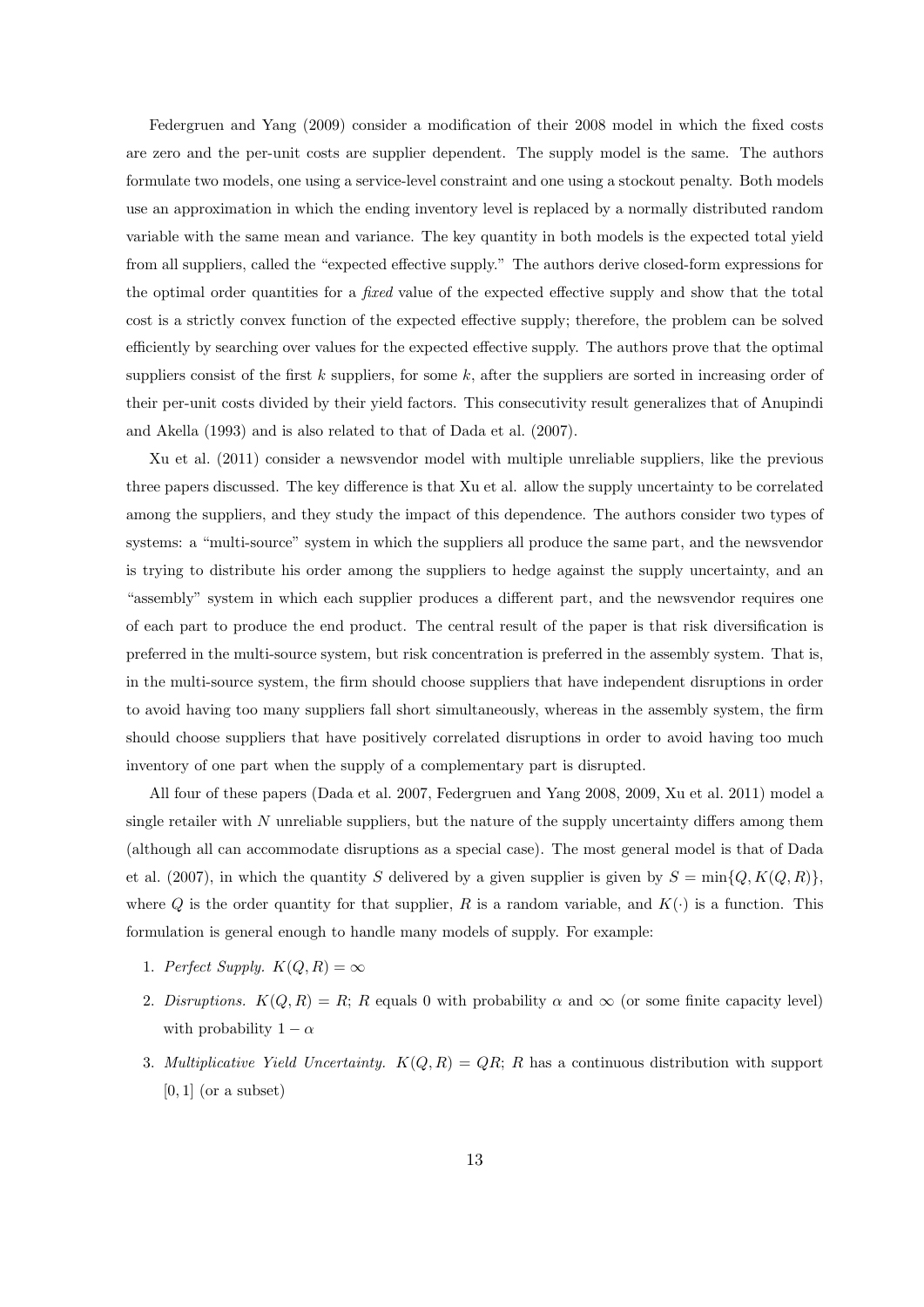Federgruen and Yang (2009) consider a modification of their 2008 model in which the fixed costs are zero and the per-unit costs are supplier dependent. The supply model is the same. The authors formulate two models, one using a service-level constraint and one using a stockout penalty. Both models use an approximation in which the ending inventory level is replaced by a normally distributed random variable with the same mean and variance. The key quantity in both models is the expected total yield from all suppliers, called the "expected effective supply." The authors derive closed-form expressions for the optimal order quantities for a *fixed* value of the expected effective supply and show that the total cost is a strictly convex function of the expected effective supply; therefore, the problem can be solved efficiently by searching over values for the expected effective supply. The authors prove that the optimal suppliers consist of the first $k$ suppliers, for some $k$, after the suppliers are sorted in increasing order of their per-unit costs divided by their yield factors. This consecutivity result generalizes that of Anupindi and Akella (1993) and is also related to that of Dada et al. (2007).

Xu et al. (2011) consider a newsvendor model with multiple unreliable suppliers, like the previous three papers discussed. The key difference is that Xu et al. allow the supply uncertainty to be correlated among the suppliers, and they study the impact of this dependence. The authors consider two types of systems: a "multi-source" system in which the suppliers all produce the same part, and the newsvendor is trying to distribute his order among the suppliers to hedge against the supply uncertainty, and an "assembly" system in which each supplier produces a different part, and the newsvendor requires one of each part to produce the end product. The central result of the paper is that risk diversification is preferred in the multi-source system, but risk concentration is preferred in the assembly system. That is, in the multi-source system, the firm should choose suppliers that have independent disruptions in order to avoid having too many suppliers fall short simultaneously, whereas in the assembly system, the firm should choose suppliers that have positively correlated disruptions in order to avoid having too much inventory of one part when the supply of a complementary part is disrupted.

All four of these papers (Dada et al. 2007, Federgruen and Yang 2008, 2009, Xu et al. 2011) model a single retailer with $N$ unreliable suppliers, but the nature of the supply uncertainty differs among them (although all can accommodate disruptions as a special case). The most general model is that of Dada et al. (2007), in which the quantity $S$ delivered by a given supplier is given by $S = \min\{Q, K(Q, R)\}$, where $Q$ is the order quantity for that supplier, $R$ is a random variable, and $K(\cdot)$ is a function. This formulation is general enough to handle many models of supply. For example:

1. *Perfect Supply.* $K(Q, R) = \infty$
2. *Disruptions.* $K(Q, R) = R$; $R$ equals 0 with probability $\alpha$ and $\infty$ (or some finite capacity level) with probability $1 - \alpha$
3. *Multiplicative Yield Uncertainty.* $K(Q, R) = QR$; $R$ has a continuous distribution with support $[0, 1]$ (or a subset)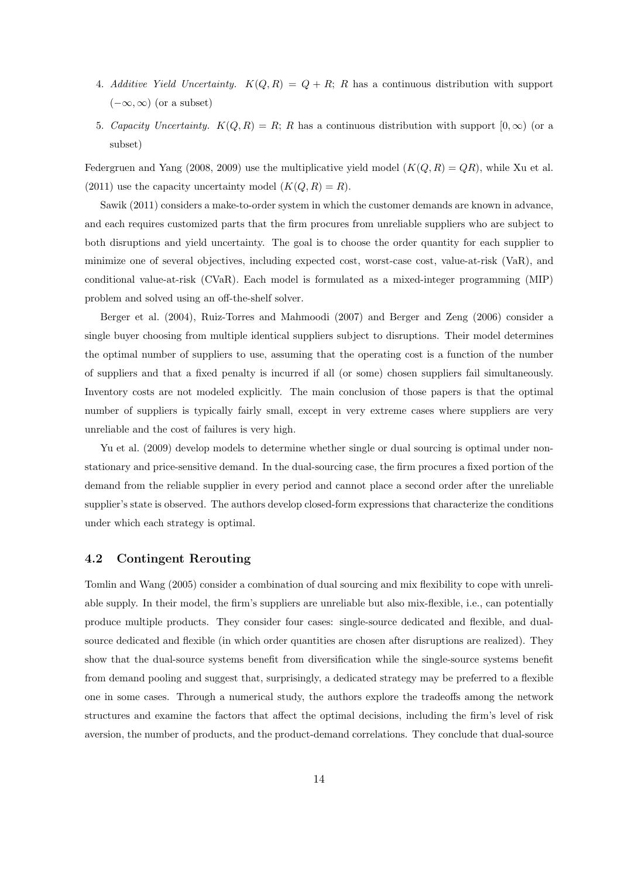4. *Additive Yield Uncertainty.* $K(Q, R) = Q + R$; $R$ has a continuous distribution with support $(-\infty, \infty)$ (or a subset)
5. *Capacity Uncertainty.* $K(Q, R) = R$; $R$ has a continuous distribution with support $[0, \infty)$ (or a subset)

Federgruen and Yang (2008, 2009) use the multiplicative yield model ($K(Q, R) = QR$), while Xu et al. (2011) use the capacity uncertainty model ($K(Q, R) = R$).

Sawik (2011) considers a make-to-order system in which the customer demands are known in advance, and each requires customized parts that the firm procures from unreliable suppliers who are subject to both disruptions and yield uncertainty. The goal is to choose the order quantity for each supplier to minimize one of several objectives, including expected cost, worst-case cost, value-at-risk (VaR), and conditional value-at-risk (CVaR). Each model is formulated as a mixed-integer programming (MIP) problem and solved using an off-the-shelf solver.

Berger et al. (2004), Ruiz-Torres and Mahmoodi (2007) and Berger and Zeng (2006) consider a single buyer choosing from multiple identical suppliers subject to disruptions. Their model determines the optimal number of suppliers to use, assuming that the operating cost is a function of the number of suppliers and that a fixed penalty is incurred if all (or some) chosen suppliers fail simultaneously. Inventory costs are not modeled explicitly. The main conclusion of those papers is that the optimal number of suppliers is typically fairly small, except in very extreme cases where suppliers are very unreliable and the cost of failures is very high.

Yu et al. (2009) develop models to determine whether single or dual sourcing is optimal under non-stationary and price-sensitive demand. In the dual-sourcing case, the firm procures a fixed portion of the demand from the reliable supplier in every period and cannot place a second order after the unreliable supplier's state is observed. The authors develop closed-form expressions that characterize the conditions under which each strategy is optimal.

### 4.2 Contingent Rerouting

Tomlin and Wang (2005) consider a combination of dual sourcing and mix flexibility to cope with unreliable supply. In their model, the firm's suppliers are unreliable but also mix-flexible, i.e., can potentially produce multiple products. They consider four cases: single-source dedicated and flexible, and dual-source dedicated and flexible (in which order quantities are chosen after disruptions are realized). They show that the dual-source systems benefit from diversification while the single-source systems benefit from demand pooling and suggest that, surprisingly, a dedicated strategy may be preferred to a flexible one in some cases. Through a numerical study, the authors explore the tradeoffs among the network structures and examine the factors that affect the optimal decisions, including the firm's level of risk aversion, the number of products, and the product-demand correlations. They conclude that dual-source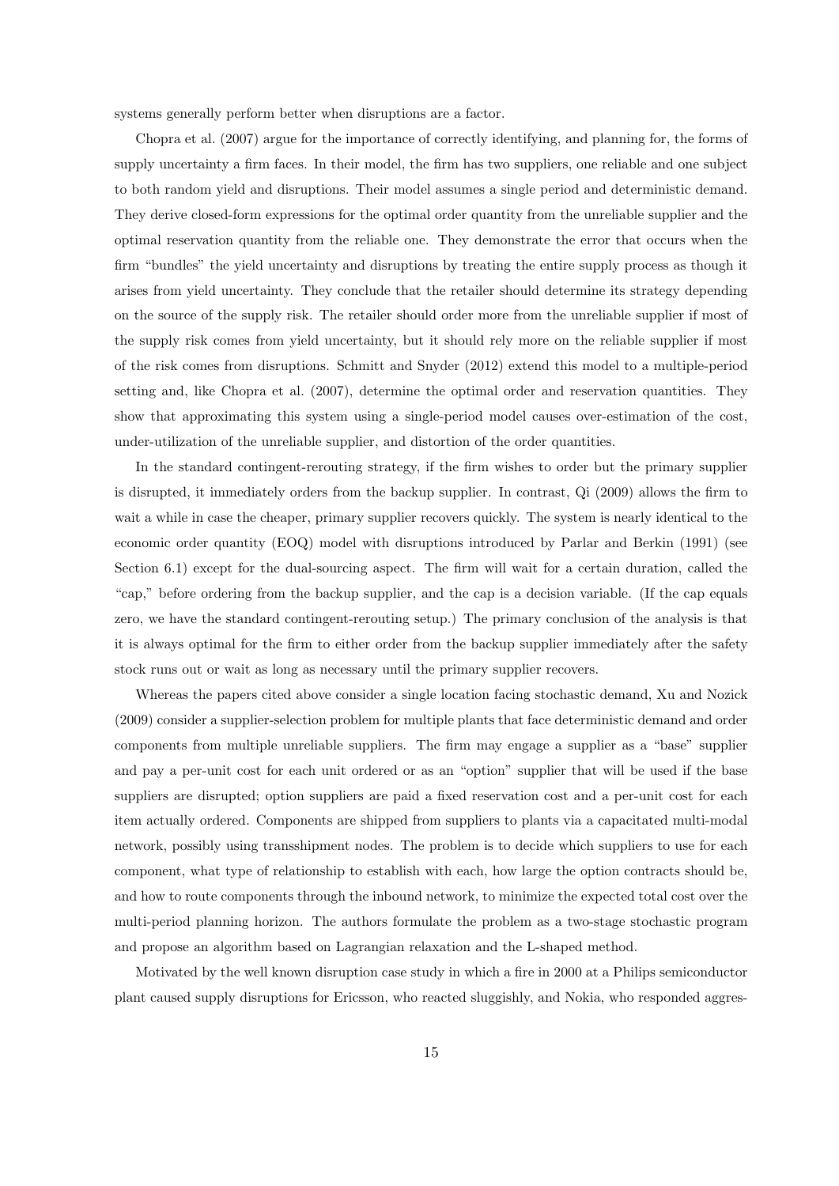systems generally perform better when disruptions are a factor.

Chopra et al. (2007) argue for the importance of correctly identifying, and planning for, the forms of supply uncertainty a firm faces. In their model, the firm has two suppliers, one reliable and one subject to both random yield and disruptions. Their model assumes a single period and deterministic demand. They derive closed-form expressions for the optimal order quantity from the unreliable supplier and the optimal reservation quantity from the reliable one. They demonstrate the error that occurs when the firm "bundles" the yield uncertainty and disruptions by treating the entire supply process as though it arises from yield uncertainty. They conclude that the retailer should determine its strategy depending on the source of the supply risk. The retailer should order more from the unreliable supplier if most of the supply risk comes from yield uncertainty, but it should rely more on the reliable supplier if most of the risk comes from disruptions. Schmitt and Snyder (2012) extend this model to a multiple-period setting and, like Chopra et al. (2007), determine the optimal order and reservation quantities. They show that approximating this system using a single-period model causes over-estimation of the cost, under-utilization of the unreliable supplier, and distortion of the order quantities.

In the standard contingent-rerouting strategy, if the firm wishes to order but the primary supplier is disrupted, it immediately orders from the backup supplier. In contrast, Qi (2009) allows the firm to wait a while in case the cheaper, primary supplier recovers quickly. The system is nearly identical to the economic order quantity (EOQ) model with disruptions introduced by Parlar and Berkin (1991) (see Section 6.1) except for the dual-sourcing aspect. The firm will wait for a certain duration, called the "cap," before ordering from the backup supplier, and the cap is a decision variable. (If the cap equals zero, we have the standard contingent-rerouting setup.) The primary conclusion of the analysis is that it is always optimal for the firm to either order from the backup supplier immediately after the safety stock runs out or wait as long as necessary until the primary supplier recovers.

Whereas the papers cited above consider a single location facing stochastic demand, Xu and Nozick (2009) consider a supplier-selection problem for multiple plants that face deterministic demand and order components from multiple unreliable suppliers. The firm may engage a supplier as a "base" supplier and pay a per-unit cost for each unit ordered or as an "option" supplier that will be used if the base suppliers are disrupted; option suppliers are paid a fixed reservation cost and a per-unit cost for each item actually ordered. Components are shipped from suppliers to plants via a capacitated multi-modal network, possibly using transshipment nodes. The problem is to decide which suppliers to use for each component, what type of relationship to establish with each, how large the option contracts should be, and how to route components through the inbound network, to minimize the expected total cost over the multi-period planning horizon. The authors formulate the problem as a two-stage stochastic program and propose an algorithm based on Lagrangian relaxation and the L-shaped method.

Motivated by the well known disruption case study in which a fire in 2000 at a Philips semiconductor plant caused supply disruptions for Ericsson, who reacted sluggishly, and Nokia, who responded aggres-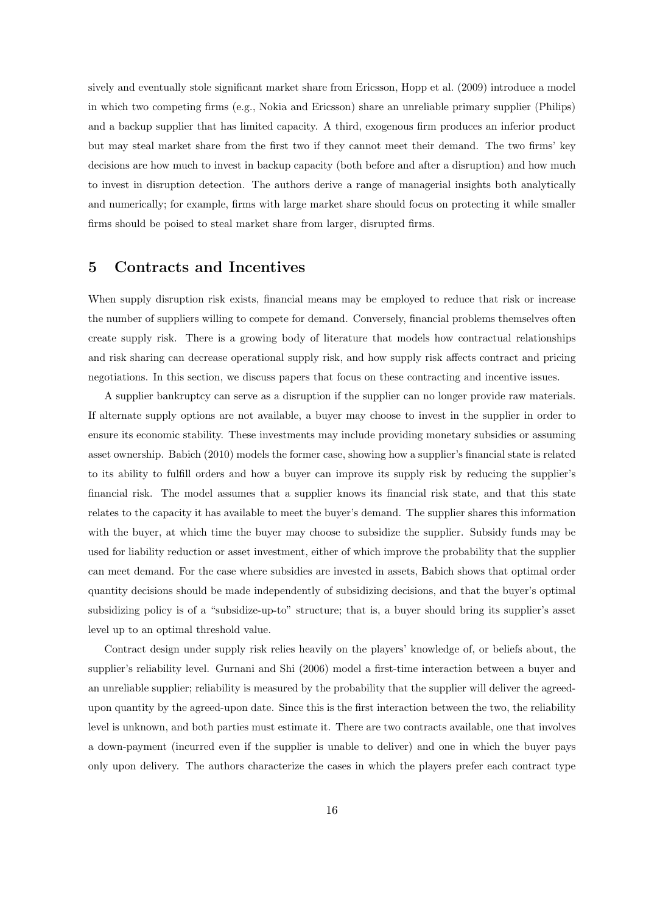sively and eventually stole significant market share from Ericsson, Hopp et al. (2009) introduce a model in which two competing firms (e.g., Nokia and Ericsson) share an unreliable primary supplier (Philips) and a backup supplier that has limited capacity. A third, exogenous firm produces an inferior product but may steal market share from the first two if they cannot meet their demand. The two firms' key decisions are how much to invest in backup capacity (both before and after a disruption) and how much to invest in disruption detection. The authors derive a range of managerial insights both analytically and numerically; for example, firms with large market share should focus on protecting it while smaller firms should be poised to steal market share from larger, disrupted firms.

## 5 Contracts and Incentives

When supply disruption risk exists, financial means may be employed to reduce that risk or increase the number of suppliers willing to compete for demand. Conversely, financial problems themselves often create supply risk. There is a growing body of literature that models how contractual relationships and risk sharing can decrease operational supply risk, and how supply risk affects contract and pricing negotiations. In this section, we discuss papers that focus on these contracting and incentive issues.

A supplier bankruptcy can serve as a disruption if the supplier can no longer provide raw materials. If alternate supply options are not available, a buyer may choose to invest in the supplier in order to ensure its economic stability. These investments may include providing monetary subsidies or assuming asset ownership. Babich (2010) models the former case, showing how a supplier's financial state is related to its ability to fulfill orders and how a buyer can improve its supply risk by reducing the supplier's financial risk. The model assumes that a supplier knows its financial risk state, and that this state relates to the capacity it has available to meet the buyer's demand. The supplier shares this information with the buyer, at which time the buyer may choose to subsidize the supplier. Subsidy funds may be used for liability reduction or asset investment, either of which improve the probability that the supplier can meet demand. For the case where subsidies are invested in assets, Babich shows that optimal order quantity decisions should be made independently of subsidizing decisions, and that the buyer's optimal subsidizing policy is of a "subsidize-up-to" structure; that is, a buyer should bring its supplier's asset level up to an optimal threshold value.

Contract design under supply risk relies heavily on the players' knowledge of, or beliefs about, the supplier's reliability level. Gurnani and Shi (2006) model a first-time interaction between a buyer and an unreliable supplier; reliability is measured by the probability that the supplier will deliver the agreed-upon quantity by the agreed-upon date. Since this is the first interaction between the two, the reliability level is unknown, and both parties must estimate it. There are two contracts available, one that involves a down-payment (incurred even if the supplier is unable to deliver) and one in which the buyer pays only upon delivery. The authors characterize the cases in which the players prefer each contract type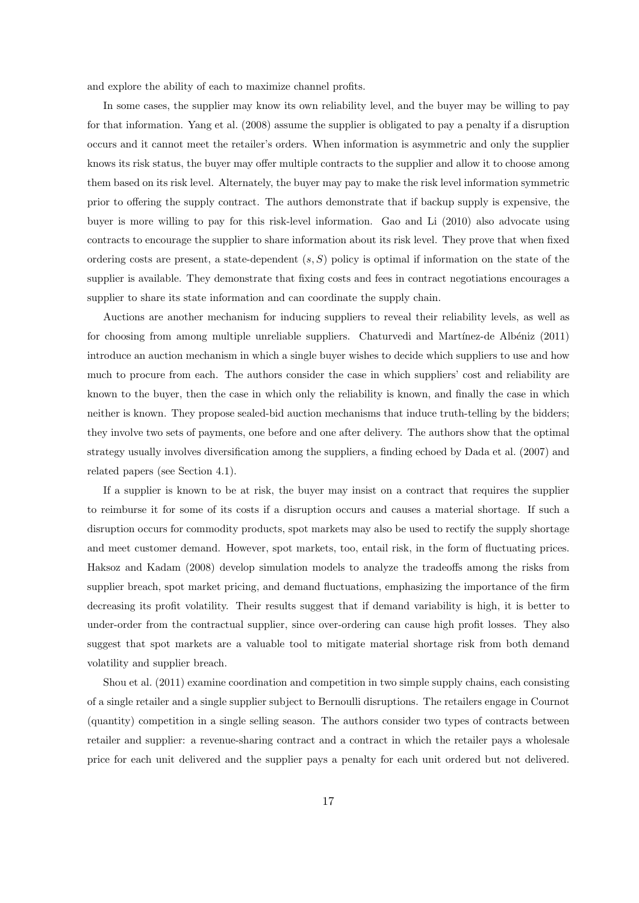and explore the ability of each to maximize channel profits.

In some cases, the supplier may know its own reliability level, and the buyer may be willing to pay for that information. Yang et al. (2008) assume the supplier is obligated to pay a penalty if a disruption occurs and it cannot meet the retailer's orders. When information is asymmetric and only the supplier knows its risk status, the buyer may offer multiple contracts to the supplier and allow it to choose among them based on its risk level. Alternately, the buyer may pay to make the risk level information symmetric prior to offering the supply contract. The authors demonstrate that if backup supply is expensive, the buyer is more willing to pay for this risk-level information. Gao and Li (2010) also advocate using contracts to encourage the supplier to share information about its risk level. They prove that when fixed ordering costs are present, a state-dependent $(s, S)$ policy is optimal if information on the state of the supplier is available. They demonstrate that fixing costs and fees in contract negotiations encourages a supplier to share its state information and can coordinate the supply chain.

Auctions are another mechanism for inducing suppliers to reveal their reliability levels, as well as for choosing from among multiple unreliable suppliers. Chaturvedi and Martínez-de Albéniz (2011) introduce an auction mechanism in which a single buyer wishes to decide which suppliers to use and how much to procure from each. The authors consider the case in which suppliers' cost and reliability are known to the buyer, then the case in which only the reliability is known, and finally the case in which neither is known. They propose sealed-bid auction mechanisms that induce truth-telling by the bidders; they involve two sets of payments, one before and one after delivery. The authors show that the optimal strategy usually involves diversification among the suppliers, a finding echoed by Dada et al. (2007) and related papers (see Section 4.1).

If a supplier is known to be at risk, the buyer may insist on a contract that requires the supplier to reimburse it for some of its costs if a disruption occurs and causes a material shortage. If such a disruption occurs for commodity products, spot markets may also be used to rectify the supply shortage and meet customer demand. However, spot markets, too, entail risk, in the form of fluctuating prices. Haksoz and Kadam (2008) develop simulation models to analyze the tradeoffs among the risks from supplier breach, spot market pricing, and demand fluctuations, emphasizing the importance of the firm decreasing its profit volatility. Their results suggest that if demand variability is high, it is better to under-order from the contractual supplier, since over-ordering can cause high profit losses. They also suggest that spot markets are a valuable tool to mitigate material shortage risk from both demand volatility and supplier breach.

Shou et al. (2011) examine coordination and competition in two simple supply chains, each consisting of a single retailer and a single supplier subject to Bernoulli disruptions. The retailers engage in Cournot (quantity) competition in a single selling season. The authors consider two types of contracts between retailer and supplier: a revenue-sharing contract and a contract in which the retailer pays a wholesale price for each unit delivered and the supplier pays a penalty for each unit ordered but not delivered.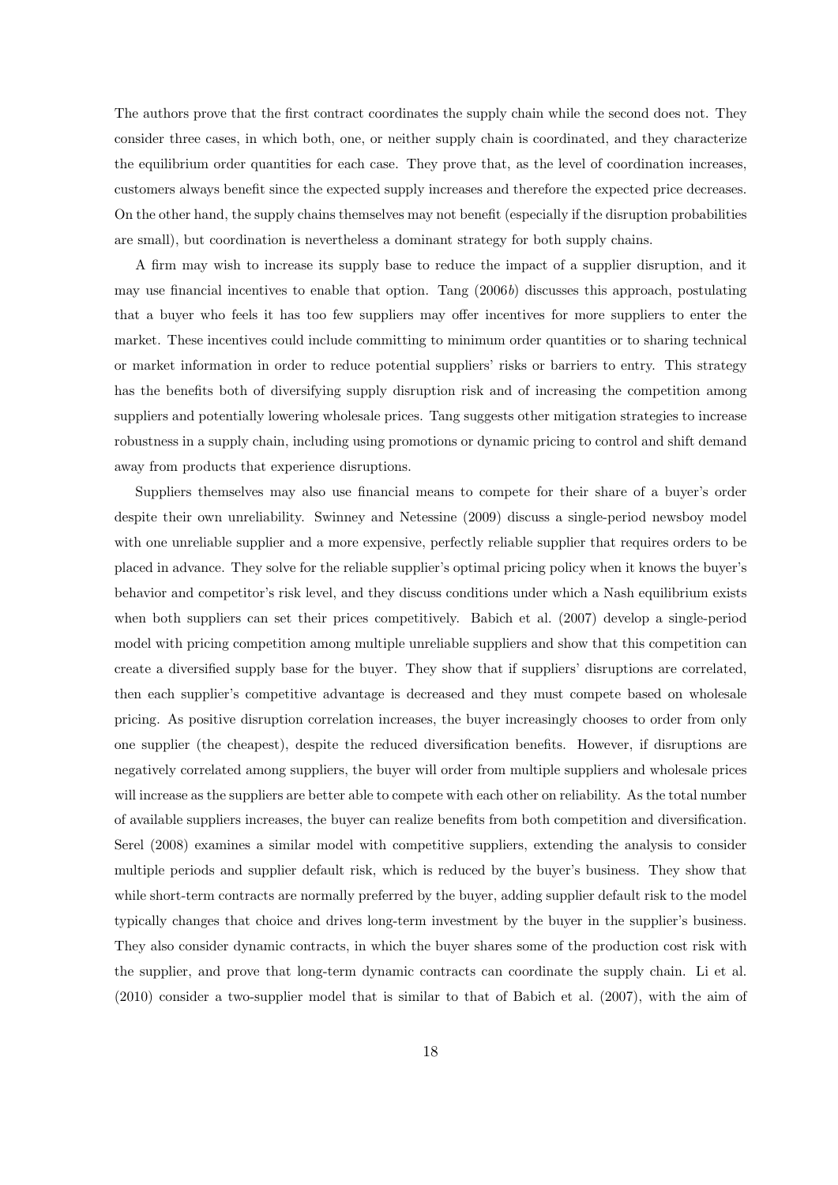The authors prove that the first contract coordinates the supply chain while the second does not. They consider three cases, in which both, one, or neither supply chain is coordinated, and they characterize the equilibrium order quantities for each case. They prove that, as the level of coordination increases, customers always benefit since the expected supply increases and therefore the expected price decreases. On the other hand, the supply chains themselves may not benefit (especially if the disruption probabilities are small), but coordination is nevertheless a dominant strategy for both supply chains.

A firm may wish to increase its supply base to reduce the impact of a supplier disruption, and it may use financial incentives to enable that option. Tang (2006*b*) discusses this approach, postulating that a buyer who feels it has too few suppliers may offer incentives for more suppliers to enter the market. These incentives could include committing to minimum order quantities or to sharing technical or market information in order to reduce potential suppliers' risks or barriers to entry. This strategy has the benefits both of diversifying supply disruption risk and of increasing the competition among suppliers and potentially lowering wholesale prices. Tang suggests other mitigation strategies to increase robustness in a supply chain, including using promotions or dynamic pricing to control and shift demand away from products that experience disruptions.

Suppliers themselves may also use financial means to compete for their share of a buyer's order despite their own unreliability. Swinney and Netessine (2009) discuss a single-period newsboy model with one unreliable supplier and a more expensive, perfectly reliable supplier that requires orders to be placed in advance. They solve for the reliable supplier's optimal pricing policy when it knows the buyer's behavior and competitor's risk level, and they discuss conditions under which a Nash equilibrium exists when both suppliers can set their prices competitively. Babich et al. (2007) develop a single-period model with pricing competition among multiple unreliable suppliers and show that this competition can create a diversified supply base for the buyer. They show that if suppliers' disruptions are correlated, then each supplier's competitive advantage is decreased and they must compete based on wholesale pricing. As positive disruption correlation increases, the buyer increasingly chooses to order from only one supplier (the cheapest), despite the reduced diversification benefits. However, if disruptions are negatively correlated among suppliers, the buyer will order from multiple suppliers and wholesale prices will increase as the suppliers are better able to compete with each other on reliability. As the total number of available suppliers increases, the buyer can realize benefits from both competition and diversification. Serel (2008) examines a similar model with competitive suppliers, extending the analysis to consider multiple periods and supplier default risk, which is reduced by the buyer's business. They show that while short-term contracts are normally preferred by the buyer, adding supplier default risk to the model typically changes that choice and drives long-term investment by the buyer in the supplier's business. They also consider dynamic contracts, in which the buyer shares some of the production cost risk with the supplier, and prove that long-term dynamic contracts can coordinate the supply chain. Li et al. (2010) consider a two-supplier model that is similar to that of Babich et al. (2007), with the aim of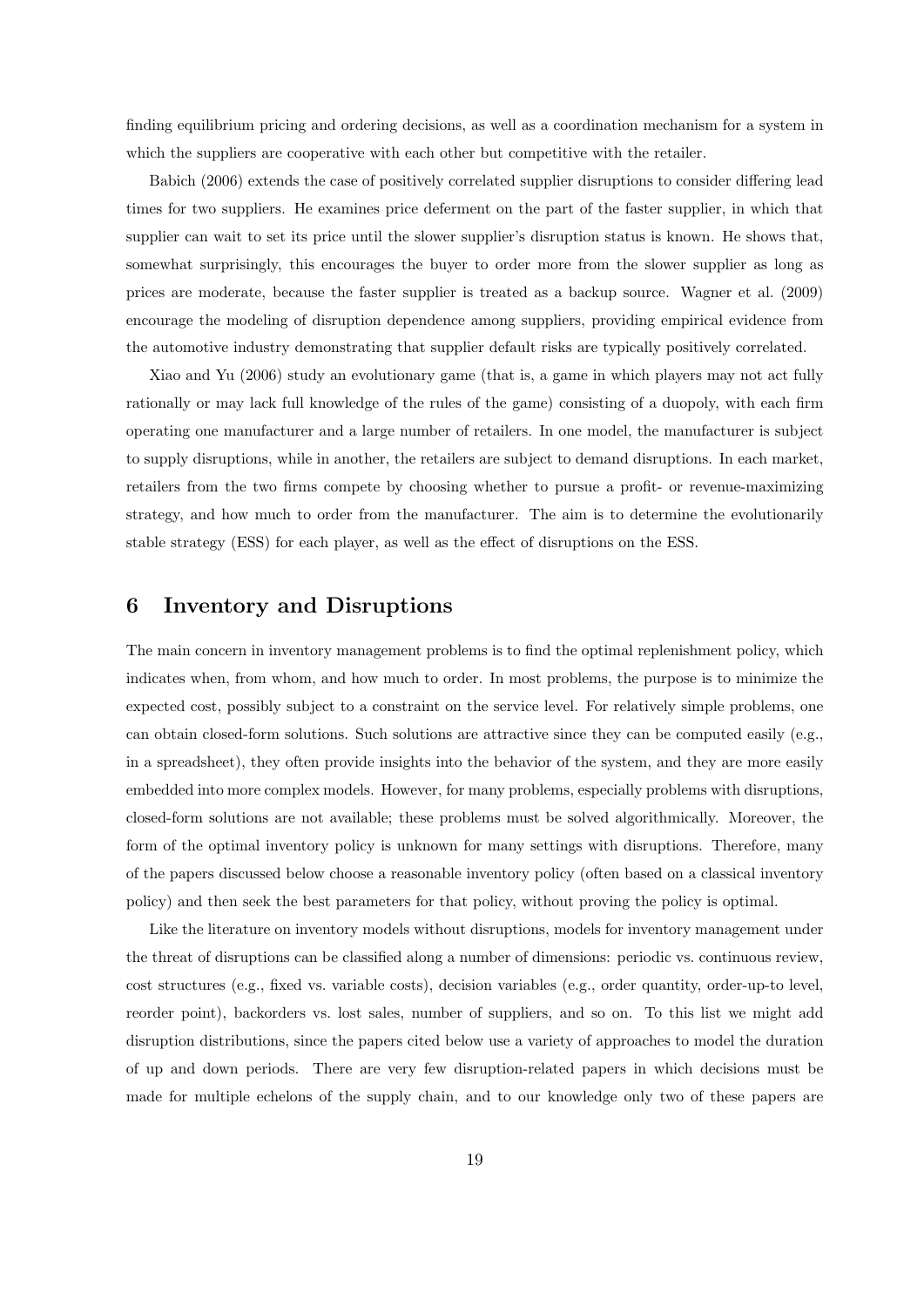finding equilibrium pricing and ordering decisions, as well as a coordination mechanism for a system in which the suppliers are cooperative with each other but competitive with the retailer.

Babich (2006) extends the case of positively correlated supplier disruptions to consider differing lead times for two suppliers. He examines price deferment on the part of the faster supplier, in which that supplier can wait to set its price until the slower supplier's disruption status is known. He shows that, somewhat surprisingly, this encourages the buyer to order more from the slower supplier as long as prices are moderate, because the faster supplier is treated as a backup source. Wagner et al. (2009) encourage the modeling of disruption dependence among suppliers, providing empirical evidence from the automotive industry demonstrating that supplier default risks are typically positively correlated.

Xiao and Yu (2006) study an evolutionary game (that is, a game in which players may not act fully rationally or may lack full knowledge of the rules of the game) consisting of a duopoly, with each firm operating one manufacturer and a large number of retailers. In one model, the manufacturer is subject to supply disruptions, while in another, the retailers are subject to demand disruptions. In each market, retailers from the two firms compete by choosing whether to pursue a profit- or revenue-maximizing strategy, and how much to order from the manufacturer. The aim is to determine the evolutionarily stable strategy (ESS) for each player, as well as the effect of disruptions on the ESS.

# 6 Inventory and Disruptions

The main concern in inventory management problems is to find the optimal replenishment policy, which indicates when, from whom, and how much to order. In most problems, the purpose is to minimize the expected cost, possibly subject to a constraint on the service level. For relatively simple problems, one can obtain closed-form solutions. Such solutions are attractive since they can be computed easily (e.g., in a spreadsheet), they often provide insights into the behavior of the system, and they are more easily embedded into more complex models. However, for many problems, especially problems with disruptions, closed-form solutions are not available; these problems must be solved algorithmically. Moreover, the form of the optimal inventory policy is unknown for many settings with disruptions. Therefore, many of the papers discussed below choose a reasonable inventory policy (often based on a classical inventory policy) and then seek the best parameters for that policy, without proving the policy is optimal.

Like the literature on inventory models without disruptions, models for inventory management under the threat of disruptions can be classified along a number of dimensions: periodic vs. continuous review, cost structures (e.g., fixed vs. variable costs), decision variables (e.g., order quantity, order-up-to level, reorder point), backorders vs. lost sales, number of suppliers, and so on. To this list we might add disruption distributions, since the papers cited below use a variety of approaches to model the duration of up and down periods. There are very few disruption-related papers in which decisions must be made for multiple echelons of the supply chain, and to our knowledge only two of these papers are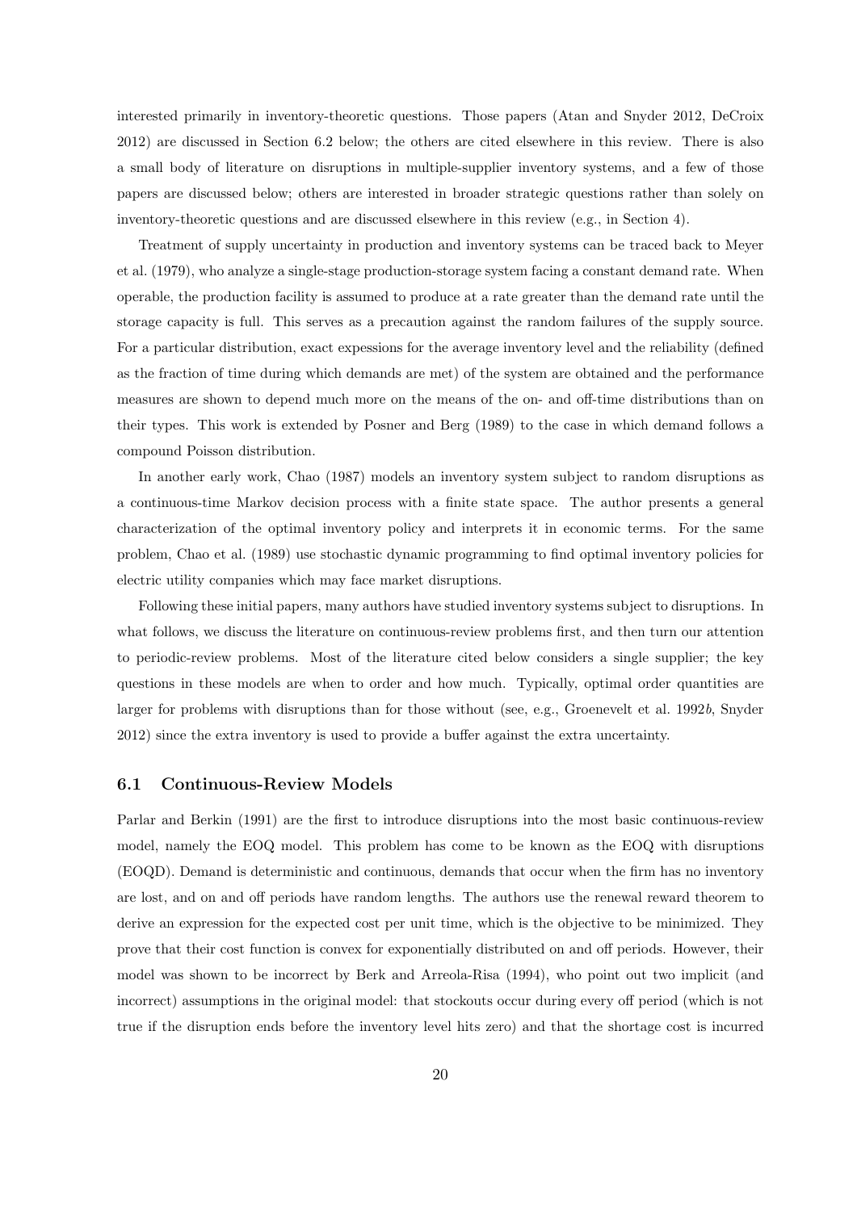interested primarily in inventory-theoretic questions. Those papers (Atan and Snyder 2012, DeCroix 2012) are discussed in Section 6.2 below; the others are cited elsewhere in this review. There is also a small body of literature on disruptions in multiple-supplier inventory systems, and a few of those papers are discussed below; others are interested in broader strategic questions rather than solely on inventory-theoretic questions and are discussed elsewhere in this review (e.g., in Section 4).

Treatment of supply uncertainty in production and inventory systems can be traced back to Meyer et al. (1979), who analyze a single-stage production-storage system facing a constant demand rate. When operable, the production facility is assumed to produce at a rate greater than the demand rate until the storage capacity is full. This serves as a precaution against the random failures of the supply source. For a particular distribution, exact expressions for the average inventory level and the reliability (defined as the fraction of time during which demands are met) of the system are obtained and the performance measures are shown to depend much more on the means of the on- and off-time distributions than on their types. This work is extended by Posner and Berg (1989) to the case in which demand follows a compound Poisson distribution.

In another early work, Chao (1987) models an inventory system subject to random disruptions as a continuous-time Markov decision process with a finite state space. The author presents a general characterization of the optimal inventory policy and interprets it in economic terms. For the same problem, Chao et al. (1989) use stochastic dynamic programming to find optimal inventory policies for electric utility companies which may face market disruptions.

Following these initial papers, many authors have studied inventory systems subject to disruptions. In what follows, we discuss the literature on continuous-review problems first, and then turn our attention to periodic-review problems. Most of the literature cited below considers a single supplier; the key questions in these models are when to order and how much. Typically, optimal order quantities are larger for problems with disruptions than for those without (see, e.g., Groenevelt et al. 1992*b*, Snyder 2012) since the extra inventory is used to provide a buffer against the extra uncertainty.

### 6.1 Continuous-Review Models

Parlar and Berkin (1991) are the first to introduce disruptions into the most basic continuous-review model, namely the EOQ model. This problem has come to be known as the EOQ with disruptions (EOQD). Demand is deterministic and continuous, demands that occur when the firm has no inventory are lost, and on and off periods have random lengths. The authors use the renewal reward theorem to derive an expression for the expected cost per unit time, which is the objective to be minimized. They prove that their cost function is convex for exponentially distributed on and off periods. However, their model was shown to be incorrect by Berk and Arreola-Risa (1994), who point out two implicit (and incorrect) assumptions in the original model: that stockouts occur during every off period (which is not true if the disruption ends before the inventory level hits zero) and that the shortage cost is incurred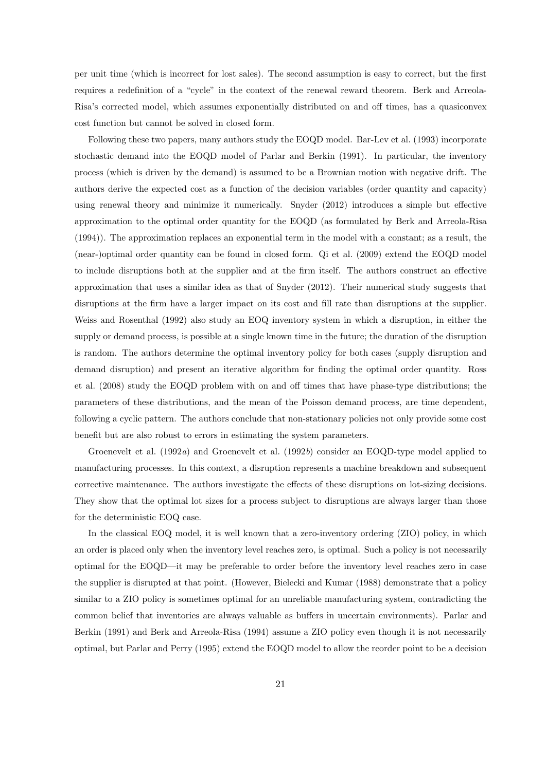per unit time (which is incorrect for lost sales). The second assumption is easy to correct, but the first requires a redefinition of a "cycle" in the context of the renewal reward theorem. Berk and Arreola-Risa's corrected model, which assumes exponentially distributed on and off times, has a quasiconvex cost function but cannot be solved in closed form.

Following these two papers, many authors study the EOQD model. Bar-Lev et al. (1993) incorporate stochastic demand into the EOQD model of Parlar and Berkin (1991). In particular, the inventory process (which is driven by the demand) is assumed to be a Brownian motion with negative drift. The authors derive the expected cost as a function of the decision variables (order quantity and capacity) using renewal theory and minimize it numerically. Snyder (2012) introduces a simple but effective approximation to the optimal order quantity for the EOQD (as formulated by Berk and Arreola-Risa (1994)). The approximation replaces an exponential term in the model with a constant; as a result, the (near-)optimal order quantity can be found in closed form. Qi et al. (2009) extend the EOQD model to include disruptions both at the supplier and at the firm itself. The authors construct an effective approximation that uses a similar idea as that of Snyder (2012). Their numerical study suggests that disruptions at the firm have a larger impact on its cost and fill rate than disruptions at the supplier. Weiss and Rosenthal (1992) also study an EOQ inventory system in which a disruption, in either the supply or demand process, is possible at a single known time in the future; the duration of the disruption is random. The authors determine the optimal inventory policy for both cases (supply disruption and demand disruption) and present an iterative algorithm for finding the optimal order quantity. Ross et al. (2008) study the EOQD problem with on and off times that have phase-type distributions; the parameters of these distributions, and the mean of the Poisson demand process, are time dependent, following a cyclic pattern. The authors conclude that non-stationary policies not only provide some cost benefit but are also robust to errors in estimating the system parameters.

Groenevelt et al. (1992*a*) and Groenevelt et al. (1992*b*) consider an EOQD-type model applied to manufacturing processes. In this context, a disruption represents a machine breakdown and subsequent corrective maintenance. The authors investigate the effects of these disruptions on lot-sizing decisions. They show that the optimal lot sizes for a process subject to disruptions are always larger than those for the deterministic EOQ case.

In the classical EOQ model, it is well known that a zero-inventory ordering (ZIO) policy, in which an order is placed only when the inventory level reaches zero, is optimal. Such a policy is not necessarily optimal for the EOQD—it may be preferable to order before the inventory level reaches zero in case the supplier is disrupted at that point. (However, Bielecki and Kumar (1988) demonstrate that a policy similar to a ZIO policy is sometimes optimal for an unreliable manufacturing system, contradicting the common belief that inventories are always valuable as buffers in uncertain environments). Parlar and Berkin (1991) and Berk and Arreola-Risa (1994) assume a ZIO policy even though it is not necessarily optimal, but Parlar and Perry (1995) extend the EOQD model to allow the reorder point to be a decision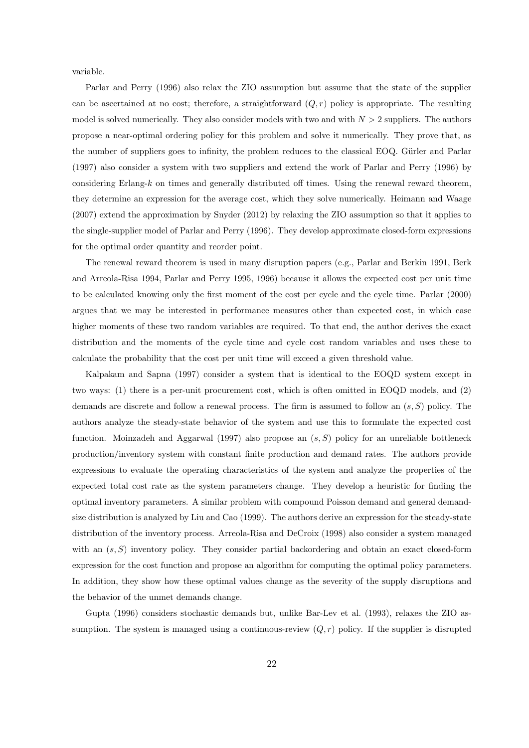variable.

Parlar and Perry (1996) also relax the ZIO assumption but assume that the state of the supplier can be ascertained at no cost; therefore, a straightforward $(Q, r)$ policy is appropriate. The resulting model is solved numerically. They also consider models with two and with $N > 2$ suppliers. The authors propose a near-optimal ordering policy for this problem and solve it numerically. They prove that, as the number of suppliers goes to infinity, the problem reduces to the classical EOQ. Gürler and Parlar (1997) also consider a system with two suppliers and extend the work of Parlar and Perry (1996) by considering Erlang-$k$ on times and generally distributed off times. Using the renewal reward theorem, they determine an expression for the average cost, which they solve numerically. Heimann and Waage (2007) extend the approximation by Snyder (2012) by relaxing the ZIO assumption so that it applies to the single-supplier model of Parlar and Perry (1996). They develop approximate closed-form expressions for the optimal order quantity and reorder point.

The renewal reward theorem is used in many disruption papers (e.g., Parlar and Berkin 1991, Berk and Arreola-Risa 1994, Parlar and Perry 1995, 1996) because it allows the expected cost per unit time to be calculated knowing only the first moment of the cost per cycle and the cycle time. Parlar (2000) argues that we may be interested in performance measures other than expected cost, in which case higher moments of these two random variables are required. To that end, the author derives the exact distribution and the moments of the cycle time and cycle cost random variables and uses these to calculate the probability that the cost per unit time will exceed a given threshold value.

Kalpakam and Sapna (1997) consider a system that is identical to the EOQD system except in two ways: (1) there is a per-unit procurement cost, which is often omitted in EOQD models, and (2) demands are discrete and follow a renewal process. The firm is assumed to follow an $(s, S)$ policy. The authors analyze the steady-state behavior of the system and use this to formulate the expected cost function. Moinzadeh and Aggarwal (1997) also propose an $(s, S)$ policy for an unreliable bottleneck production/inventory system with constant finite production and demand rates. The authors provide expressions to evaluate the operating characteristics of the system and analyze the properties of the expected total cost rate as the system parameters change. They develop a heuristic for finding the optimal inventory parameters. A similar problem with compound Poisson demand and general demand-size distribution is analyzed by Liu and Cao (1999). The authors derive an expression for the steady-state distribution of the inventory process. Arreola-Risa and DeCroix (1998) also consider a system managed with an $(s, S)$ inventory policy. They consider partial backordering and obtain an exact closed-form expression for the cost function and propose an algorithm for computing the optimal policy parameters. In addition, they show how these optimal values change as the severity of the supply disruptions and the behavior of the unmet demands change.

Gupta (1996) considers stochastic demands but, unlike Bar-Lev et al. (1993), relaxes the ZIO assumption. The system is managed using a continuous-review $(Q, r)$ policy. If the supplier is disrupted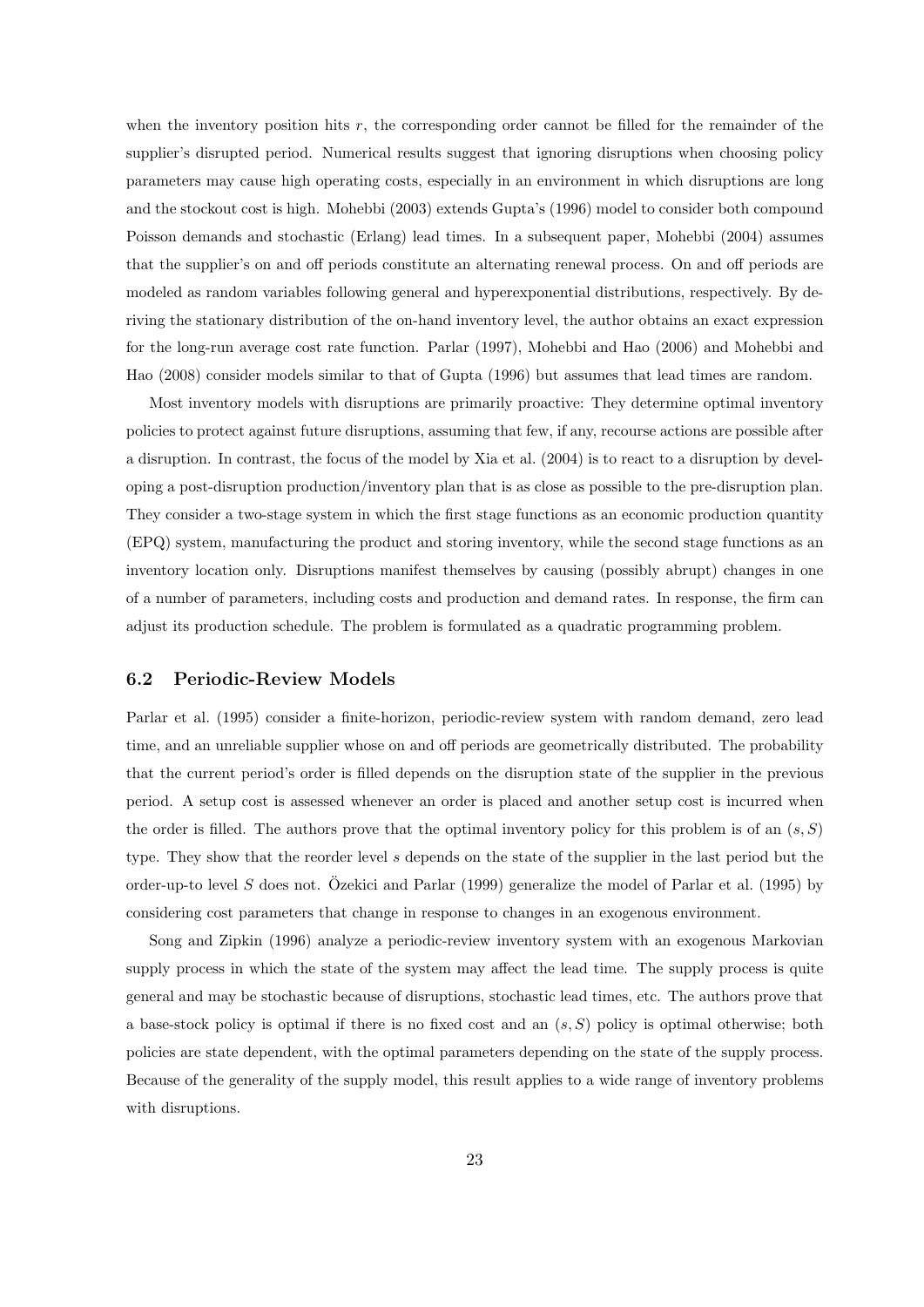when the inventory position hits $r$, the corresponding order cannot be filled for the remainder of the supplier's disrupted period. Numerical results suggest that ignoring disruptions when choosing policy parameters may cause high operating costs, especially in an environment in which disruptions are long and the stockout cost is high. Mohebbi (2003) extends Gupta's (1996) model to consider both compound Poisson demands and stochastic (Erlang) lead times. In a subsequent paper, Mohebbi (2004) assumes that the supplier's on and off periods constitute an alternating renewal process. On and off periods are modeled as random variables following general and hyperexponential distributions, respectively. By deriving the stationary distribution of the on-hand inventory level, the author obtains an exact expression for the long-run average cost rate function. Parlar (1997), Mohebbi and Hao (2006) and Mohebbi and Hao (2008) consider models similar to that of Gupta (1996) but assumes that lead times are random.

Most inventory models with disruptions are primarily proactive: They determine optimal inventory policies to protect against future disruptions, assuming that few, if any, recourse actions are possible after a disruption. In contrast, the focus of the model by Xia et al. (2004) is to react to a disruption by developing a post-disruption production/inventory plan that is as close as possible to the pre-disruption plan. They consider a two-stage system in which the first stage functions as an economic production quantity (EPQ) system, manufacturing the product and storing inventory, while the second stage functions as an inventory location only. Disruptions manifest themselves by causing (possibly abrupt) changes in one of a number of parameters, including costs and production and demand rates. In response, the firm can adjust its production schedule. The problem is formulated as a quadratic programming problem.

### 6.2 Periodic-Review Models

Parlar et al. (1995) consider a finite-horizon, periodic-review system with random demand, zero lead time, and an unreliable supplier whose on and off periods are geometrically distributed. The probability that the current period's order is filled depends on the disruption state of the supplier in the previous period. A setup cost is assessed whenever an order is placed and another setup cost is incurred when the order is filled. The authors prove that the optimal inventory policy for this problem is of an $(s, S)$ type. They show that the reorder level $s$ depends on the state of the supplier in the last period but the order-up-to level $S$ does not. Özekici and Parlar (1999) generalize the model of Parlar et al. (1995) by considering cost parameters that change in response to changes in an exogenous environment.

Song and Zipkin (1996) analyze a periodic-review inventory system with an exogenous Markovian supply process in which the state of the system may affect the lead time. The supply process is quite general and may be stochastic because of disruptions, stochastic lead times, etc. The authors prove that a base-stock policy is optimal if there is no fixed cost and an $(s, S)$ policy is optimal otherwise; both policies are state dependent, with the optimal parameters depending on the state of the supply process. Because of the generality of the supply model, this result applies to a wide range of inventory problems with disruptions.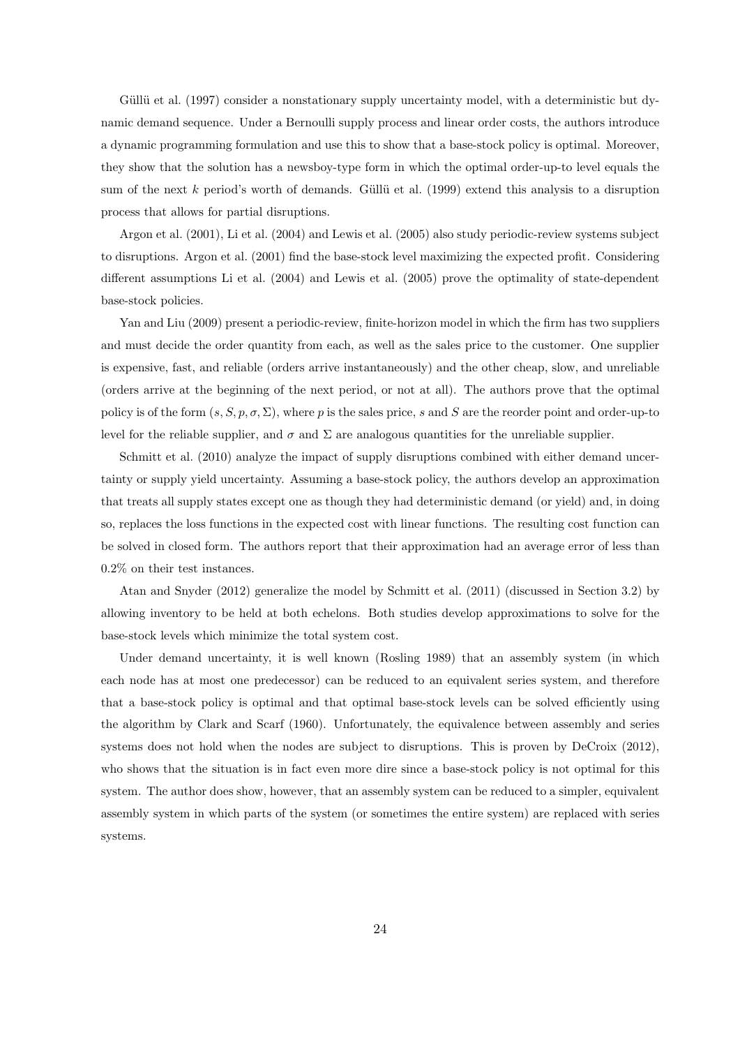Güllü et al. (1997) consider a nonstationary supply uncertainty model, with a deterministic but dynamic demand sequence. Under a Bernoulli supply process and linear order costs, the authors introduce a dynamic programming formulation and use this to show that a base-stock policy is optimal. Moreover, they show that the solution has a newsboy-type form in which the optimal order-up-to level equals the sum of the next $k$ period's worth of demands. Güllü et al. (1999) extend this analysis to a disruption process that allows for partial disruptions.

Argon et al. (2001), Li et al. (2004) and Lewis et al. (2005) also study periodic-review systems subject to disruptions. Argon et al. (2001) find the base-stock level maximizing the expected profit. Considering different assumptions Li et al. (2004) and Lewis et al. (2005) prove the optimality of state-dependent base-stock policies.

Yan and Liu (2009) present a periodic-review, finite-horizon model in which the firm has two suppliers and must decide the order quantity from each, as well as the sales price to the customer. One supplier is expensive, fast, and reliable (orders arrive instantaneously) and the other cheap, slow, and unreliable (orders arrive at the beginning of the next period, or not at all). The authors prove that the optimal policy is of the form $(s, S, p, \sigma, \Sigma)$, where $p$ is the sales price, $s$ and $S$ are the reorder point and order-up-to level for the reliable supplier, and $\sigma$ and $\Sigma$ are analogous quantities for the unreliable supplier.

Schmitt et al. (2010) analyze the impact of supply disruptions combined with either demand uncertainty or supply yield uncertainty. Assuming a base-stock policy, the authors develop an approximation that treats all supply states except one as though they had deterministic demand (or yield) and, in doing so, replaces the loss functions in the expected cost with linear functions. The resulting cost function can be solved in closed form. The authors report that their approximation had an average error of less than 0.2% on their test instances.

Atan and Snyder (2012) generalize the model by Schmitt et al. (2011) (discussed in Section 3.2) by allowing inventory to be held at both echelons. Both studies develop approximations to solve for the base-stock levels which minimize the total system cost.

Under demand uncertainty, it is well known (Rosling 1989) that an assembly system (in which each node has at most one predecessor) can be reduced to an equivalent series system, and therefore that a base-stock policy is optimal and that optimal base-stock levels can be solved efficiently using the algorithm by Clark and Scarf (1960). Unfortunately, the equivalence between assembly and series systems does not hold when the nodes are subject to disruptions. This is proven by DeCroix (2012), who shows that the situation is in fact even more dire since a base-stock policy is not optimal for this system. The author does show, however, that an assembly system can be reduced to a simpler, equivalent assembly system in which parts of the system (or sometimes the entire system) are replaced with series systems.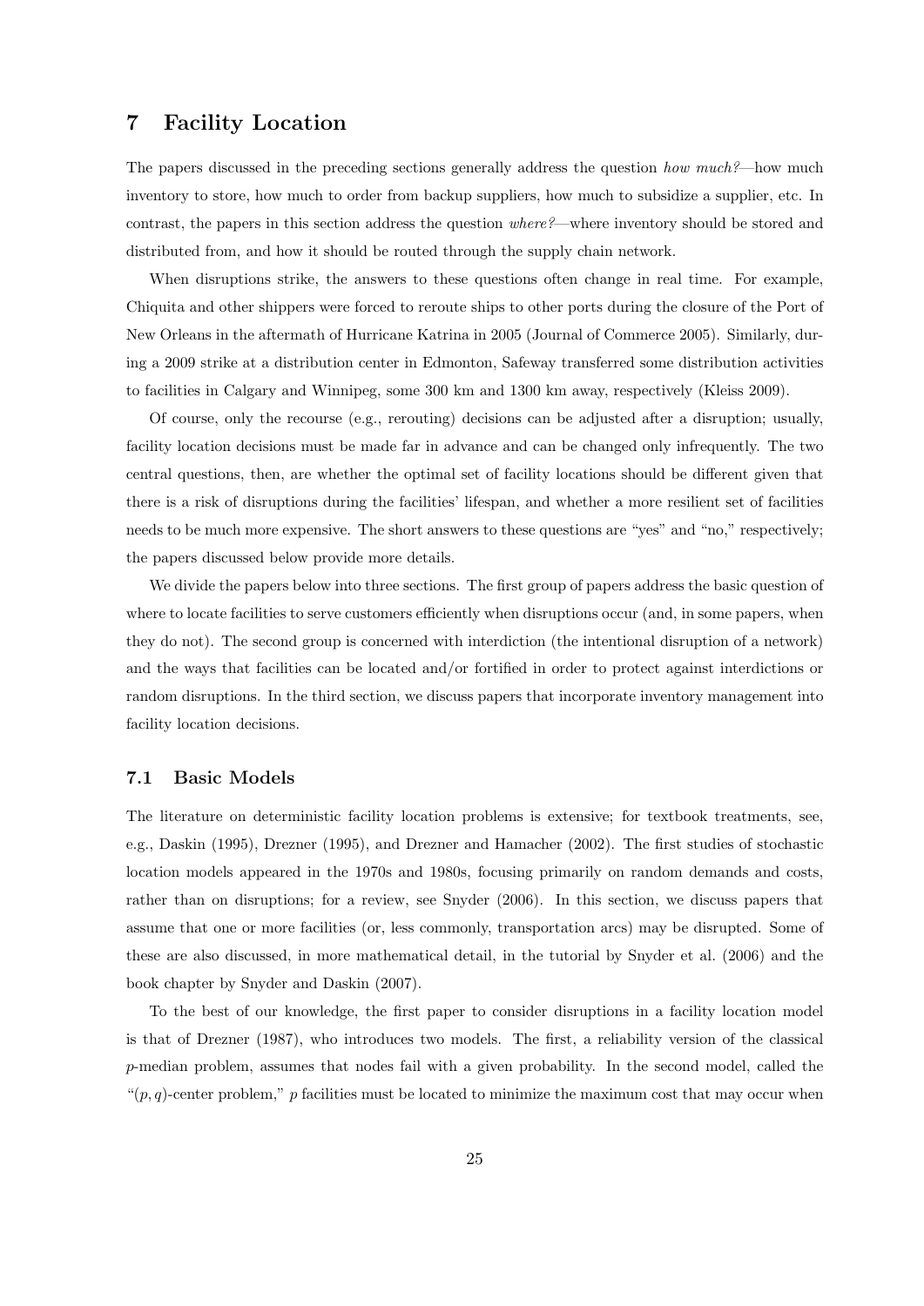# 7 Facility Location

The papers discussed in the preceding sections generally address the question *how much?*—how much inventory to store, how much to order from backup suppliers, how much to subsidize a supplier, etc. In contrast, the papers in this section address the question *where?*—where inventory should be stored and distributed from, and how it should be routed through the supply chain network.

When disruptions strike, the answers to these questions often change in real time. For example, Chiquita and other shippers were forced to reroute ships to other ports during the closure of the Port of New Orleans in the aftermath of Hurricane Katrina in 2005 (Journal of Commerce 2005). Similarly, during a 2009 strike at a distribution center in Edmonton, Safeway transferred some distribution activities to facilities in Calgary and Winnipeg, some 300 km and 1300 km away, respectively (Kleiss 2009).

Of course, only the recourse (e.g., rerouting) decisions can be adjusted after a disruption; usually, facility location decisions must be made far in advance and can be changed only infrequently. The two central questions, then, are whether the optimal set of facility locations should be different given that there is a risk of disruptions during the facilities' lifespan, and whether a more resilient set of facilities needs to be much more expensive. The short answers to these questions are "yes" and "no," respectively; the papers discussed below provide more details.

We divide the papers below into three sections. The first group of papers address the basic question of where to locate facilities to serve customers efficiently when disruptions occur (and, in some papers, when they do not). The second group is concerned with interdiction (the intentional disruption of a network) and the ways that facilities can be located and/or fortified in order to protect against interdictions or random disruptions. In the third section, we discuss papers that incorporate inventory management into facility location decisions.

## 7.1 Basic Models

The literature on deterministic facility location problems is extensive; for textbook treatments, see, e.g., Daskin (1995), Drezner (1995), and Drezner and Hamacher (2002). The first studies of stochastic location models appeared in the 1970s and 1980s, focusing primarily on random demands and costs, rather than on disruptions; for a review, see Snyder (2006). In this section, we discuss papers that assume that one or more facilities (or, less commonly, transportation arcs) may be disrupted. Some of these are also discussed, in more mathematical detail, in the tutorial by Snyder et al. (2006) and the book chapter by Snyder and Daskin (2007).

To the best of our knowledge, the first paper to consider disruptions in a facility location model is that of Drezner (1987), who introduces two models. The first, a reliability version of the classical $p$-median problem, assumes that nodes fail with a given probability. In the second model, called the "$(p, q)$-center problem," $p$ facilities must be located to minimize the maximum cost that may occur when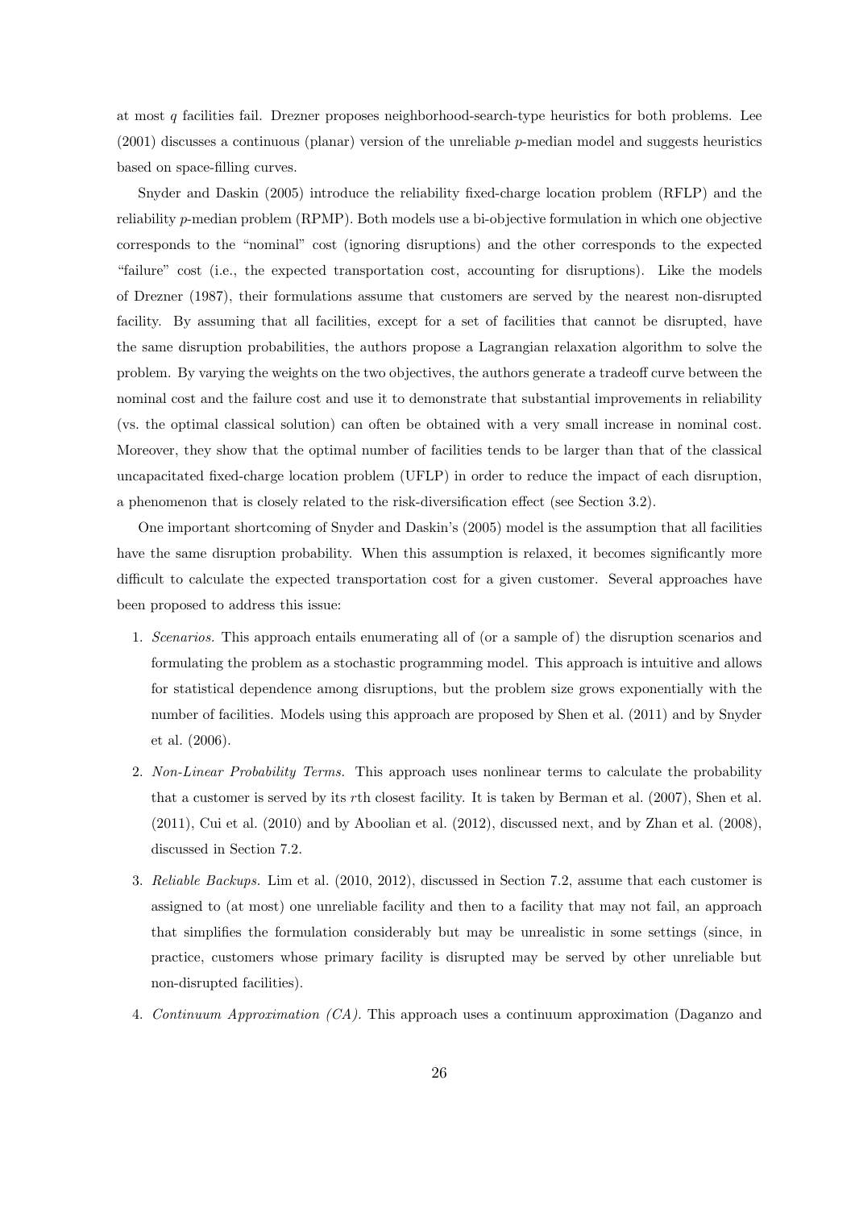at most $q$ facilities fail. Drezner proposes neighborhood-search-type heuristics for both problems. Lee (2001) discusses a continuous (planar) version of the unreliable $p$-median model and suggests heuristics based on space-filling curves.

Snyder and Daskin (2005) introduce the reliability fixed-charge location problem (RFLP) and the reliability $p$-median problem (RPMP). Both models use a bi-objective formulation in which one objective corresponds to the "nominal" cost (ignoring disruptions) and the other corresponds to the expected "failure" cost (i.e., the expected transportation cost, accounting for disruptions). Like the models of Drezner (1987), their formulations assume that customers are served by the nearest non-disrupted facility. By assuming that all facilities, except for a set of facilities that cannot be disrupted, have the same disruption probabilities, the authors propose a Lagrangian relaxation algorithm to solve the problem. By varying the weights on the two objectives, the authors generate a tradeoff curve between the nominal cost and the failure cost and use it to demonstrate that substantial improvements in reliability (vs. the optimal classical solution) can often be obtained with a very small increase in nominal cost. Moreover, they show that the optimal number of facilities tends to be larger than that of the classical uncapacitated fixed-charge location problem (UFLP) in order to reduce the impact of each disruption, a phenomenon that is closely related to the risk-diversification effect (see Section 3.2).

One important shortcoming of Snyder and Daskin's (2005) model is the assumption that all facilities have the same disruption probability. When this assumption is relaxed, it becomes significantly more difficult to calculate the expected transportation cost for a given customer. Several approaches have been proposed to address this issue:

1. *Scenarios.* This approach entails enumerating all of (or a sample of) the disruption scenarios and formulating the problem as a stochastic programming model. This approach is intuitive and allows for statistical dependence among disruptions, but the problem size grows exponentially with the number of facilities. Models using this approach are proposed by Shen et al. (2011) and by Snyder et al. (2006).
2. *Non-Linear Probability Terms.* This approach uses nonlinear terms to calculate the probability that a customer is served by its $r$th closest facility. It is taken by Berman et al. (2007), Shen et al. (2011), Cui et al. (2010) and by Aboolian et al. (2012), discussed next, and by Zhan et al. (2008), discussed in Section 7.2.
3. *Reliable Backups.* Lim et al. (2010, 2012), discussed in Section 7.2, assume that each customer is assigned to (at most) one unreliable facility and then to a facility that may not fail, an approach that simplifies the formulation considerably but may be unrealistic in some settings (since, in practice, customers whose primary facility is disrupted may be served by other unreliable but non-disrupted facilities).
4. *Continuum Approximation (CA).* This approach uses a continuum approximation (Daganzo and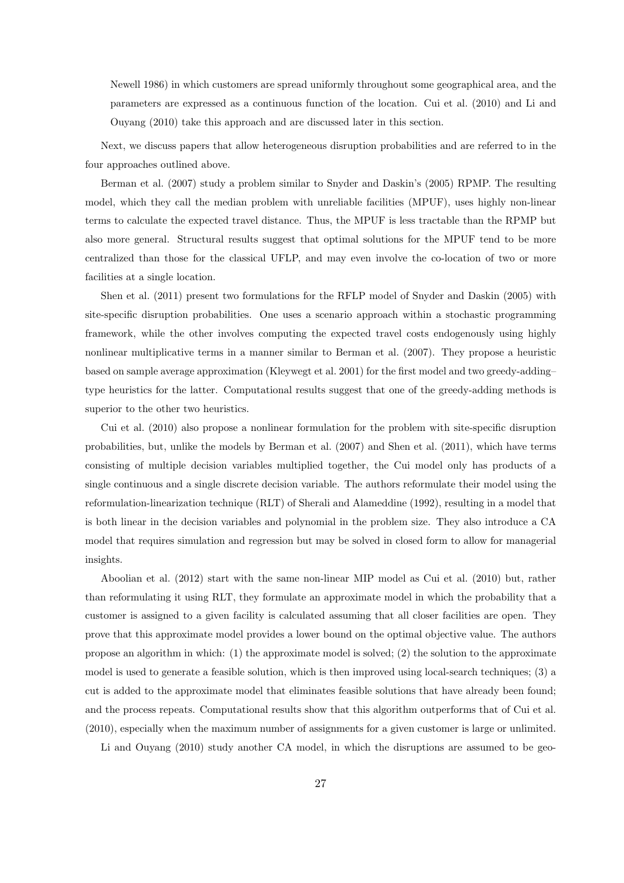Newell 1986) in which customers are spread uniformly throughout some geographical area, and the parameters are expressed as a continuous function of the location. Cui et al. (2010) and Li and Ouyang (2010) take this approach and are discussed later in this section.

Next, we discuss papers that allow heterogeneous disruption probabilities and are referred to in the four approaches outlined above.

Berman et al. (2007) study a problem similar to Snyder and Daskin's (2005) RPMP. The resulting model, which they call the median problem with unreliable facilities (MPUF), uses highly non-linear terms to calculate the expected travel distance. Thus, the MPUF is less tractable than the RPMP but also more general. Structural results suggest that optimal solutions for the MPUF tend to be more centralized than those for the classical UFLP, and may even involve the co-location of two or more facilities at a single location.

Shen et al. (2011) present two formulations for the RFLP model of Snyder and Daskin (2005) with site-specific disruption probabilities. One uses a scenario approach within a stochastic programming framework, while the other involves computing the expected travel costs endogenously using highly nonlinear multiplicative terms in a manner similar to Berman et al. (2007). They propose a heuristic based on sample average approximation (Kleywegt et al. 2001) for the first model and two greedy-adding–type heuristics for the latter. Computational results suggest that one of the greedy-adding methods is superior to the other two heuristics.

Cui et al. (2010) also propose a nonlinear formulation for the problem with site-specific disruption probabilities, but, unlike the models by Berman et al. (2007) and Shen et al. (2011), which have terms consisting of multiple decision variables multiplied together, the Cui model only has products of a single continuous and a single discrete decision variable. The authors reformulate their model using the reformulation-linearization technique (RLT) of Sherali and Alameddine (1992), resulting in a model that is both linear in the decision variables and polynomial in the problem size. They also introduce a CA model that requires simulation and regression but may be solved in closed form to allow for managerial insights.

Aboolian et al. (2012) start with the same non-linear MIP model as Cui et al. (2010) but, rather than reformulating it using RLT, they formulate an approximate model in which the probability that a customer is assigned to a given facility is calculated assuming that all closer facilities are open. They prove that this approximate model provides a lower bound on the optimal objective value. The authors propose an algorithm in which: (1) the approximate model is solved; (2) the solution to the approximate model is used to generate a feasible solution, which is then improved using local-search techniques; (3) a cut is added to the approximate model that eliminates feasible solutions that have already been found; and the process repeats. Computational results show that this algorithm outperforms that of Cui et al. (2010), especially when the maximum number of assignments for a given customer is large or unlimited.

Li and Ouyang (2010) study another CA model, in which the disruptions are assumed to be geo-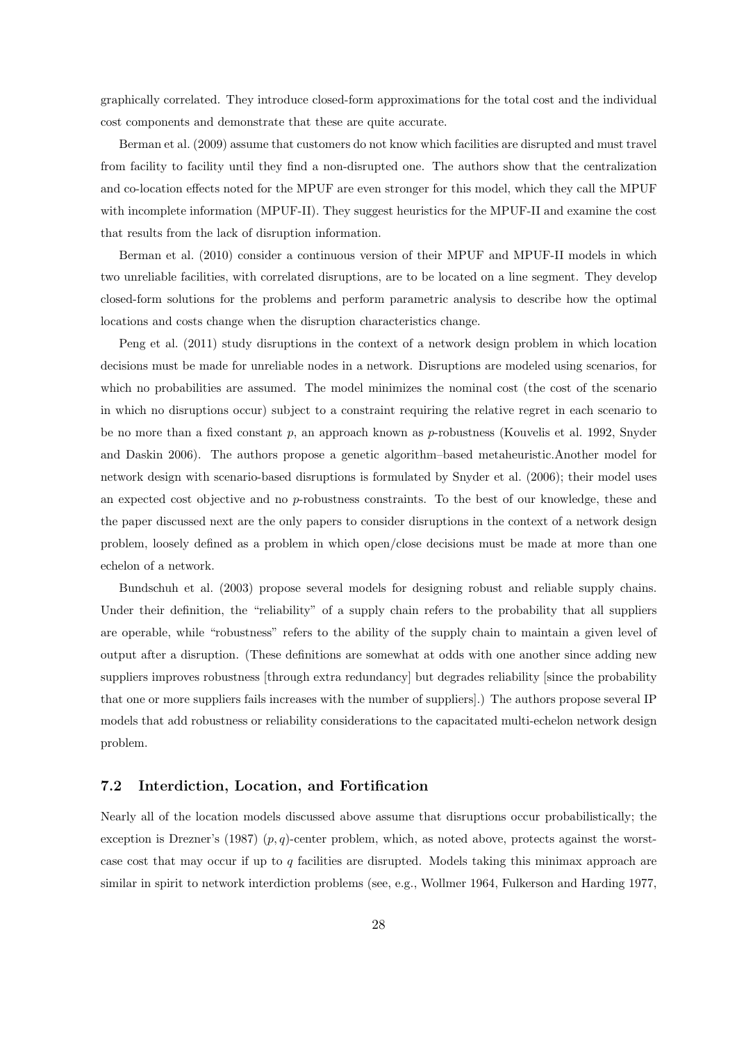graphically correlated. They introduce closed-form approximations for the total cost and the individual cost components and demonstrate that these are quite accurate.

Berman et al. (2009) assume that customers do not know which facilities are disrupted and must travel from facility to facility until they find a non-disrupted one. The authors show that the centralization and co-location effects noted for the MPUF are even stronger for this model, which they call the MPUF with incomplete information (MPUF-II). They suggest heuristics for the MPUF-II and examine the cost that results from the lack of disruption information.

Berman et al. (2010) consider a continuous version of their MPUF and MPUF-II models in which two unreliable facilities, with correlated disruptions, are to be located on a line segment. They develop closed-form solutions for the problems and perform parametric analysis to describe how the optimal locations and costs change when the disruption characteristics change.

Peng et al. (2011) study disruptions in the context of a network design problem in which location decisions must be made for unreliable nodes in a network. Disruptions are modeled using scenarios, for which no probabilities are assumed. The model minimizes the nominal cost (the cost of the scenario in which no disruptions occur) subject to a constraint requiring the relative regret in each scenario to be no more than a fixed constant $p$, an approach known as $p$-robustness (Kouvelis et al. 1992, Snyder and Daskin 2006). The authors propose a genetic algorithm–based metaheuristic.Another model for network design with scenario-based disruptions is formulated by Snyder et al. (2006); their model uses an expected cost objective and no $p$-robustness constraints. To the best of our knowledge, these and the paper discussed next are the only papers to consider disruptions in the context of a network design problem, loosely defined as a problem in which open/close decisions must be made at more than one echelon of a network.

Bundschuh et al. (2003) propose several models for designing robust and reliable supply chains. Under their definition, the "reliability" of a supply chain refers to the probability that all suppliers are operable, while "robustness" refers to the ability of the supply chain to maintain a given level of output after a disruption. (These definitions are somewhat at odds with one another since adding new suppliers improves robustness [through extra redundancy] but degrades reliability [since the probability that one or more suppliers fails increases with the number of suppliers].) The authors propose several IP models that add robustness or reliability considerations to the capacitated multi-echelon network design problem.

### 7.2 Interdiction, Location, and Fortification

Nearly all of the location models discussed above assume that disruptions occur probabilistically; the exception is Drezner's (1987) $(p, q)$-center problem, which, as noted above, protects against the worst-case cost that may occur if up to $q$ facilities are disrupted. Models taking this minimax approach are similar in spirit to network interdiction problems (see, e.g., Wollmer 1964, Fulkerson and Harding 1977,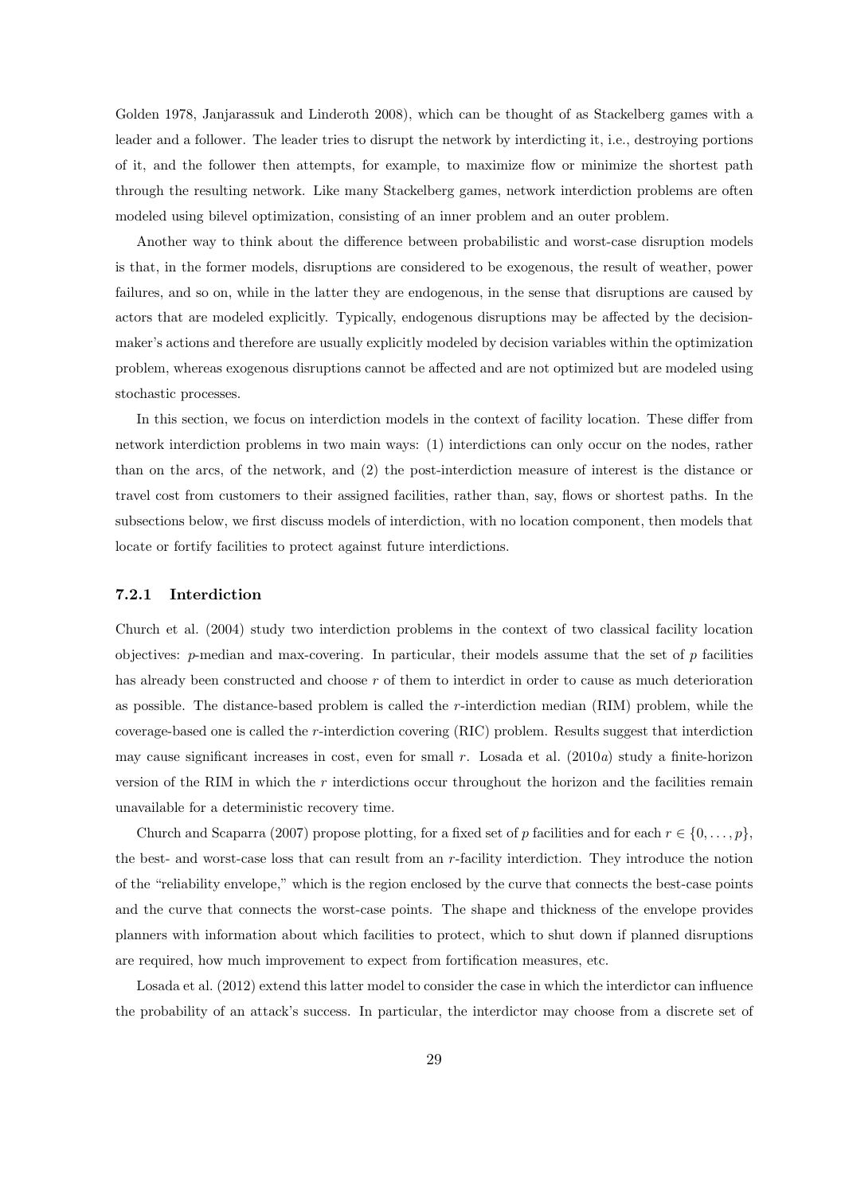Golden 1978, Janjarassuk and Linderoth 2008), which can be thought of as Stackelberg games with a leader and a follower. The leader tries to disrupt the network by interdicting it, i.e., destroying portions of it, and the follower then attempts, for example, to maximize flow or minimize the shortest path through the resulting network. Like many Stackelberg games, network interdiction problems are often modeled using bilevel optimization, consisting of an inner problem and an outer problem.

Another way to think about the difference between probabilistic and worst-case disruption models is that, in the former models, disruptions are considered to be exogenous, the result of weather, power failures, and so on, while in the latter they are endogenous, in the sense that disruptions are caused by actors that are modeled explicitly. Typically, endogenous disruptions may be affected by the decision-maker's actions and therefore are usually explicitly modeled by decision variables within the optimization problem, whereas exogenous disruptions cannot be affected and are not optimized but are modeled using stochastic processes.

In this section, we focus on interdiction models in the context of facility location. These differ from network interdiction problems in two main ways: (1) interdictions can only occur on the nodes, rather than on the arcs, of the network, and (2) the post-interdiction measure of interest is the distance or travel cost from customers to their assigned facilities, rather than, say, flows or shortest paths. In the subsections below, we first discuss models of interdiction, with no location component, then models that locate or fortify facilities to protect against future interdictions.

### 7.2.1 Interdiction

Church et al. (2004) study two interdiction problems in the context of two classical facility location objectives: $p$-median and max-covering. In particular, their models assume that the set of $p$ facilities has already been constructed and choose $r$ of them to interdict in order to cause as much deterioration as possible. The distance-based problem is called the $r$-interdiction median (RIM) problem, while the coverage-based one is called the $r$-interdiction covering (RIC) problem. Results suggest that interdiction may cause significant increases in cost, even for small $r$. Losada et al. (2010*a*) study a finite-horizon version of the RIM in which the $r$ interdictions occur throughout the horizon and the facilities remain unavailable for a deterministic recovery time.

Church and Scaparra (2007) propose plotting, for a fixed set of $p$ facilities and for each $r \in \{0, \dots, p\}$, the best- and worst-case loss that can result from an $r$-facility interdiction. They introduce the notion of the "reliability envelope," which is the region enclosed by the curve that connects the best-case points and the curve that connects the worst-case points. The shape and thickness of the envelope provides planners with information about which facilities to protect, which to shut down if planned disruptions are required, how much improvement to expect from fortification measures, etc.

Losada et al. (2012) extend this latter model to consider the case in which the interdictor can influence the probability of an attack's success. In particular, the interdictor may choose from a discrete set of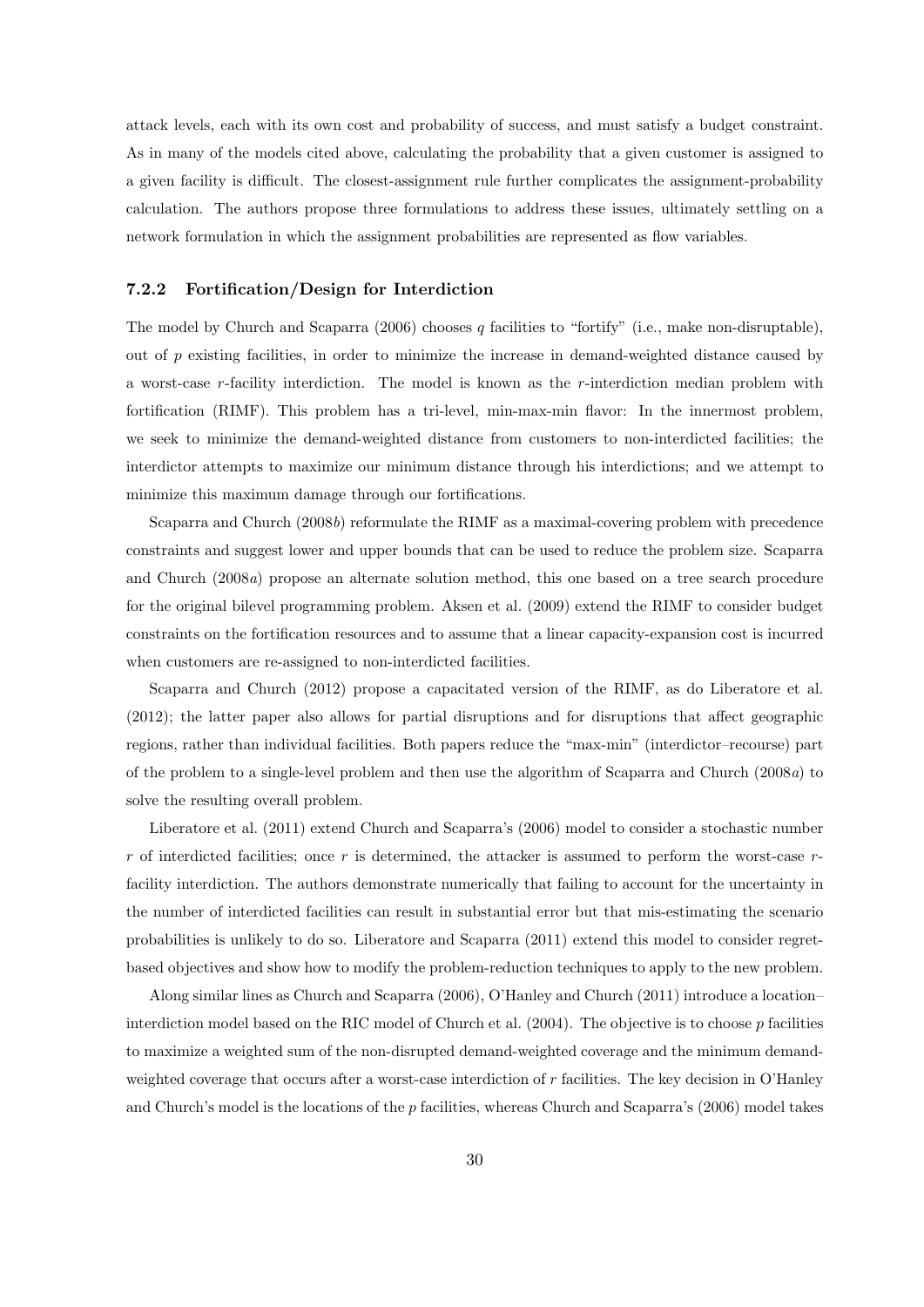attack levels, each with its own cost and probability of success, and must satisfy a budget constraint. As in many of the models cited above, calculating the probability that a given customer is assigned to a given facility is difficult. The closest-assignment rule further complicates the assignment-probability calculation. The authors propose three formulations to address these issues, ultimately settling on a network formulation in which the assignment probabilities are represented as flow variables.

### 7.2.2 Fortification/Design for Interdiction

The model by Church and Scaparra (2006) chooses $q$ facilities to "fortify" (i.e., make non-disruptable), out of $p$ existing facilities, in order to minimize the increase in demand-weighted distance caused by a worst-case $r$-facility interdiction. The model is known as the $r$-interdiction median problem with fortification (RIMF). This problem has a tri-level, min-max-min flavor: In the innermost problem, we seek to minimize the demand-weighted distance from customers to non-interdicted facilities; the interdictor attempts to maximize our minimum distance through his interdictions; and we attempt to minimize this maximum damage through our fortifications.

Scaparra and Church (2008*b*) reformulate the RIMF as a maximal-covering problem with precedence constraints and suggest lower and upper bounds that can be used to reduce the problem size. Scaparra and Church (2008*a*) propose an alternate solution method, this one based on a tree search procedure for the original bilevel programming problem. Aksen et al. (2009) extend the RIMF to consider budget constraints on the fortification resources and to assume that a linear capacity-expansion cost is incurred when customers are re-assigned to non-interdicted facilities.

Scaparra and Church (2012) propose a capacitated version of the RIMF, as do Liberatore et al. (2012); the latter paper also allows for partial disruptions and for disruptions that affect geographic regions, rather than individual facilities. Both papers reduce the "max-min" (interdictor–recourse) part of the problem to a single-level problem and then use the algorithm of Scaparra and Church (2008*a*) to solve the resulting overall problem.

Liberatore et al. (2011) extend Church and Scaparra's (2006) model to consider a stochastic number $r$ of interdicted facilities; once $r$ is determined, the attacker is assumed to perform the worst-case $r$-facility interdiction. The authors demonstrate numerically that failing to account for the uncertainty in the number of interdicted facilities can result in substantial error but that mis-estimating the scenario probabilities is unlikely to do so. Liberatore and Scaparra (2011) extend this model to consider regret-based objectives and show how to modify the problem-reduction techniques to apply to the new problem.

Along similar lines as Church and Scaparra (2006), O'Hanley and Church (2011) introduce a location–interdiction model based on the RIC model of Church et al. (2004). The objective is to choose $p$ facilities to maximize a weighted sum of the non-disrupted demand-weighted coverage and the minimum demand-weighted coverage that occurs after a worst-case interdiction of $r$ facilities. The key decision in O'Hanley and Church's model is the locations of the $p$ facilities, whereas Church and Scaparra's (2006) model takes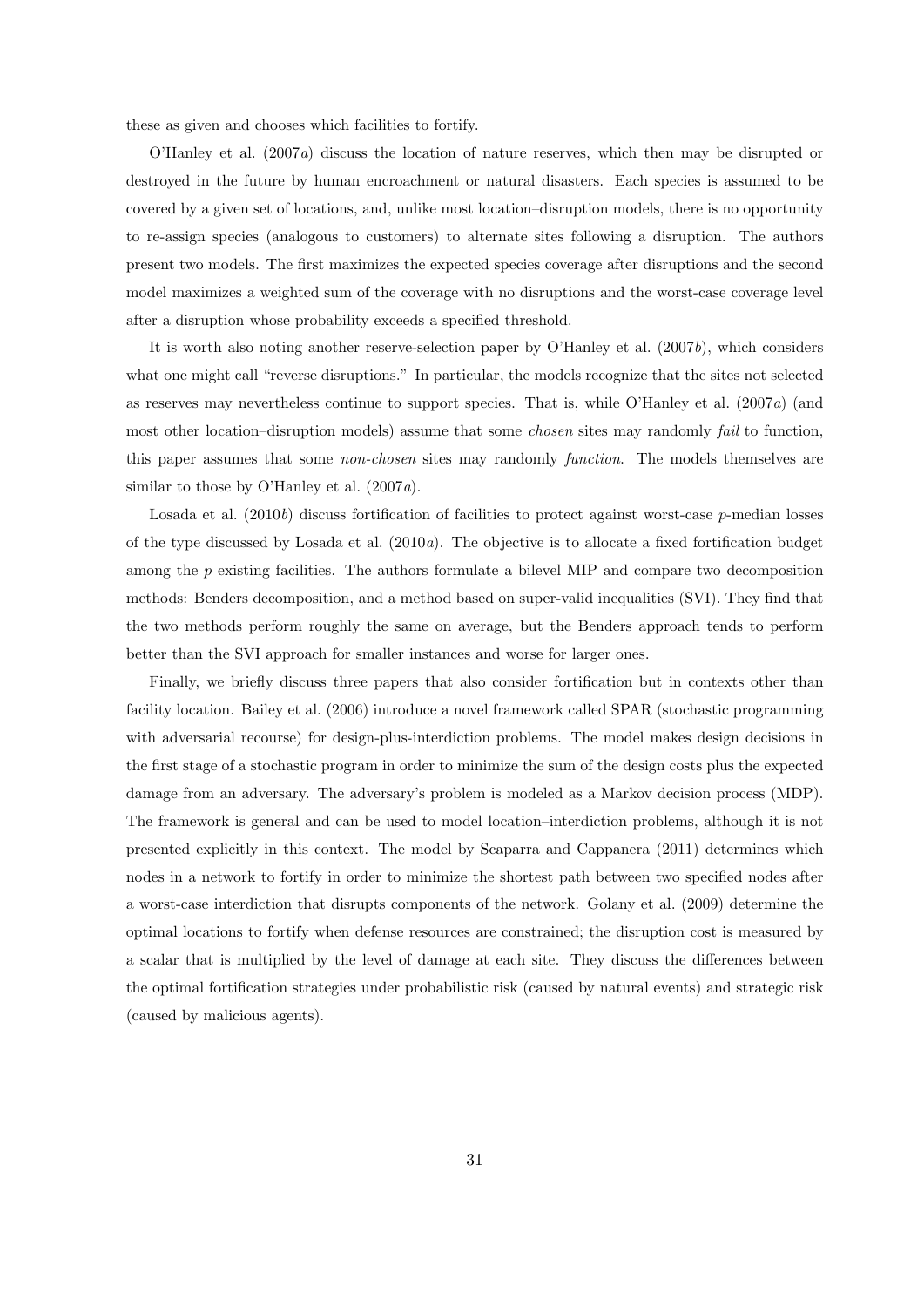these as given and chooses which facilities to fortify.

O'Hanley et al. (2007*a*) discuss the location of nature reserves, which then may be disrupted or destroyed in the future by human encroachment or natural disasters. Each species is assumed to be covered by a given set of locations, and, unlike most location–disruption models, there is no opportunity to re-assign species (analogous to customers) to alternate sites following a disruption. The authors present two models. The first maximizes the expected species coverage after disruptions and the second model maximizes a weighted sum of the coverage with no disruptions and the worst-case coverage level after a disruption whose probability exceeds a specified threshold.

It is worth also noting another reserve-selection paper by O'Hanley et al. (2007*b*), which considers what one might call "reverse disruptions." In particular, the models recognize that the sites not selected as reserves may nevertheless continue to support species. That is, while O'Hanley et al. (2007*a*) (and most other location–disruption models) assume that some *chosen* sites may randomly *fail* to function, this paper assumes that some *non-chosen* sites may randomly *function*. The models themselves are similar to those by O'Hanley et al. (2007*a*).

Losada et al. (2010*b*) discuss fortification of facilities to protect against worst-case $p$-median losses of the type discussed by Losada et al. (2010*a*). The objective is to allocate a fixed fortification budget among the $p$ existing facilities. The authors formulate a bilevel MIP and compare two decomposition methods: Benders decomposition, and a method based on super-valid inequalities (SVI). They find that the two methods perform roughly the same on average, but the Benders approach tends to perform better than the SVI approach for smaller instances and worse for larger ones.

Finally, we briefly discuss three papers that also consider fortification but in contexts other than facility location. Bailey et al. (2006) introduce a novel framework called SPAR (stochastic programming with adversarial recourse) for design-plus-interdiction problems. The model makes design decisions in the first stage of a stochastic program in order to minimize the sum of the design costs plus the expected damage from an adversary. The adversary's problem is modeled as a Markov decision process (MDP). The framework is general and can be used to model location–interdiction problems, although it is not presented explicitly in this context. The model by Scaparra and Cappanera (2011) determines which nodes in a network to fortify in order to minimize the shortest path between two specified nodes after a worst-case interdiction that disrupts components of the network. Golany et al. (2009) determine the optimal locations to fortify when defense resources are constrained; the disruption cost is measured by a scalar that is multiplied by the level of damage at each site. They discuss the differences between the optimal fortification strategies under probabilistic risk (caused by natural events) and strategic risk (caused by malicious agents).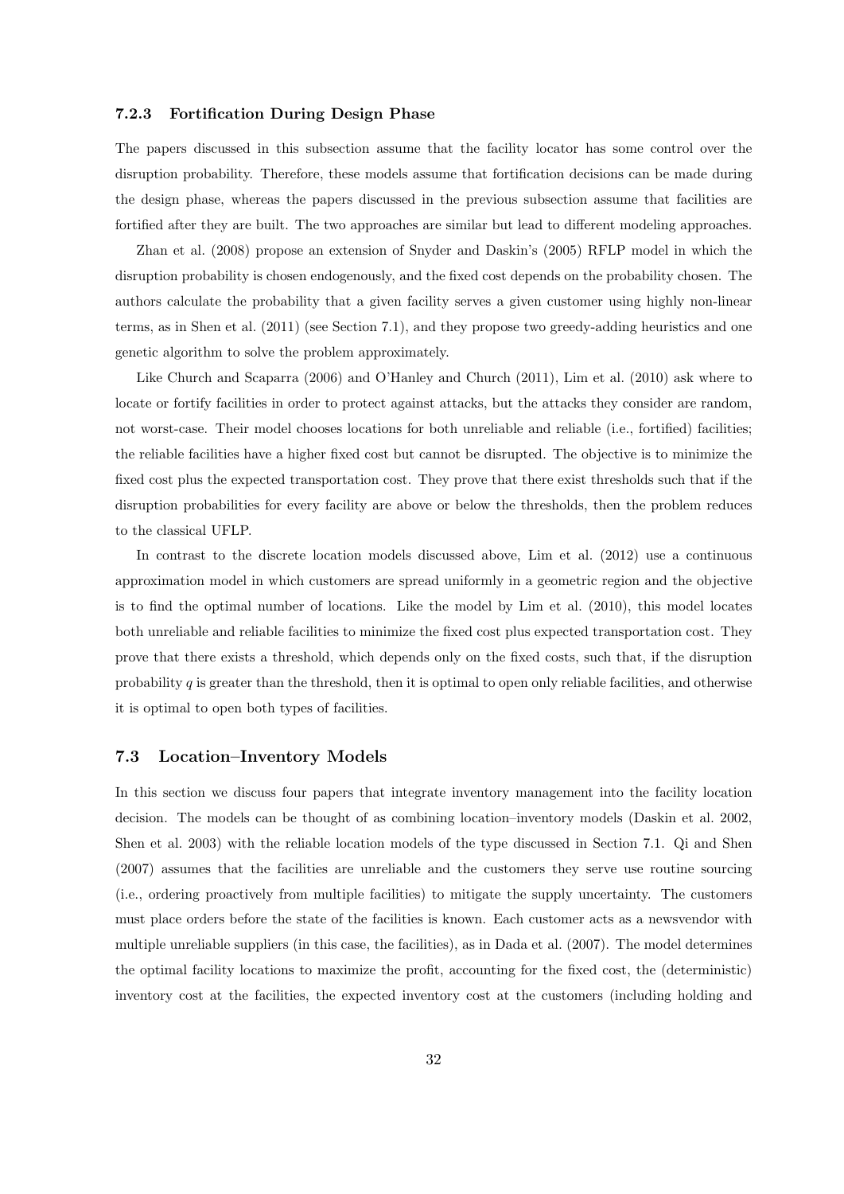### 7.2.3 Fortification During Design Phase

The papers discussed in this subsection assume that the facility locator has some control over the disruption probability. Therefore, these models assume that fortification decisions can be made during the design phase, whereas the papers discussed in the previous subsection assume that facilities are fortified after they are built. The two approaches are similar but lead to different modeling approaches.

Zhan et al. (2008) propose an extension of Snyder and Daskin's (2005) RFLP model in which the disruption probability is chosen endogenously, and the fixed cost depends on the probability chosen. The authors calculate the probability that a given facility serves a given customer using highly non-linear terms, as in Shen et al. (2011) (see Section 7.1), and they propose two greedy-adding heuristics and one genetic algorithm to solve the problem approximately.

Like Church and Scaparra (2006) and O'Hanley and Church (2011), Lim et al. (2010) ask where to locate or fortify facilities in order to protect against attacks, but the attacks they consider are random, not worst-case. Their model chooses locations for both unreliable and reliable (i.e., fortified) facilities; the reliable facilities have a higher fixed cost but cannot be disrupted. The objective is to minimize the fixed cost plus the expected transportation cost. They prove that there exist thresholds such that if the disruption probabilities for every facility are above or below the thresholds, then the problem reduces to the classical UFLP.

In contrast to the discrete location models discussed above, Lim et al. (2012) use a continuous approximation model in which customers are spread uniformly in a geometric region and the objective is to find the optimal number of locations. Like the model by Lim et al. (2010), this model locates both unreliable and reliable facilities to minimize the fixed cost plus expected transportation cost. They prove that there exists a threshold, which depends only on the fixed costs, such that, if the disruption probability $q$ is greater than the threshold, then it is optimal to open only reliable facilities, and otherwise it is optimal to open both types of facilities.

## 7.3 Location–Inventory Models

In this section we discuss four papers that integrate inventory management into the facility location decision. The models can be thought of as combining location–inventory models (Daskin et al. 2002, Shen et al. 2003) with the reliable location models of the type discussed in Section 7.1. Qi and Shen (2007) assumes that the facilities are unreliable and the customers they serve use routine sourcing (i.e., ordering proactively from multiple facilities) to mitigate the supply uncertainty. The customers must place orders before the state of the facilities is known. Each customer acts as a newsvendor with multiple unreliable suppliers (in this case, the facilities), as in Dada et al. (2007). The model determines the optimal facility locations to maximize the profit, accounting for the fixed cost, the (deterministic) inventory cost at the facilities, the expected inventory cost at the customers (including holding and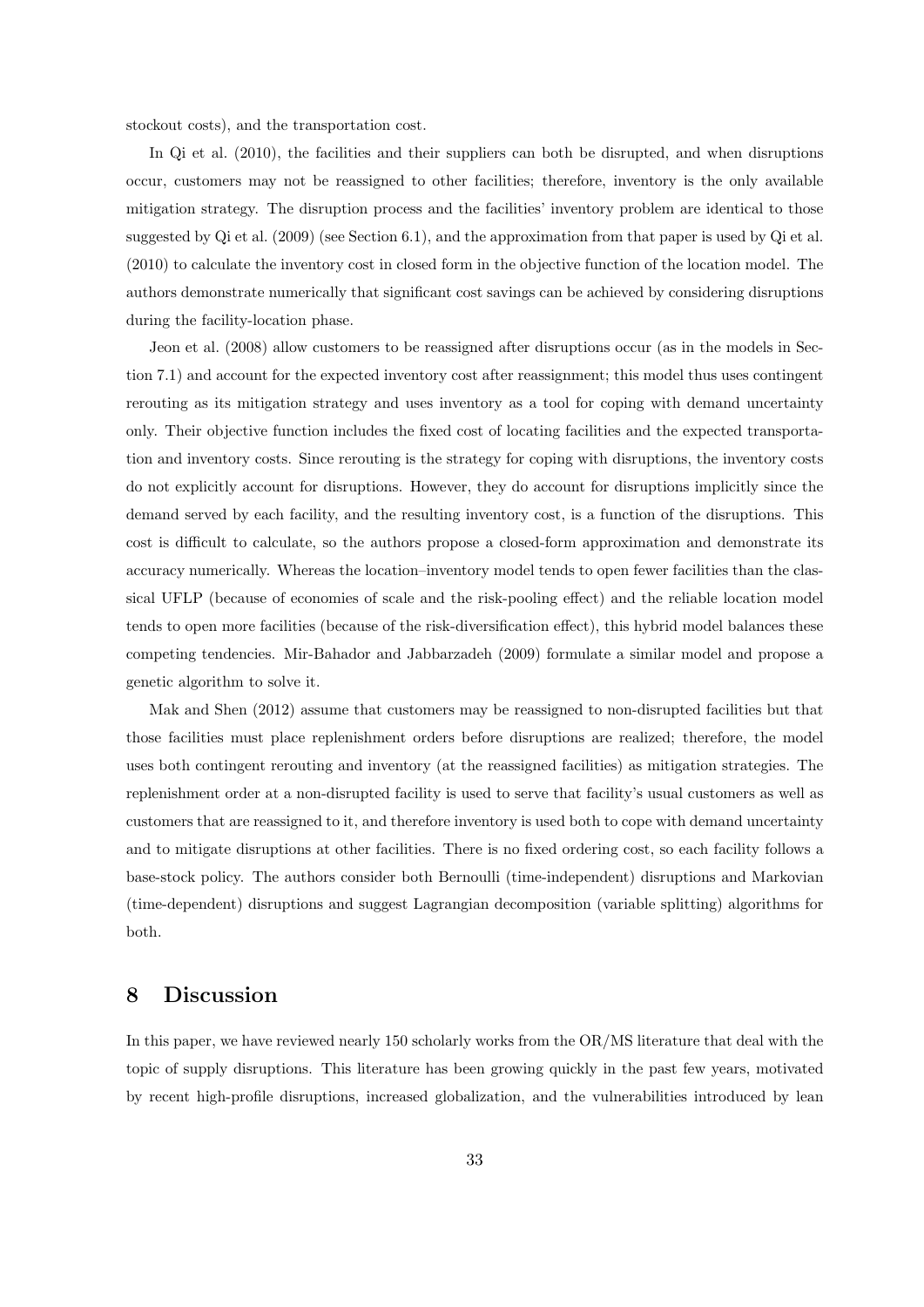stockout costs), and the transportation cost.

In Qi et al. (2010), the facilities and their suppliers can both be disrupted, and when disruptions occur, customers may not be reassigned to other facilities; therefore, inventory is the only available mitigation strategy. The disruption process and the facilities' inventory problem are identical to those suggested by Qi et al. (2009) (see Section 6.1), and the approximation from that paper is used by Qi et al. (2010) to calculate the inventory cost in closed form in the objective function of the location model. The authors demonstrate numerically that significant cost savings can be achieved by considering disruptions during the facility-location phase.

Jeon et al. (2008) allow customers to be reassigned after disruptions occur (as in the models in Section 7.1) and account for the expected inventory cost after reassignment; this model thus uses contingent rerouting as its mitigation strategy and uses inventory as a tool for coping with demand uncertainty only. Their objective function includes the fixed cost of locating facilities and the expected transportation and inventory costs. Since rerouting is the strategy for coping with disruptions, the inventory costs do not explicitly account for disruptions. However, they do account for disruptions implicitly since the demand served by each facility, and the resulting inventory cost, is a function of the disruptions. This cost is difficult to calculate, so the authors propose a closed-form approximation and demonstrate its accuracy numerically. Whereas the location–inventory model tends to open fewer facilities than the classical UFLP (because of economies of scale and the risk-pooling effect) and the reliable location model tends to open more facilities (because of the risk-diversification effect), this hybrid model balances these competing tendencies. Mir-Bahador and Jabbarzadeh (2009) formulate a similar model and propose a genetic algorithm to solve it.

Mak and Shen (2012) assume that customers may be reassigned to non-disrupted facilities but that those facilities must place replenishment orders before disruptions are realized; therefore, the model uses both contingent rerouting and inventory (at the reassigned facilities) as mitigation strategies. The replenishment order at a non-disrupted facility is used to serve that facility's usual customers as well as customers that are reassigned to it, and therefore inventory is used both to cope with demand uncertainty and to mitigate disruptions at other facilities. There is no fixed ordering cost, so each facility follows a base-stock policy. The authors consider both Bernoulli (time-independent) disruptions and Markovian (time-dependent) disruptions and suggest Lagrangian decomposition (variable splitting) algorithms for both.

# 8 Discussion

In this paper, we have reviewed nearly 150 scholarly works from the OR/MS literature that deal with the topic of supply disruptions. This literature has been growing quickly in the past few years, motivated by recent high-profile disruptions, increased globalization, and the vulnerabilities introduced by lean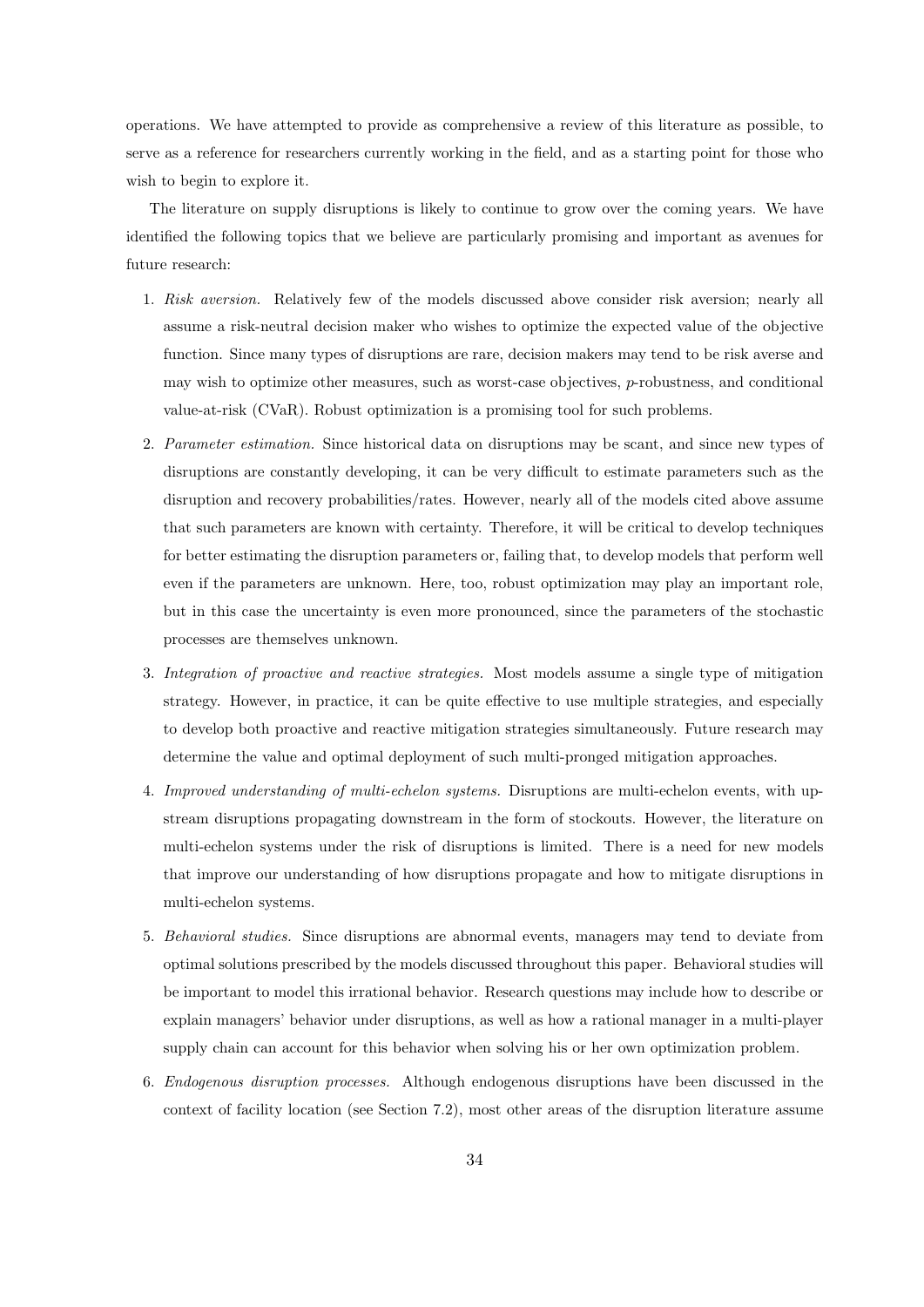operations. We have attempted to provide as comprehensive a review of this literature as possible, to serve as a reference for researchers currently working in the field, and as a starting point for those who wish to begin to explore it.

The literature on supply disruptions is likely to continue to grow over the coming years. We have identified the following topics that we believe are particularly promising and important as avenues for future research:

1. *Risk aversion.* Relatively few of the models discussed above consider risk aversion; nearly all assume a risk-neutral decision maker who wishes to optimize the expected value of the objective function. Since many types of disruptions are rare, decision makers may tend to be risk averse and may wish to optimize other measures, such as worst-case objectives, $p$-robustness, and conditional value-at-risk (CVaR). Robust optimization is a promising tool for such problems.

2. *Parameter estimation.* Since historical data on disruptions may be scant, and since new types of disruptions are constantly developing, it can be very difficult to estimate parameters such as the disruption and recovery probabilities/rates. However, nearly all of the models cited above assume that such parameters are known with certainty. Therefore, it will be critical to develop techniques for better estimating the disruption parameters or, failing that, to develop models that perform well even if the parameters are unknown. Here, too, robust optimization may play an important role, but in this case the uncertainty is even more pronounced, since the parameters of the stochastic processes are themselves unknown.

3. *Integration of proactive and reactive strategies.* Most models assume a single type of mitigation strategy. However, in practice, it can be quite effective to use multiple strategies, and especially to develop both proactive and reactive mitigation strategies simultaneously. Future research may determine the value and optimal deployment of such multi-pronged mitigation approaches.

4. *Improved understanding of multi-echelon systems.* Disruptions are multi-echelon events, with upstream disruptions propagating downstream in the form of stockouts. However, the literature on multi-echelon systems under the risk of disruptions is limited. There is a need for new models that improve our understanding of how disruptions propagate and how to mitigate disruptions in multi-echelon systems.

5. *Behavioral studies.* Since disruptions are abnormal events, managers may tend to deviate from optimal solutions prescribed by the models discussed throughout this paper. Behavioral studies will be important to model this irrational behavior. Research questions may include how to describe or explain managers' behavior under disruptions, as well as how a rational manager in a multi-player supply chain can account for this behavior when solving his or her own optimization problem.

6. *Endogenous disruption processes.* Although endogenous disruptions have been discussed in the context of facility location (see Section 7.2), most other areas of the disruption literature assume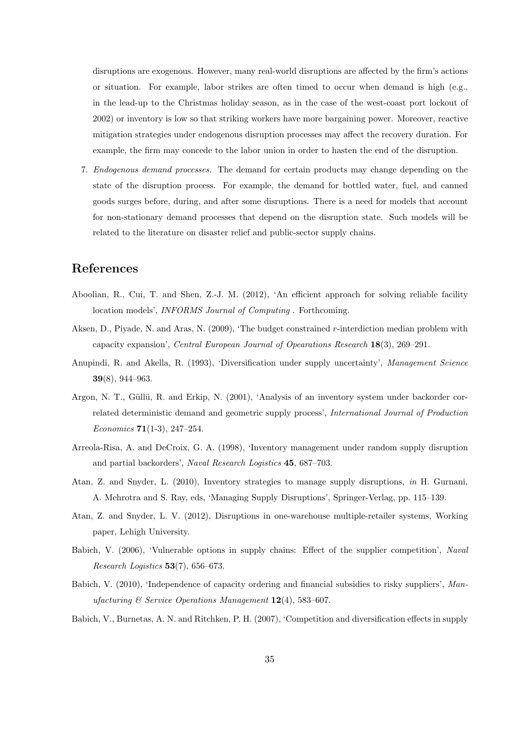disruptions are exogenous. However, many real-world disruptions are affected by the firm's actions or situation. For example, labor strikes are often timed to occur when demand is high (e.g., in the lead-up to the Christmas holiday season, as in the case of the west-coast port lockout of 2002) or inventory is low so that striking workers have more bargaining power. Moreover, reactive mitigation strategies under endogenous disruption processes may affect the recovery duration. For example, the firm may concede to the labor union in order to hasten the end of the disruption.

7. *Endogenous demand processes.* The demand for certain products may change depending on the state of the disruption process. For example, the demand for bottled water, fuel, and canned goods surges before, during, and after some disruptions. There is a need for models that account for non-stationary demand processes that depend on the disruption state. Such models will be related to the literature on disaster relief and public-sector supply chains.

## References

Aboolian, R., Cui, T. and Shen, Z.-J. M. (2012), 'An efficient approach for solving reliable facility location models', *INFORMS Journal of Computing* . Forthcoming.

Aksen, D., Piyade, N. and Aras, N. (2009), 'The budget constrained $r$-interdiction median problem with capacity expansion', *Central European Journal of Opearations Research* **18**(3), 269–291.

Anupindi, R. and Akella, R. (1993), 'Diversification under supply uncertainty', *Management Science* **39**(8), 944–963.

Argon, N. T., Güllü, R. and Erkip, N. (2001), 'Analysis of an inventory system under backorder correlated deterministic demand and geometric supply process', *International Journal of Production Economics* **71**(1-3), 247–254.

Arreola-Risa, A. and DeCroix, G. A. (1998), 'Inventory management under random supply disruption and partial backorders', *Naval Research Logistics* **45**, 687–703.

Atan, Z. and Snyder, L. (2010), Inventory strategies to manage supply disruptions, *in* H. Gurnani, A. Mehrotra and S. Ray, eds, 'Managing Supply Disruptions', Springer-Verlag, pp. 115–139.

Atan, Z. and Snyder, L. V. (2012), Disruptions in one-warehouse multiple-retailer systems, Working paper, Lehigh University.

Babich, V. (2006), 'Vulnerable options in supply chains: Effect of the supplier competition', *Naval Research Logistics* **53**(7), 656–673.

Babich, V. (2010), 'Independence of capacity ordering and financial subsidies to risky suppliers', *Manufacturing & Service Operations Management* **12**(4), 583–607.

Babich, V., Burnetas, A. N. and Ritchken, P. H. (2007), 'Competition and diversification effects in supply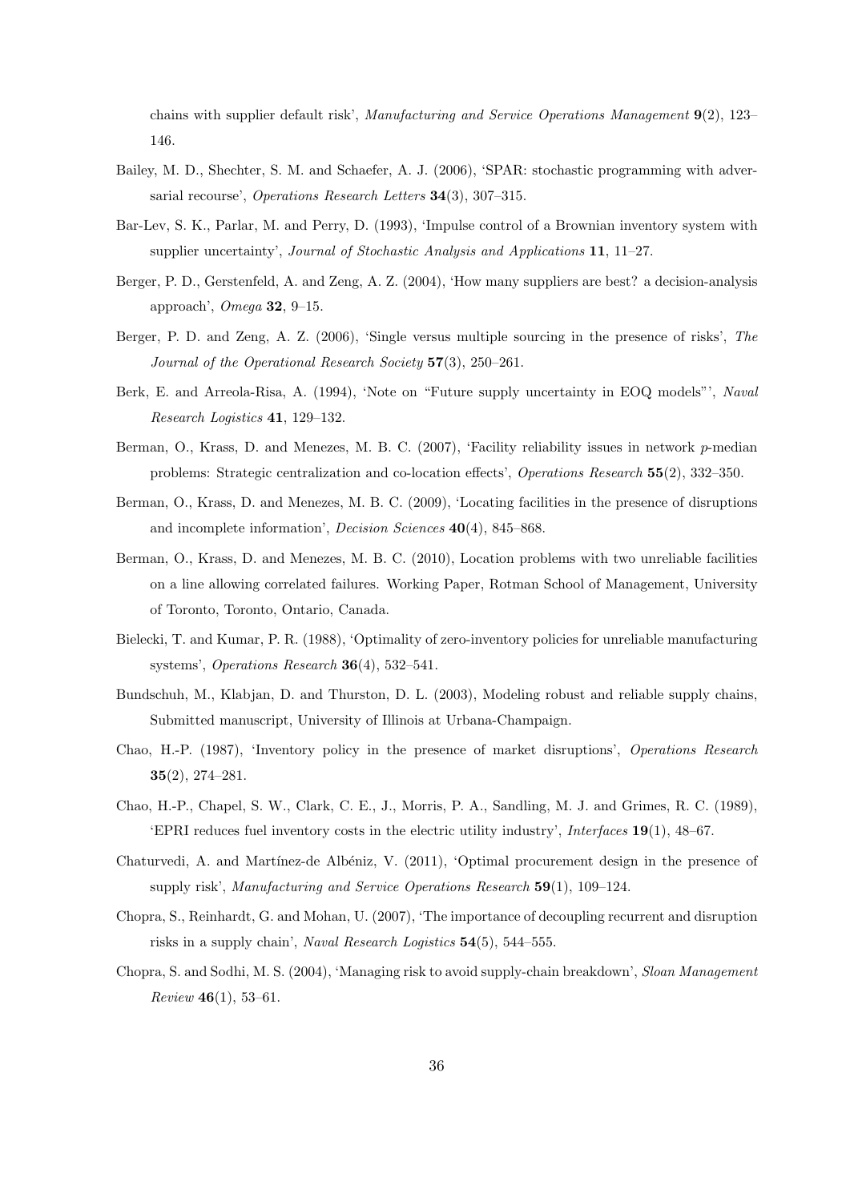chains with supplier default risk', *Manufacturing and Service Operations Management* **9**(2), 123–146.

Bailey, M. D., Shechter, S. M. and Schaefer, A. J. (2006), 'SPAR: stochastic programming with adversarial recourse', *Operations Research Letters* **34**(3), 307–315.

Bar-Lev, S. K., Parlar, M. and Perry, D. (1993), 'Impulse control of a Brownian inventory system with supplier uncertainty', *Journal of Stochastic Analysis and Applications* **11**, 11–27.

Berger, P. D., Gerstenfeld, A. and Zeng, A. Z. (2004), 'How many suppliers are best? a decision-analysis approach', *Omega* **32**, 9–15.

Berger, P. D. and Zeng, A. Z. (2006), 'Single versus multiple sourcing in the presence of risks', *The Journal of the Operational Research Society* **57**(3), 250–261.

Berk, E. and Arreola-Risa, A. (1994), 'Note on "Future supply uncertainty in EOQ models"', *Naval Research Logistics* **41**, 129–132.

Berman, O., Krass, D. and Menezes, M. B. C. (2007), 'Facility reliability issues in network $p$-median problems: Strategic centralization and co-location effects', *Operations Research* **55**(2), 332–350.

Berman, O., Krass, D. and Menezes, M. B. C. (2009), 'Locating facilities in the presence of disruptions and incomplete information', *Decision Sciences* **40**(4), 845–868.

Berman, O., Krass, D. and Menezes, M. B. C. (2010), Location problems with two unreliable facilities on a line allowing correlated failures. Working Paper, Rotman School of Management, University of Toronto, Toronto, Ontario, Canada.

Bielecki, T. and Kumar, P. R. (1988), 'Optimality of zero-inventory policies for unreliable manufacturing systems', *Operations Research* **36**(4), 532–541.

Bundschuh, M., Klabjan, D. and Thurston, D. L. (2003), Modeling robust and reliable supply chains, Submitted manuscript, University of Illinois at Urbana-Champaign.

Chao, H.-P. (1987), 'Inventory policy in the presence of market disruptions', *Operations Research* **35**(2), 274–281.

Chao, H.-P., Chapel, S. W., Clark, C. E., J., Morris, P. A., Sandling, M. J. and Grimes, R. C. (1989), 'EPRI reduces fuel inventory costs in the electric utility industry', *Interfaces* **19**(1), 48–67.

Chaturvedi, A. and Martínez-de Albéniz, V. (2011), 'Optimal procurement design in the presence of supply risk', *Manufacturing and Service Operations Research* **59**(1), 109–124.

Chopra, S., Reinhardt, G. and Mohan, U. (2007), 'The importance of decoupling recurrent and disruption risks in a supply chain', *Naval Research Logistics* **54**(5), 544–555.

Chopra, S. and Sodhi, M. S. (2004), 'Managing risk to avoid supply-chain breakdown', *Sloan Management Review* **46**(1), 53–61.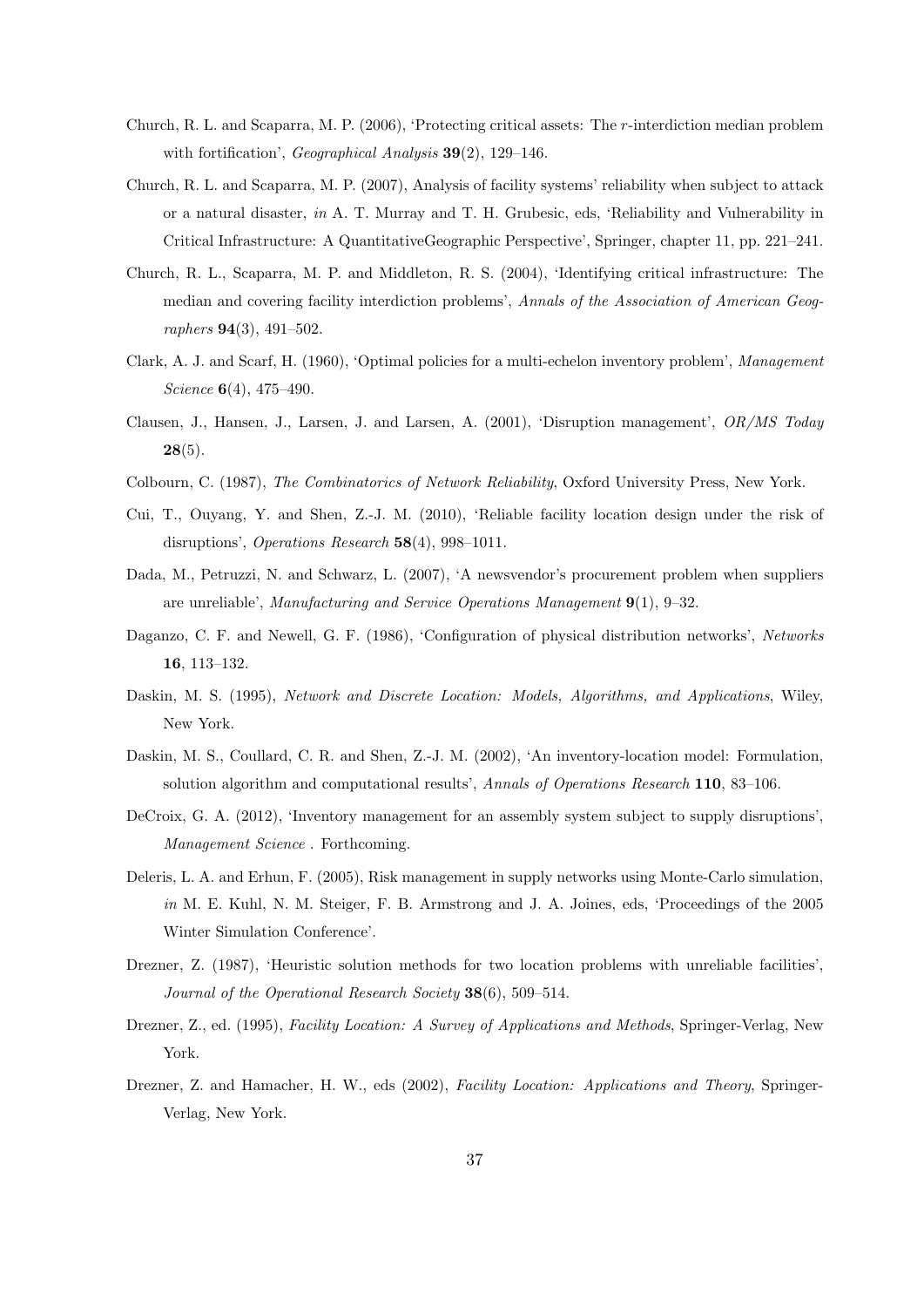Church, R. L. and Scaparra, M. P. (2006), 'Protecting critical assets: The $r$-interdiction median problem with fortification', *Geographical Analysis* **39**(2), 129–146.

Church, R. L. and Scaparra, M. P. (2007), Analysis of facility systems' reliability when subject to attack or a natural disaster, *in* A. T. Murray and T. H. Grubesic, eds, 'Reliability and Vulnerability in Critical Infrastructure: A QuantitativeGeographic Perspective', Springer, chapter 11, pp. 221–241.

Church, R. L., Scaparra, M. P. and Middleton, R. S. (2004), 'Identifying critical infrastructure: The median and covering facility interdiction problems', *Annals of the Association of American Geographers* **94**(3), 491–502.

Clark, A. J. and Scarf, H. (1960), 'Optimal policies for a multi-echelon inventory problem', *Management Science* **6**(4), 475–490.

Clausen, J., Hansen, J., Larsen, J. and Larsen, A. (2001), 'Disruption management', *OR/MS Today* **28**(5).

Colbourn, C. (1987), *The Combinatorics of Network Reliability*, Oxford University Press, New York.

Cui, T., Ouyang, Y. and Shen, Z.-J. M. (2010), 'Reliable facility location design under the risk of disruptions', *Operations Research* **58**(4), 998–1011.

Dada, M., Petruzzi, N. and Schwarz, L. (2007), 'A newsvendor's procurement problem when suppliers are unreliable', *Manufacturing and Service Operations Management* **9**(1), 9–32.

Daganzo, C. F. and Newell, G. F. (1986), 'Configuration of physical distribution networks', *Networks* **16**, 113–132.

Daskin, M. S. (1995), *Network and Discrete Location: Models, Algorithms, and Applications*, Wiley, New York.

Daskin, M. S., Coullard, C. R. and Shen, Z.-J. M. (2002), 'An inventory-location model: Formulation, solution algorithm and computational results', *Annals of Operations Research* **110**, 83–106.

DeCroix, G. A. (2012), 'Inventory management for an assembly system subject to supply disruptions', *Management Science* . Forthcoming.

Deleris, L. A. and Erhun, F. (2005), Risk management in supply networks using Monte-Carlo simulation, *in* M. E. Kuhl, N. M. Steiger, F. B. Armstrong and J. A. Joines, eds, 'Proceedings of the 2005 Winter Simulation Conference'.

Drezner, Z. (1987), 'Heuristic solution methods for two location problems with unreliable facilities', *Journal of the Operational Research Society* **38**(6), 509–514.

Drezner, Z., ed. (1995), *Facility Location: A Survey of Applications and Methods*, Springer-Verlag, New York.

Drezner, Z. and Hamacher, H. W., eds (2002), *Facility Location: Applications and Theory*, Springer-Verlag, New York.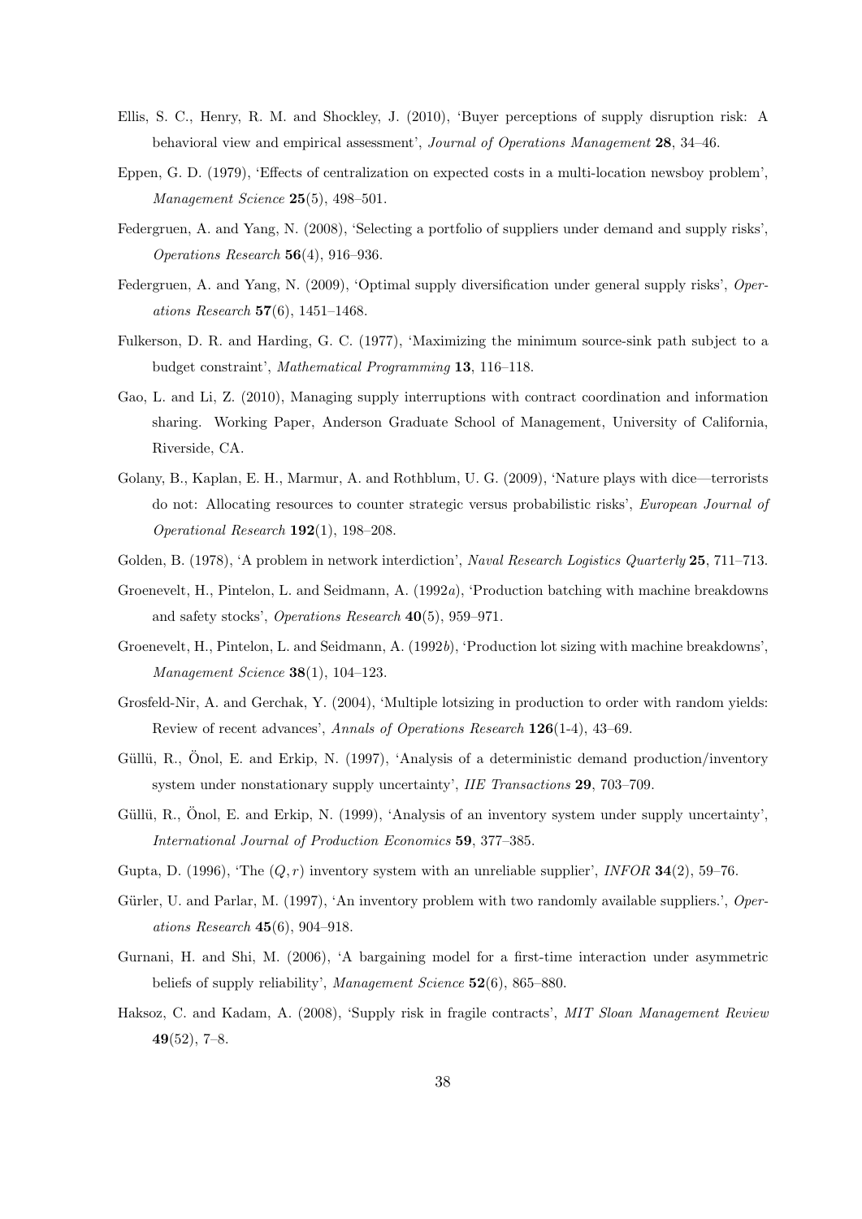Ellis, S. C., Henry, R. M. and Shockley, J. (2010), 'Buyer perceptions of supply disruption risk: A behavioral view and empirical assessment', *Journal of Operations Management* **28**, 34–46.

Eppen, G. D. (1979), 'Effects of centralization on expected costs in a multi-location newsboy problem', *Management Science* **25**(5), 498–501.

Federgruen, A. and Yang, N. (2008), 'Selecting a portfolio of suppliers under demand and supply risks', *Operations Research* **56**(4), 916–936.

Federgruen, A. and Yang, N. (2009), 'Optimal supply diversification under general supply risks', *Operations Research* **57**(6), 1451–1468.

Fulkerson, D. R. and Harding, G. C. (1977), 'Maximizing the minimum source-sink path subject to a budget constraint', *Mathematical Programming* **13**, 116–118.

Gao, L. and Li, Z. (2010), Managing supply interruptions with contract coordination and information sharing. Working Paper, Anderson Graduate School of Management, University of California, Riverside, CA.

Golany, B., Kaplan, E. H., Marmur, A. and Rothblum, U. G. (2009), 'Nature plays with dice—terrorists do not: Allocating resources to counter strategic versus probabilistic risks', *European Journal of Operational Research* **192**(1), 198–208.

Golden, B. (1978), 'A problem in network interdiction', *Naval Research Logistics Quarterly* **25**, 711–713.

Groenevelt, H., Pintelon, L. and Seidmann, A. (1992*a*), 'Production batching with machine breakdowns and safety stocks', *Operations Research* **40**(5), 959–971.

Groenevelt, H., Pintelon, L. and Seidmann, A. (1992*b*), 'Production lot sizing with machine breakdowns', *Management Science* **38**(1), 104–123.

Grosfeld-Nir, A. and Gerchak, Y. (2004), 'Multiple lotsizing in production to order with random yields: Review of recent advances', *Annals of Operations Research* **126**(1-4), 43–69.

Güllü, R., Önol, E. and Erkip, N. (1997), 'Analysis of a deterministic demand production/inventory system under nonstationary supply uncertainty', *IIE Transactions* **29**, 703–709.

Güllü, R., Önol, E. and Erkip, N. (1999), 'Analysis of an inventory system under supply uncertainty', *International Journal of Production Economics* **59**, 377–385.

Gupta, D. (1996), 'The $(Q, r)$ inventory system with an unreliable supplier', *INFOR* **34**(2), 59–76.

Gürler, U. and Parlar, M. (1997), 'An inventory problem with two randomly available suppliers.', *Operations Research* **45**(6), 904–918.

Gurnani, H. and Shi, M. (2006), 'A bargaining model for a first-time interaction under asymmetric beliefs of supply reliability', *Management Science* **52**(6), 865–880.

Haksoz, C. and Kadam, A. (2008), 'Supply risk in fragile contracts', *MIT Sloan Management Review* **49**(52), 7–8.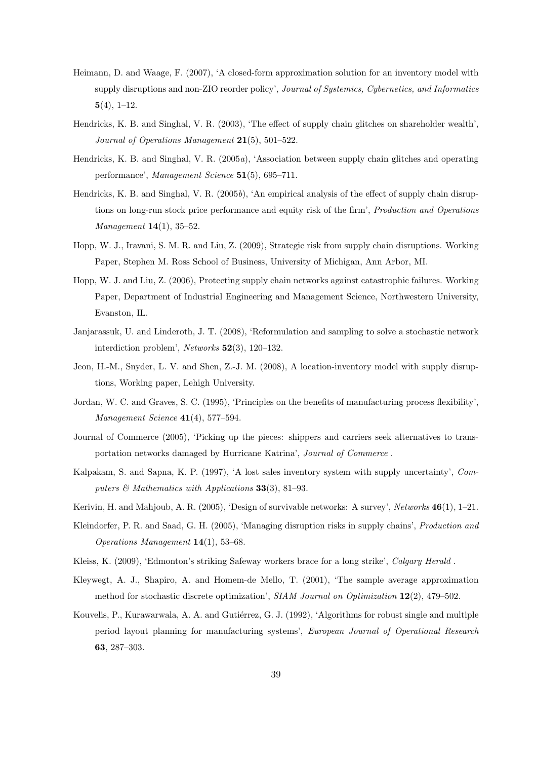Heimann, D. and Waage, F. (2007), 'A closed-form approximation solution for an inventory model with supply disruptions and non-ZIO reorder policy', *Journal of Systemics, Cybernetics, and Informatics* **5**(4), 1–12.

Hendricks, K. B. and Singhal, V. R. (2003), 'The effect of supply chain glitches on shareholder wealth', *Journal of Operations Management* **21**(5), 501–522.

Hendricks, K. B. and Singhal, V. R. (2005*a*), 'Association between supply chain glitches and operating performance', *Management Science* **51**(5), 695–711.

Hendricks, K. B. and Singhal, V. R. (2005*b*), 'An empirical analysis of the effect of supply chain disruptions on long-run stock price performance and equity risk of the firm', *Production and Operations Management* **14**(1), 35–52.

Hopp, W. J., Iravani, S. M. R. and Liu, Z. (2009), Strategic risk from supply chain disruptions. Working Paper, Stephen M. Ross School of Business, University of Michigan, Ann Arbor, MI.

Hopp, W. J. and Liu, Z. (2006), Protecting supply chain networks against catastrophic failures. Working Paper, Department of Industrial Engineering and Management Science, Northwestern University, Evanston, IL.

Janjarassuk, U. and Linderoth, J. T. (2008), 'Reformulation and sampling to solve a stochastic network interdiction problem', *Networks* **52**(3), 120–132.

Jeon, H.-M., Snyder, L. V. and Shen, Z.-J. M. (2008), A location-inventory model with supply disruptions, Working paper, Lehigh University.

Jordan, W. C. and Graves, S. C. (1995), 'Principles on the benefits of manufacturing process flexibility', *Management Science* **41**(4), 577–594.

Journal of Commerce (2005), 'Picking up the pieces: shippers and carriers seek alternatives to transportation networks damaged by Hurricane Katrina', *Journal of Commerce* .

Kalpakam, S. and Sapna, K. P. (1997), 'A lost sales inventory system with supply uncertainty', *Computers & Mathematics with Applications* **33**(3), 81–93.

Kerivin, H. and Mahjoub, A. R. (2005), 'Design of survivable networks: A survey', *Networks* **46**(1), 1–21.

Kleindorfer, P. R. and Saad, G. H. (2005), 'Managing disruption risks in supply chains', *Production and Operations Management* **14**(1), 53–68.

Kleiss, K. (2009), 'Edmonton's striking Safeway workers brace for a long strike', *Calgary Herald* .

Kleywegt, A. J., Shapiro, A. and Homem-de Mello, T. (2001), 'The sample average approximation method for stochastic discrete optimization', *SIAM Journal on Optimization* **12**(2), 479–502.

Kouvelis, P., Kurawarwala, A. A. and Gutiérrez, G. J. (1992), 'Algorithms for robust single and multiple period layout planning for manufacturing systems', *European Journal of Operational Research* **63**, 287–303.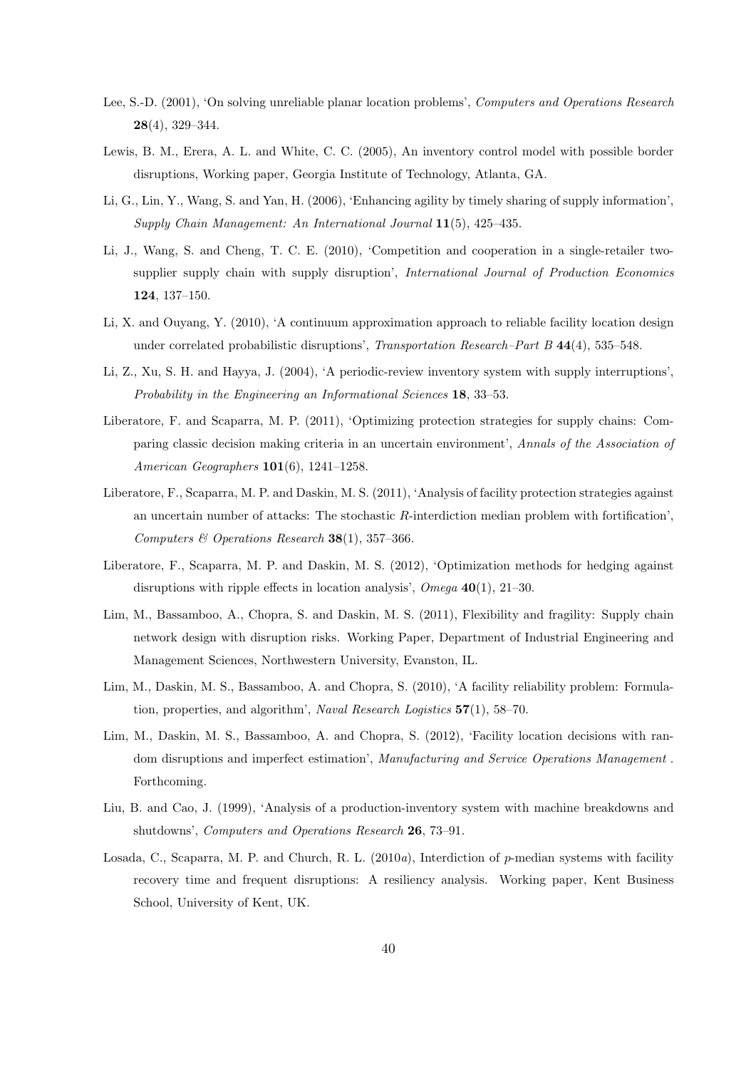Lee, S.-D. (2001), 'On solving unreliable planar location problems', *Computers and Operations Research* **28**(4), 329–344.

Lewis, B. M., Erera, A. L. and White, C. C. (2005), An inventory control model with possible border disruptions, Working paper, Georgia Institute of Technology, Atlanta, GA.

Li, G., Lin, Y., Wang, S. and Yan, H. (2006), 'Enhancing agility by timely sharing of supply information', *Supply Chain Management: An International Journal* **11**(5), 425–435.

Li, J., Wang, S. and Cheng, T. C. E. (2010), 'Competition and cooperation in a single-retailer two-supplier supply chain with supply disruption', *International Journal of Production Economics* **124**, 137–150.

Li, X. and Ouyang, Y. (2010), 'A continuum approximation approach to reliable facility location design under correlated probabilistic disruptions', *Transportation Research–Part B* **44**(4), 535–548.

Li, Z., Xu, S. H. and Hayya, J. (2004), 'A periodic-review inventory system with supply interruptions', *Probability in the Engineering an Informational Sciences* **18**, 33–53.

Liberatore, F. and Scaparra, M. P. (2011), 'Optimizing protection strategies for supply chains: Comparing classic decision making criteria in an uncertain environment', *Annals of the Association of American Geographers* **101**(6), 1241–1258.

Liberatore, F., Scaparra, M. P. and Daskin, M. S. (2011), 'Analysis of facility protection strategies against an uncertain number of attacks: The stochastic $R$-interdiction median problem with fortification', *Computers & Operations Research* **38**(1), 357–366.

Liberatore, F., Scaparra, M. P. and Daskin, M. S. (2012), 'Optimization methods for hedging against disruptions with ripple effects in location analysis', *Omega* **40**(1), 21–30.

Lim, M., Bassamboo, A., Chopra, S. and Daskin, M. S. (2011), Flexibility and fragility: Supply chain network design with disruption risks. Working Paper, Department of Industrial Engineering and Management Sciences, Northwestern University, Evanston, IL.

Lim, M., Daskin, M. S., Bassamboo, A. and Chopra, S. (2010), 'A facility reliability problem: Formulation, properties, and algorithm', *Naval Research Logistics* **57**(1), 58–70.

Lim, M., Daskin, M. S., Bassamboo, A. and Chopra, S. (2012), 'Facility location decisions with random disruptions and imperfect estimation', *Manufacturing and Service Operations Management* . Forthcoming.

Liu, B. and Cao, J. (1999), 'Analysis of a production-inventory system with machine breakdowns and shutdowns', *Computers and Operations Research* **26**, 73–91.

Losada, C., Scaparra, M. P. and Church, R. L. (2010*a*), Interdiction of $p$-median systems with facility recovery time and frequent disruptions: A resiliency analysis. Working paper, Kent Business School, University of Kent, UK.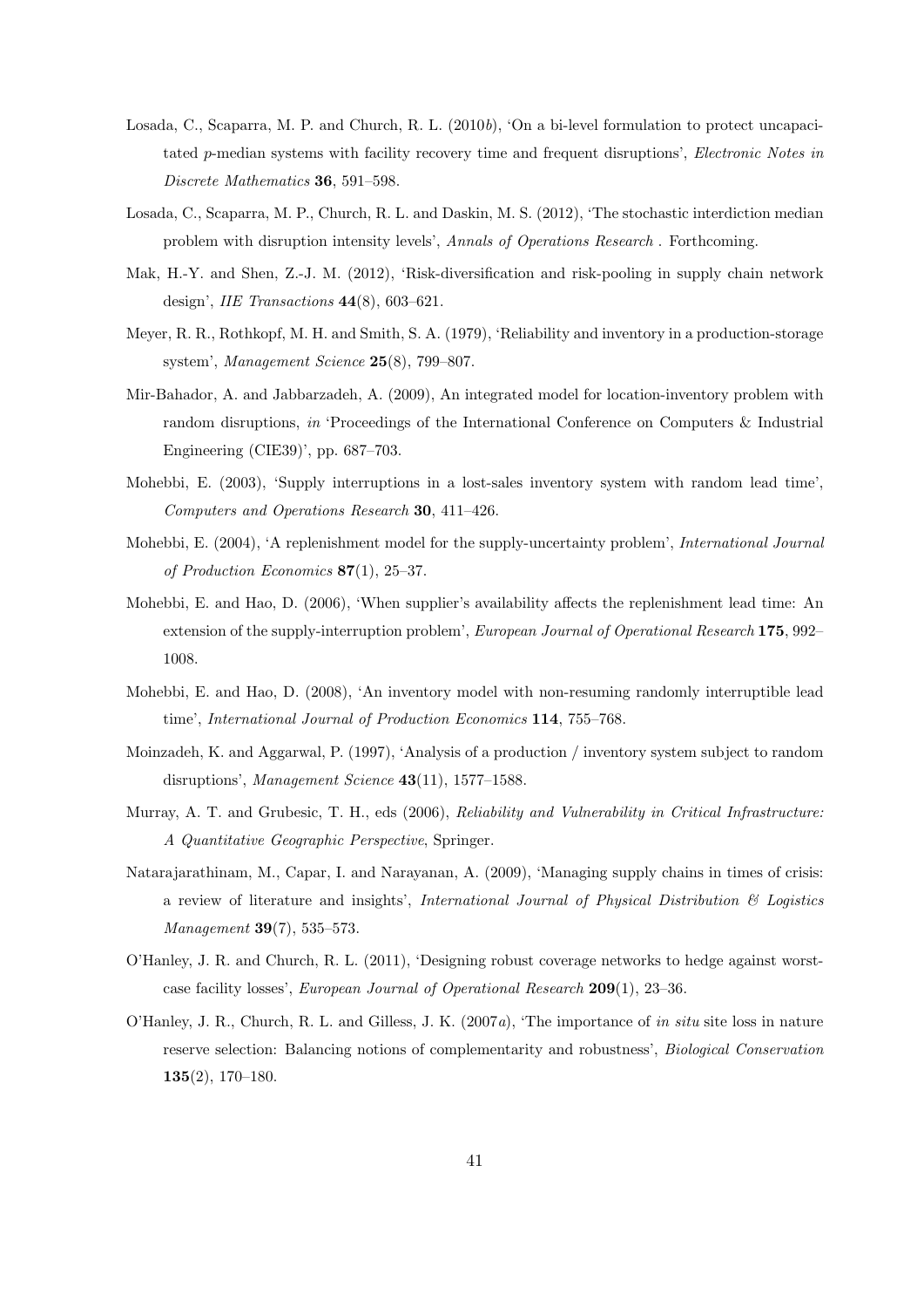Losada, C., Scaparra, M. P. and Church, R. L. (2010*b*), 'On a bi-level formulation to protect uncapacitated $p$-median systems with facility recovery time and frequent disruptions', *Electronic Notes in Discrete Mathematics* **36**, 591–598.

Losada, C., Scaparra, M. P., Church, R. L. and Daskin, M. S. (2012), 'The stochastic interdiction median problem with disruption intensity levels', *Annals of Operations Research* . Forthcoming.

Mak, H.-Y. and Shen, Z.-J. M. (2012), 'Risk-diversification and risk-pooling in supply chain network design', *IIE Transactions* **44**(8), 603–621.

Meyer, R. R., Rothkopf, M. H. and Smith, S. A. (1979), 'Reliability and inventory in a production-storage system', *Management Science* **25**(8), 799–807.

Mir-Bahador, A. and Jabbarzadeh, A. (2009), An integrated model for location-inventory problem with random disruptions, *in* 'Proceedings of the International Conference on Computers & Industrial Engineering (CIE39)', pp. 687–703.

Mohebbi, E. (2003), 'Supply interruptions in a lost-sales inventory system with random lead time', *Computers and Operations Research* **30**, 411–426.

Mohebbi, E. (2004), 'A replenishment model for the supply-uncertainty problem', *International Journal of Production Economics* **87**(1), 25–37.

Mohebbi, E. and Hao, D. (2006), 'When supplier's availability affects the replenishment lead time: An extension of the supply-interruption problem', *European Journal of Operational Research* **175**, 992–1008.

Mohebbi, E. and Hao, D. (2008), 'An inventory model with non-resuming randomly interruptible lead time', *International Journal of Production Economics* **114**, 755–768.

Moinzadeh, K. and Aggarwal, P. (1997), 'Analysis of a production / inventory system subject to random disruptions', *Management Science* **43**(11), 1577–1588.

Murray, A. T. and Grubesic, T. H., eds (2006), *Reliability and Vulnerability in Critical Infrastructure: A Quantitative Geographic Perspective*, Springer.

Natarajarathinam, M., Capar, I. and Narayanan, A. (2009), 'Managing supply chains in times of crisis: a review of literature and insights', *International Journal of Physical Distribution & Logistics Management* **39**(7), 535–573.

O'Hanley, J. R. and Church, R. L. (2011), 'Designing robust coverage networks to hedge against worst-case facility losses', *European Journal of Operational Research* **209**(1), 23–36.

O'Hanley, J. R., Church, R. L. and Gilless, J. K. (2007*a*), 'The importance of *in situ* site loss in nature reserve selection: Balancing notions of complementarity and robustness', *Biological Conservation* **135**(2), 170–180.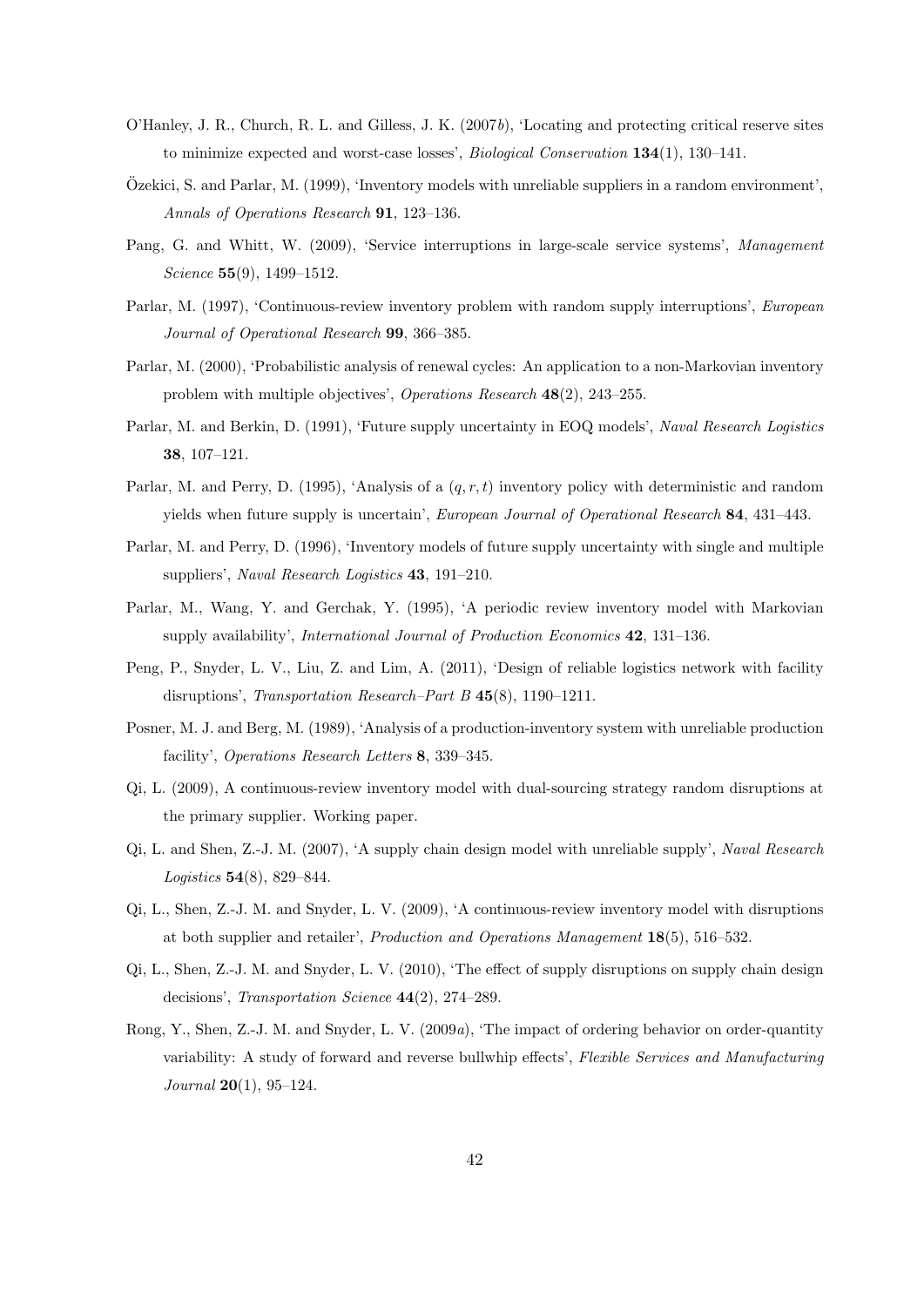O'Hanley, J. R., Church, R. L. and Gilless, J. K. (2007*b*), 'Locating and protecting critical reserve sites to minimize expected and worst-case losses', *Biological Conservation* **134**(1), 130–141.

Özekici, S. and Parlar, M. (1999), 'Inventory models with unreliable suppliers in a random environment', *Annals of Operations Research* **91**, 123–136.

Pang, G. and Whitt, W. (2009), 'Service interruptions in large-scale service systems', *Management Science* **55**(9), 1499–1512.

Parlar, M. (1997), 'Continuous-review inventory problem with random supply interruptions', *European Journal of Operational Research* **99**, 366–385.

Parlar, M. (2000), 'Probabilistic analysis of renewal cycles: An application to a non-Markovian inventory problem with multiple objectives', *Operations Research* **48**(2), 243–255.

Parlar, M. and Berkin, D. (1991), 'Future supply uncertainty in EOQ models', *Naval Research Logistics* **38**, 107–121.

Parlar, M. and Perry, D. (1995), 'Analysis of a $(q, r, t)$ inventory policy with deterministic and random yields when future supply is uncertain', *European Journal of Operational Research* **84**, 431–443.

Parlar, M. and Perry, D. (1996), 'Inventory models of future supply uncertainty with single and multiple suppliers', *Naval Research Logistics* **43**, 191–210.

Parlar, M., Wang, Y. and Gerchak, Y. (1995), 'A periodic review inventory model with Markovian supply availability', *International Journal of Production Economics* **42**, 131–136.

Peng, P., Snyder, L. V., Liu, Z. and Lim, A. (2011), 'Design of reliable logistics network with facility disruptions', *Transportation Research–Part B* **45**(8), 1190–1211.

Posner, M. J. and Berg, M. (1989), 'Analysis of a production-inventory system with unreliable production facility', *Operations Research Letters* **8**, 339–345.

Qi, L. (2009), A continuous-review inventory model with dual-sourcing strategy random disruptions at the primary supplier. Working paper.

Qi, L. and Shen, Z.-J. M. (2007), 'A supply chain design model with unreliable supply', *Naval Research Logistics* **54**(8), 829–844.

Qi, L., Shen, Z.-J. M. and Snyder, L. V. (2009), 'A continuous-review inventory model with disruptions at both supplier and retailer', *Production and Operations Management* **18**(5), 516–532.

Qi, L., Shen, Z.-J. M. and Snyder, L. V. (2010), 'The effect of supply disruptions on supply chain design decisions', *Transportation Science* **44**(2), 274–289.

Rong, Y., Shen, Z.-J. M. and Snyder, L. V. (2009*a*), 'The impact of ordering behavior on order-quantity variability: A study of forward and reverse bullwhip effects', *Flexible Services and Manufacturing Journal* **20**(1), 95–124.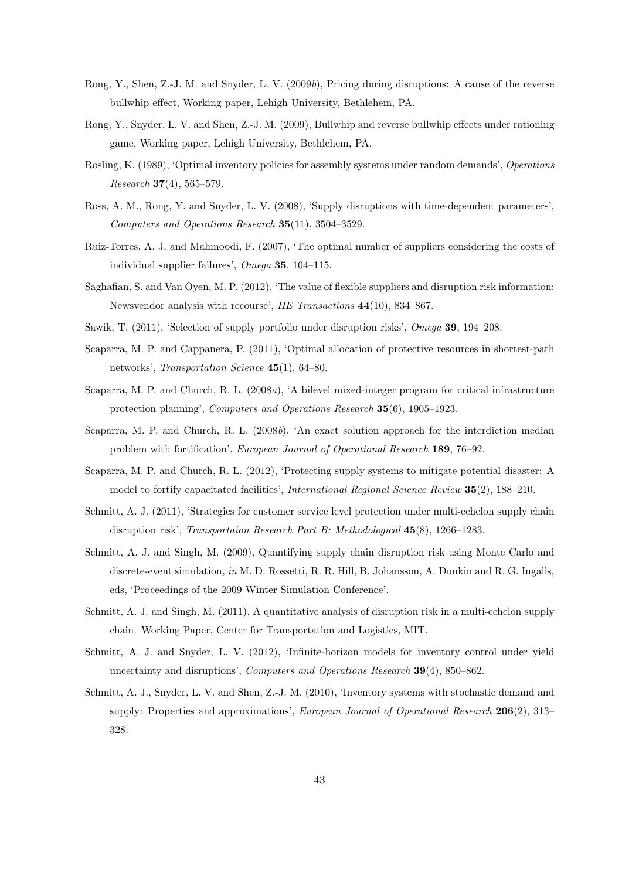Rong, Y., Shen, Z.-J. M. and Snyder, L. V. (2009*b*), Pricing during disruptions: A cause of the reverse bullwhip effect, Working paper, Lehigh University, Bethlehem, PA.

Rong, Y., Snyder, L. V. and Shen, Z.-J. M. (2009), Bullwhip and reverse bullwhip effects under rationing game, Working paper, Lehigh University, Bethlehem, PA.

Rosling, K. (1989), 'Optimal inventory policies for assembly systems under random demands', *Operations Research* **37**(4), 565–579.

Ross, A. M., Rong, Y. and Snyder, L. V. (2008), 'Supply disruptions with time-dependent parameters', *Computers and Operations Research* **35**(11), 3504–3529.

Ruiz-Torres, A. J. and Mahmoodi, F. (2007), 'The optimal number of suppliers considering the costs of individual supplier failures', *Omega* **35**, 104–115.

Saghafian, S. and Van Oyen, M. P. (2012), 'The value of flexible suppliers and disruption risk information: Newsvendor analysis with recourse', *IIE Transactions* **44**(10), 834–867.

Sawik, T. (2011), 'Selection of supply portfolio under disruption risks', *Omega* **39**, 194–208.

Scaparra, M. P. and Cappanera, P. (2011), 'Optimal allocation of protective resources in shortest-path networks', *Transportation Science* **45**(1), 64–80.

Scaparra, M. P. and Church, R. L. (2008*a*), 'A bilevel mixed-integer program for critical infrastructure protection planning', *Computers and Operations Research* **35**(6), 1905–1923.

Scaparra, M. P. and Church, R. L. (2008*b*), 'An exact solution approach for the interdiction median problem with fortification', *European Journal of Operational Research* **189**, 76–92.

Scaparra, M. P. and Church, R. L. (2012), 'Protecting supply systems to mitigate potential disaster: A model to fortify capacitated facilities', *International Regional Science Review* **35**(2), 188–210.

Schmitt, A. J. (2011), 'Strategies for customer service level protection under multi-echelon supply chain disruption risk', *Transportaion Research Part B: Methodological* **45**(8), 1266–1283.

Schmitt, A. J. and Singh, M. (2009), Quantifying supply chain disruption risk using Monte Carlo and discrete-event simulation, *in* M. D. Rossetti, R. R. Hill, B. Johansson, A. Dunkin and R. G. Ingalls, eds, 'Proceedings of the 2009 Winter Simulation Conference'.

Schmitt, A. J. and Singh, M. (2011), A quantitative analysis of disruption risk in a multi-echelon supply chain. Working Paper, Center for Transportation and Logistics, MIT.

Schmitt, A. J. and Snyder, L. V. (2012), 'Infinite-horizon models for inventory control under yield uncertainty and disruptions', *Computers and Operations Research* **39**(4), 850–862.

Schmitt, A. J., Snyder, L. V. and Shen, Z.-J. M. (2010), 'Inventory systems with stochastic demand and supply: Properties and approximations', *European Journal of Operational Research* **206**(2), 313–328.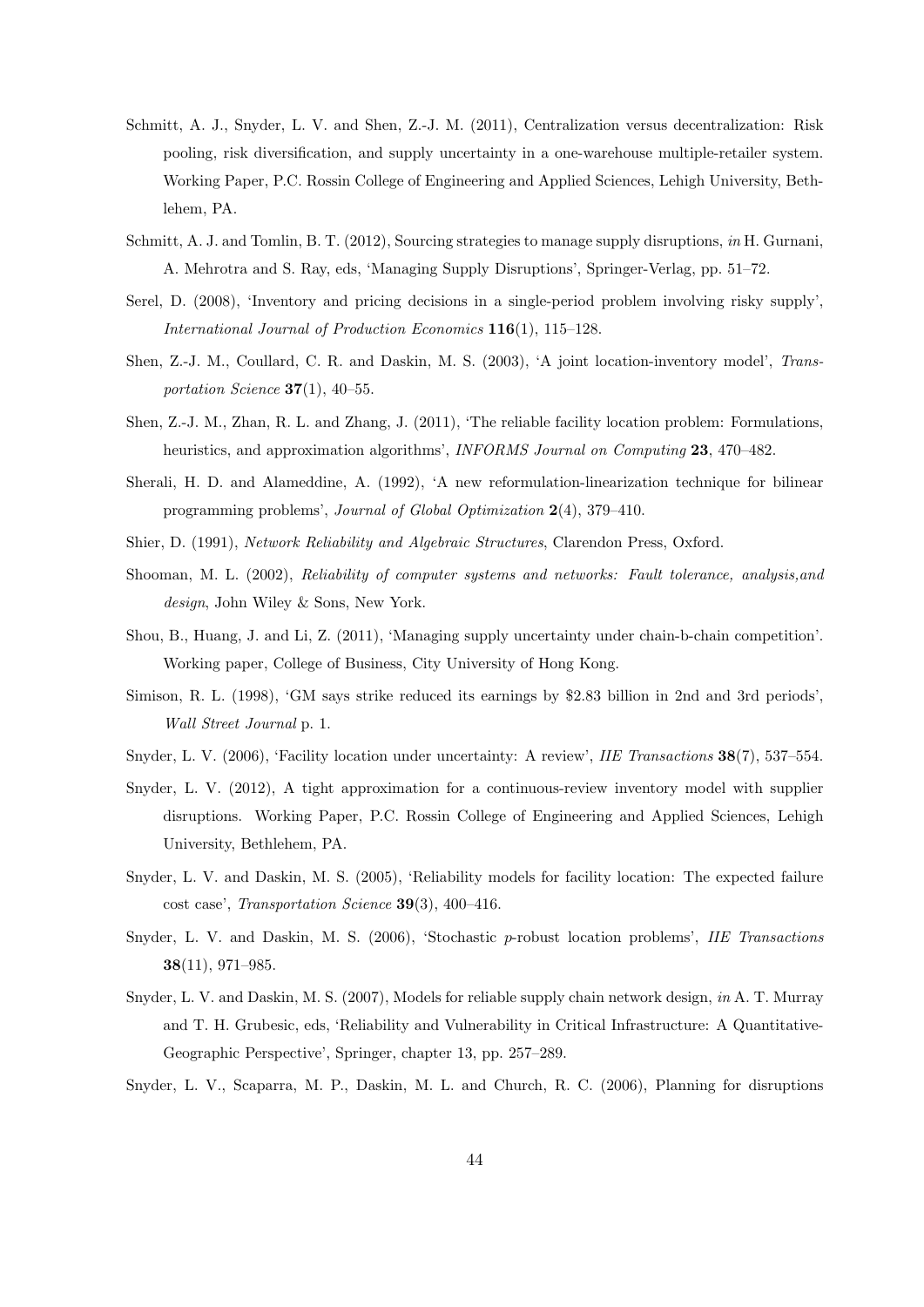Schmitt, A. J., Snyder, L. V. and Shen, Z.-J. M. (2011), Centralization versus decentralization: Risk pooling, risk diversification, and supply uncertainty in a one-warehouse multiple-retailer system. Working Paper, P.C. Rossin College of Engineering and Applied Sciences, Lehigh University, Bethlehem, PA.

Schmitt, A. J. and Tomlin, B. T. (2012), Sourcing strategies to manage supply disruptions, *in* H. Gurnani, A. Mehrotra and S. Ray, eds, 'Managing Supply Disruptions', Springer-Verlag, pp. 51–72.

Serel, D. (2008), 'Inventory and pricing decisions in a single-period problem involving risky supply', *International Journal of Production Economics* **116**(1), 115–128.

Shen, Z.-J. M., Coullard, C. R. and Daskin, M. S. (2003), 'A joint location-inventory model', *Transportation Science* **37**(1), 40–55.

Shen, Z.-J. M., Zhan, R. L. and Zhang, J. (2011), 'The reliable facility location problem: Formulations, heuristics, and approximation algorithms', *INFORMS Journal on Computing* **23**, 470–482.

Sherali, H. D. and Alameddine, A. (1992), 'A new reformulation-linearization technique for bilinear programming problems', *Journal of Global Optimization* **2**(4), 379–410.

Shier, D. (1991), *Network Reliability and Algebraic Structures*, Clarendon Press, Oxford.

Shooman, M. L. (2002), *Reliability of computer systems and networks: Fault tolerance, analysis,and design*, John Wiley & Sons, New York.

Shou, B., Huang, J. and Li, Z. (2011), 'Managing supply uncertainty under chain-b-chain competition'. Working paper, College of Business, City University of Hong Kong.

Simison, R. L. (1998), 'GM says strike reduced its earnings by \$2.83 billion in 2nd and 3rd periods', *Wall Street Journal* p. 1.

Snyder, L. V. (2006), 'Facility location under uncertainty: A review', *IIE Transactions* **38**(7), 537–554.

Snyder, L. V. (2012), A tight approximation for a continuous-review inventory model with supplier disruptions. Working Paper, P.C. Rossin College of Engineering and Applied Sciences, Lehigh University, Bethlehem, PA.

Snyder, L. V. and Daskin, M. S. (2005), 'Reliability models for facility location: The expected failure cost case', *Transportation Science* **39**(3), 400–416.

Snyder, L. V. and Daskin, M. S. (2006), 'Stochastic *p*-robust location problems', *IIE Transactions* **38**(11), 971–985.

Snyder, L. V. and Daskin, M. S. (2007), Models for reliable supply chain network design, *in* A. T. Murray and T. H. Grubesic, eds, 'Reliability and Vulnerability in Critical Infrastructure: A Quantitative-Geographic Perspective', Springer, chapter 13, pp. 257–289.

Snyder, L. V., Scaparra, M. P., Daskin, M. L. and Church, R. C. (2006), Planning for disruptions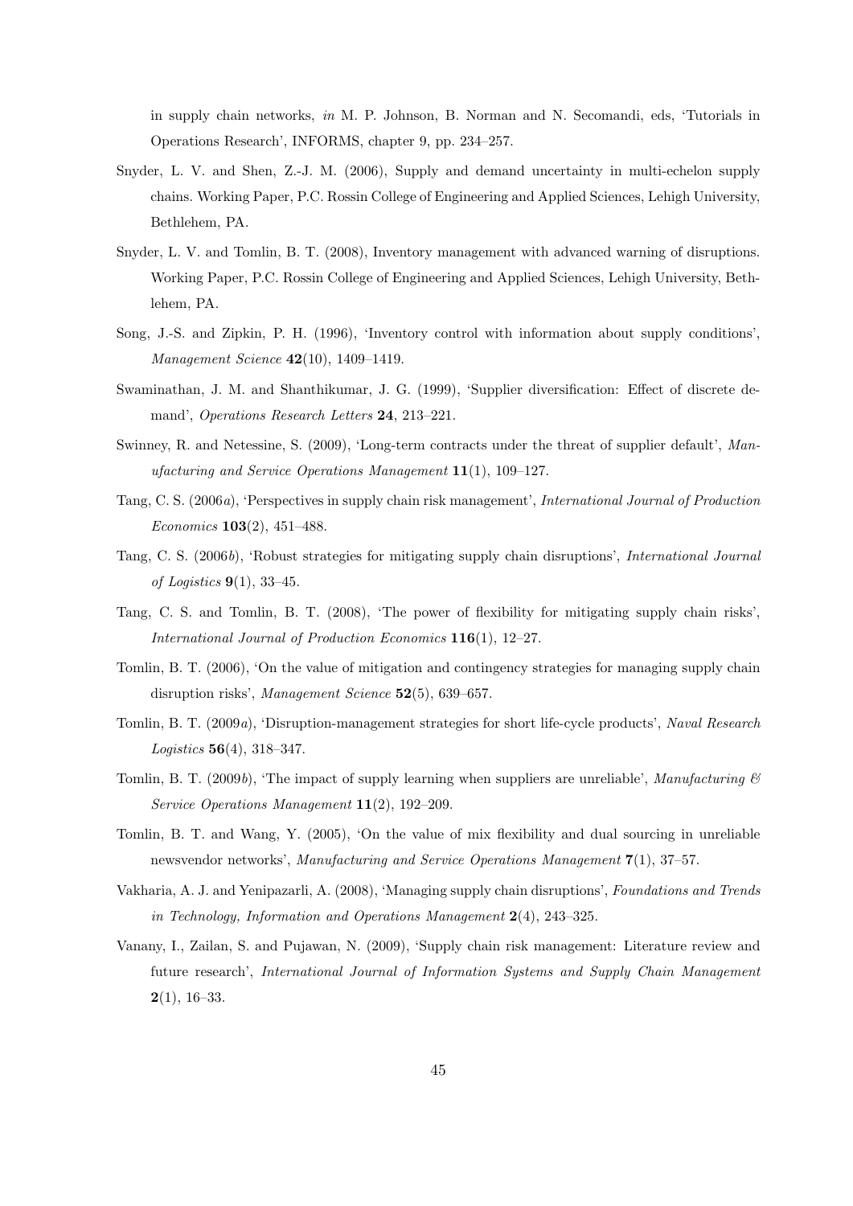in supply chain networks, *in* M. P. Johnson, B. Norman and N. Secomandi, eds, 'Tutorials in Operations Research', INFORMS, chapter 9, pp. 234–257.

Snyder, L. V. and Shen, Z.-J. M. (2006), Supply and demand uncertainty in multi-echelon supply chains. Working Paper, P.C. Rossin College of Engineering and Applied Sciences, Lehigh University, Bethlehem, PA.

Snyder, L. V. and Tomlin, B. T. (2008), Inventory management with advanced warning of disruptions. Working Paper, P.C. Rossin College of Engineering and Applied Sciences, Lehigh University, Bethlehem, PA.

Song, J.-S. and Zipkin, P. H. (1996), 'Inventory control with information about supply conditions', *Management Science* **42**(10), 1409–1419.

Swaminathan, J. M. and Shanthikumar, J. G. (1999), 'Supplier diversification: Effect of discrete demand', *Operations Research Letters* **24**, 213–221.

Swinney, R. and Netessine, S. (2009), 'Long-term contracts under the threat of supplier default', *Manufacturing and Service Operations Management* **11**(1), 109–127.

Tang, C. S. (2006*a*), 'Perspectives in supply chain risk management', *International Journal of Production Economics* **103**(2), 451–488.

Tang, C. S. (2006*b*), 'Robust strategies for mitigating supply chain disruptions', *International Journal of Logistics* **9**(1), 33–45.

Tang, C. S. and Tomlin, B. T. (2008), 'The power of flexibility for mitigating supply chain risks', *International Journal of Production Economics* **116**(1), 12–27.

Tomlin, B. T. (2006), 'On the value of mitigation and contingency strategies for managing supply chain disruption risks', *Management Science* **52**(5), 639–657.

Tomlin, B. T. (2009*a*), 'Disruption-management strategies for short life-cycle products', *Naval Research Logistics* **56**(4), 318–347.

Tomlin, B. T. (2009*b*), 'The impact of supply learning when suppliers are unreliable', *Manufacturing & Service Operations Management* **11**(2), 192–209.

Tomlin, B. T. and Wang, Y. (2005), 'On the value of mix flexibility and dual sourcing in unreliable newsvendor networks', *Manufacturing and Service Operations Management* **7**(1), 37–57.

Vakharia, A. J. and Yenipazarli, A. (2008), 'Managing supply chain disruptions', *Foundations and Trends in Technology, Information and Operations Management* **2**(4), 243–325.

Vanany, I., Zailan, S. and Pujawan, N. (2009), 'Supply chain risk management: Literature review and future research', *International Journal of Information Systems and Supply Chain Management* **2**(1), 16–33.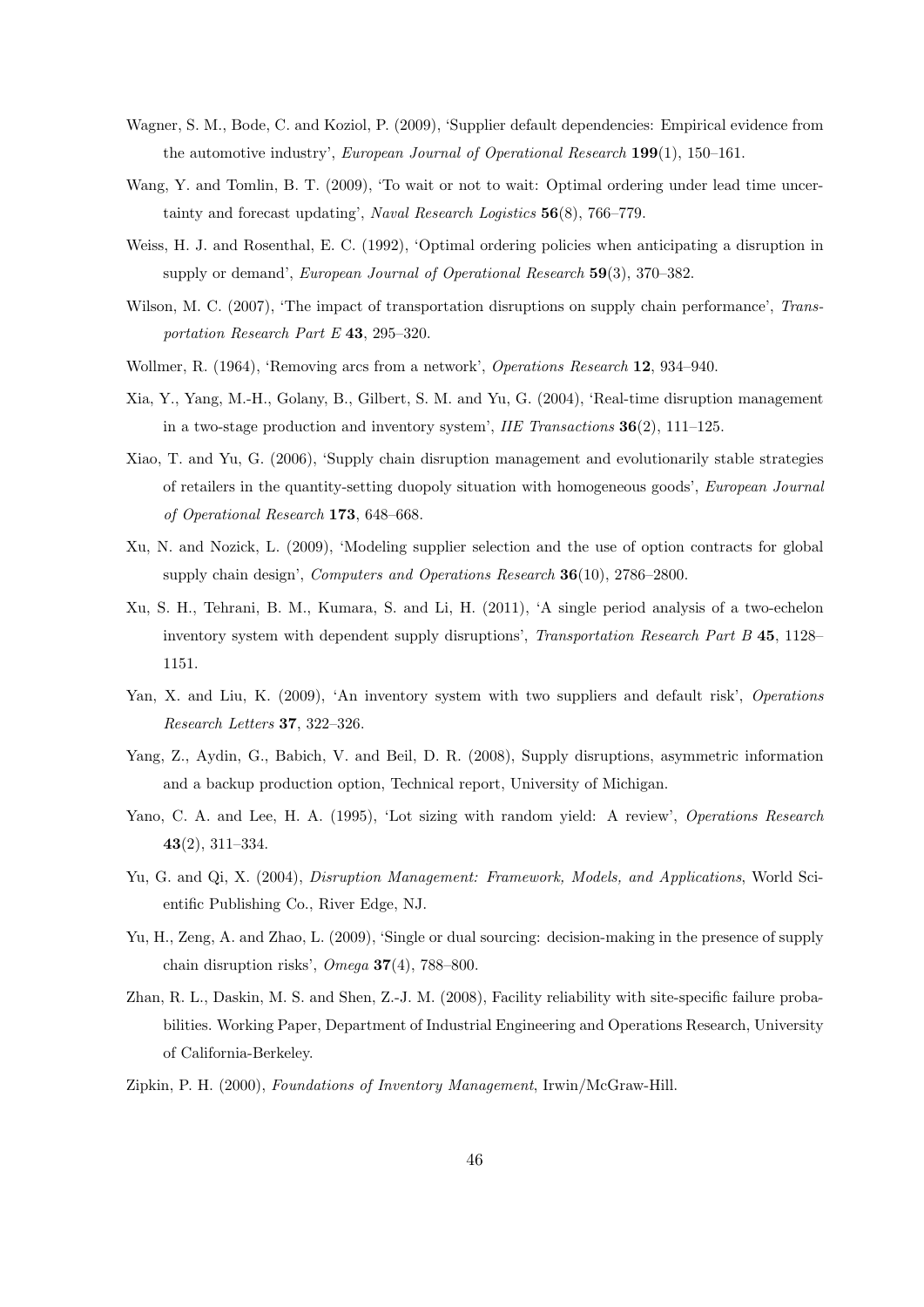Wagner, S. M., Bode, C. and Koziol, P. (2009), 'Supplier default dependencies: Empirical evidence from the automotive industry', *European Journal of Operational Research* **199**(1), 150–161.

Wang, Y. and Tomlin, B. T. (2009), 'To wait or not to wait: Optimal ordering under lead time uncertainty and forecast updating', *Naval Research Logistics* **56**(8), 766–779.

Weiss, H. J. and Rosenthal, E. C. (1992), 'Optimal ordering policies when anticipating a disruption in supply or demand', *European Journal of Operational Research* **59**(3), 370–382.

Wilson, M. C. (2007), 'The impact of transportation disruptions on supply chain performance', *Transportation Research Part E* **43**, 295–320.

Wollmer, R. (1964), 'Removing arcs from a network', *Operations Research* **12**, 934–940.

Xia, Y., Yang, M.-H., Golany, B., Gilbert, S. M. and Yu, G. (2004), 'Real-time disruption management in a two-stage production and inventory system', *IIE Transactions* **36**(2), 111–125.

Xiao, T. and Yu, G. (2006), 'Supply chain disruption management and evolutionarily stable strategies of retailers in the quantity-setting duopoly situation with homogeneous goods', *European Journal of Operational Research* **173**, 648–668.

Xu, N. and Nozick, L. (2009), 'Modeling supplier selection and the use of option contracts for global supply chain design', *Computers and Operations Research* **36**(10), 2786–2800.

Xu, S. H., Tehrani, B. M., Kumara, S. and Li, H. (2011), 'A single period analysis of a two-echelon inventory system with dependent supply disruptions', *Transportation Research Part B* **45**, 1128–1151.

Yan, X. and Liu, K. (2009), 'An inventory system with two suppliers and default risk', *Operations Research Letters* **37**, 322–326.

Yang, Z., Aydin, G., Babich, V. and Beil, D. R. (2008), Supply disruptions, asymmetric information and a backup production option, Technical report, University of Michigan.

Yano, C. A. and Lee, H. A. (1995), 'Lot sizing with random yield: A review', *Operations Research* **43**(2), 311–334.

Yu, G. and Qi, X. (2004), *Disruption Management: Framework, Models, and Applications*, World Scientific Publishing Co., River Edge, NJ.

Yu, H., Zeng, A. and Zhao, L. (2009), 'Single or dual sourcing: decision-making in the presence of supply chain disruption risks', *Omega* **37**(4), 788–800.

Zhan, R. L., Daskin, M. S. and Shen, Z.-J. M. (2008), Facility reliability with site-specific failure probabilities. Working Paper, Department of Industrial Engineering and Operations Research, University of California-Berkeley.

Zipkin, P. H. (2000), *Foundations of Inventory Management*, Irwin/McGraw-Hill.